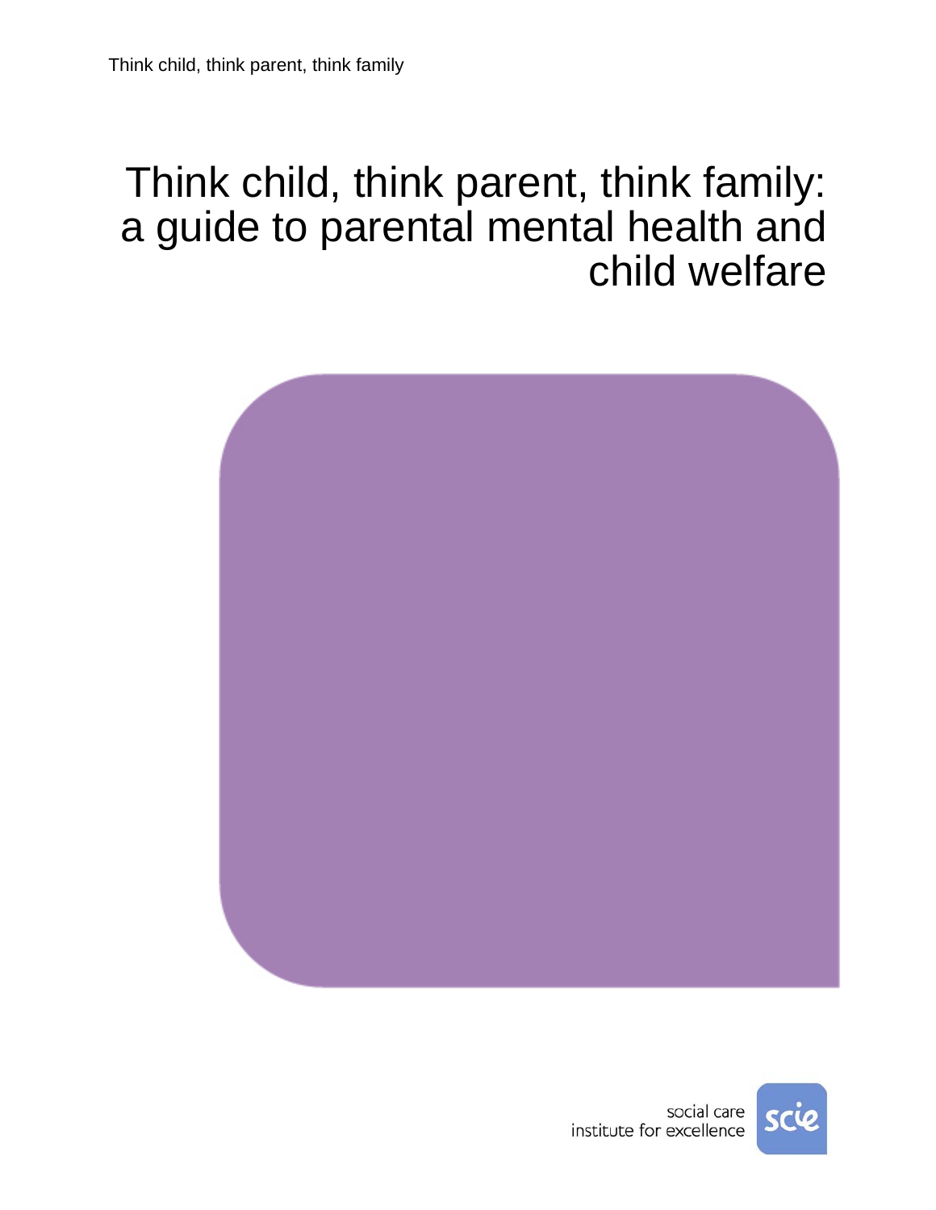# Think child, think parent, think family: a guide to parental mental health and child welfare

social care institute for excellence

scie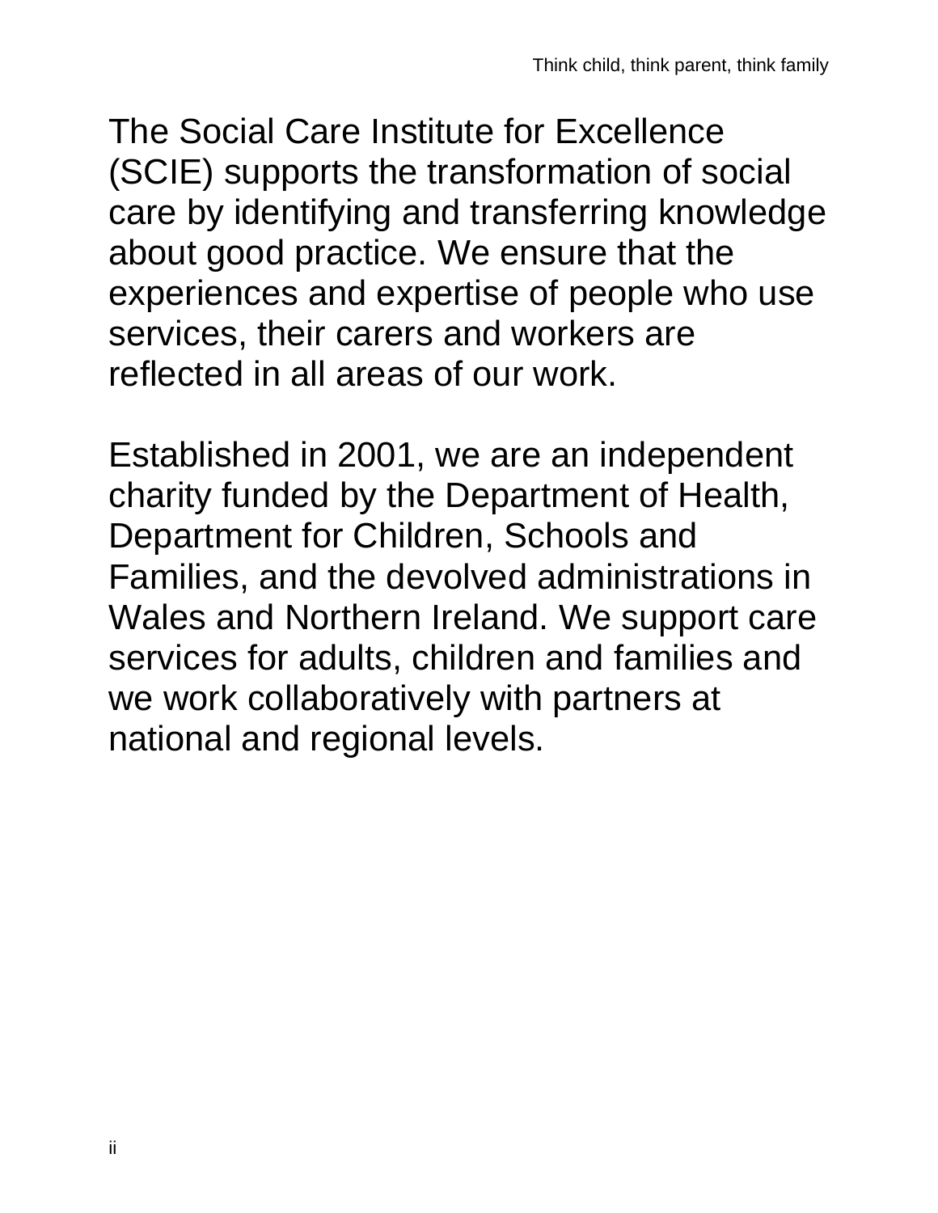The Social Care Institute for Excellence (SCIE) supports the transformation of social care by identifying and transferring knowledge about good practice. We ensure that the experiences and expertise of people who use services, their carers and workers are reflected in all areas of our work.

Established in 2001, we are an independent charity funded by the Department of Health, Department for Children, Schools and Families, and the devolved administrations in Wales and Northern Ireland. We support care services for adults, children and families and we work collaboratively with partners at national and regional levels.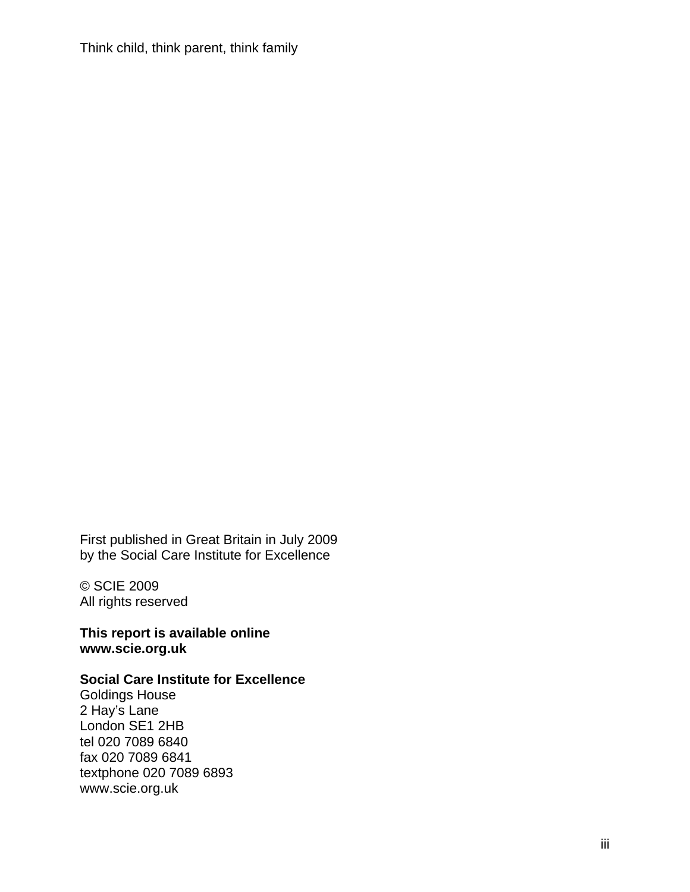Think child, think parent, think family

First published in Great Britain in July 2009
by the Social Care Institute for Excellence

© SCIE 2009
All rights reserved

**This report is available online**
**www.scie.org.uk**

**Social Care Institute for Excellence**
Goldings House
2 Hay's Lane
London SE1 2HB
tel 020 7089 6840
fax 020 7089 6841
textphone 020 7089 6893
www.scie.org.uk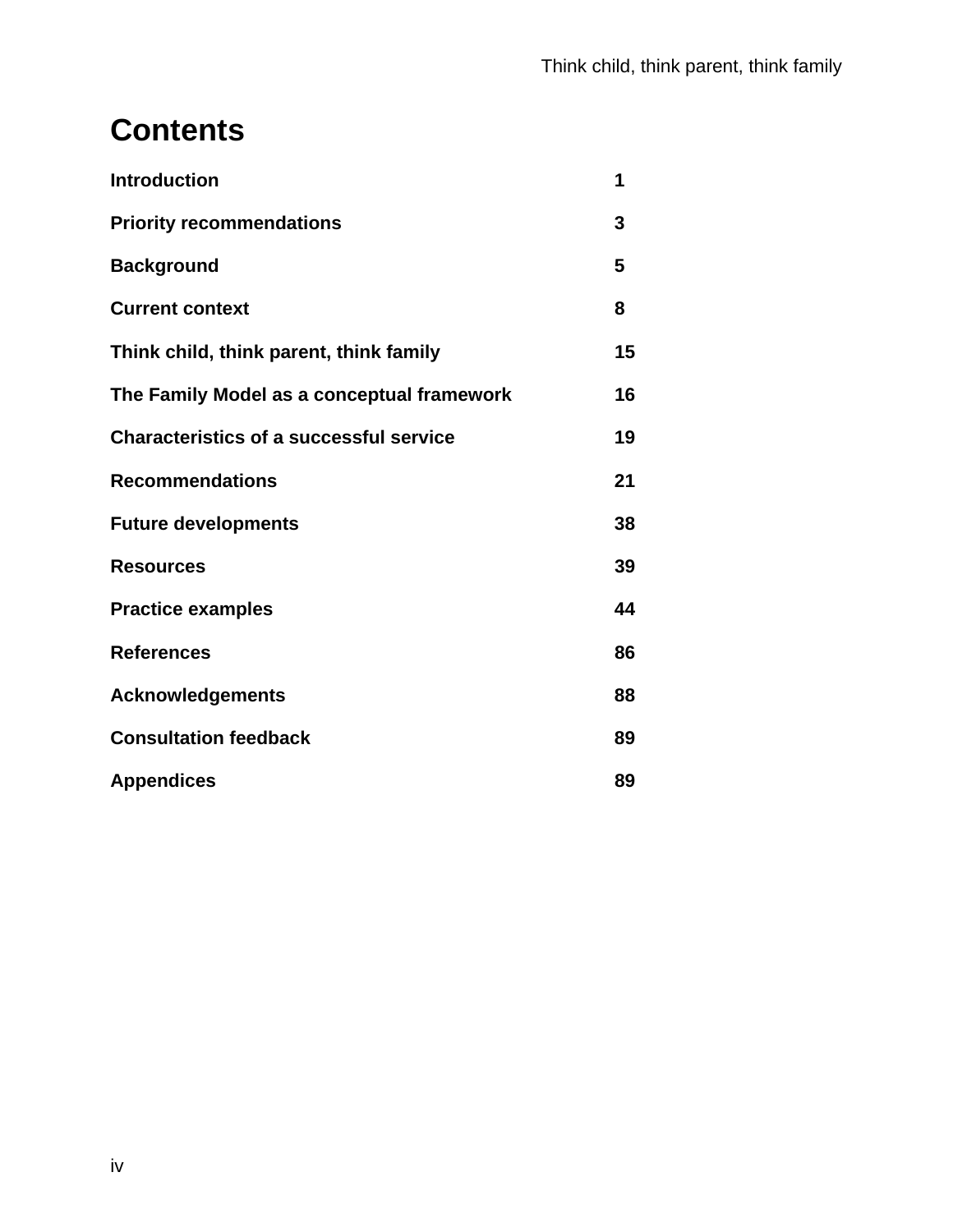# Contents

| | |
|---|---|
| **Introduction** | **1** |
| **Priority recommendations** | **3** |
| **Background** | **5** |
| **Current context** | **8** |
| **Think child, think parent, think family** | **15** |
| **The Family Model as a conceptual framework** | **16** |
| **Characteristics of a successful service** | **19** |
| **Recommendations** | **21** |
| **Future developments** | **38** |
| **Resources** | **39** |
| **Practice examples** | **44** |
| **References** | **86** |
| **Acknowledgements** | **88** |
| **Consultation feedback** | **89** |
| **Appendices** | **89** |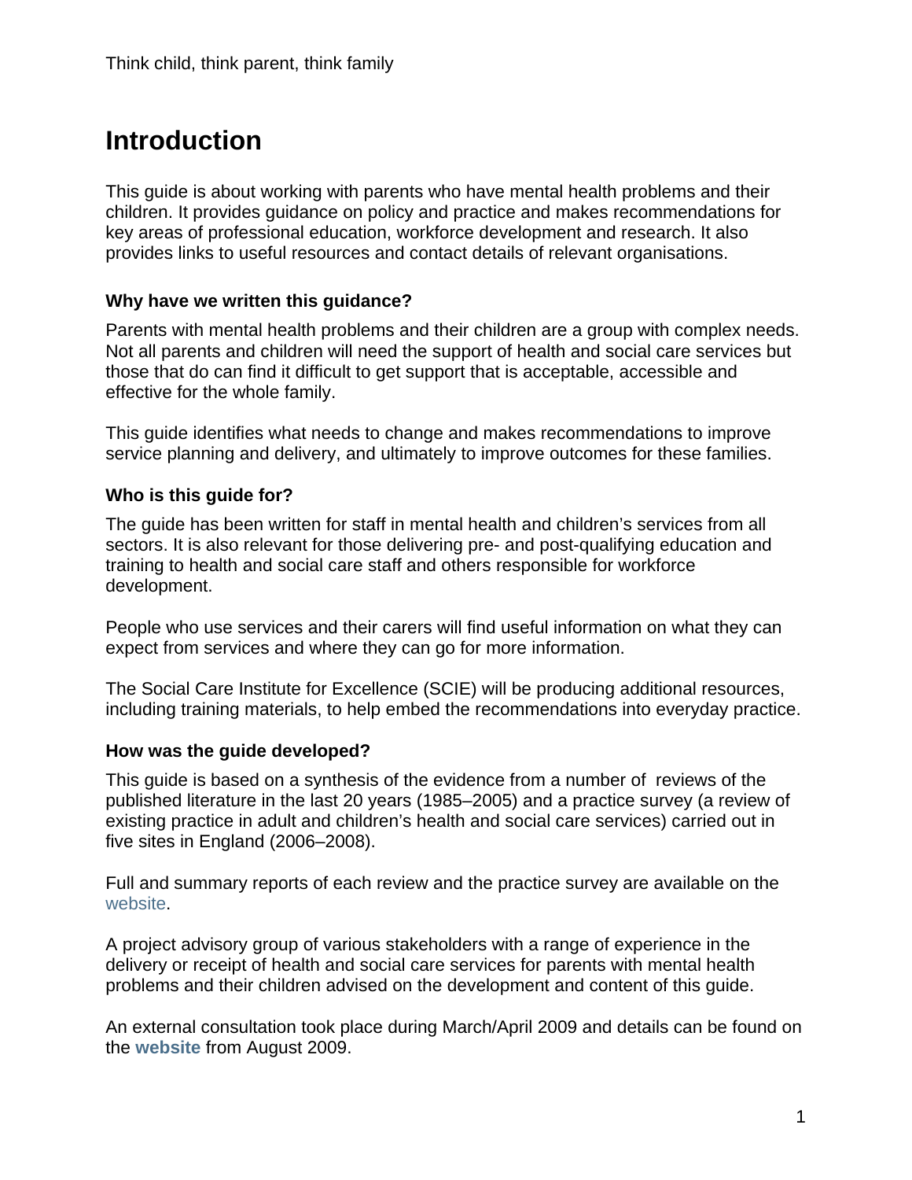# Introduction

This guide is about working with parents who have mental health problems and their children. It provides guidance on policy and practice and makes recommendations for key areas of professional education, workforce development and research. It also provides links to useful resources and contact details of relevant organisations.

### Why have we written this guidance?

Parents with mental health problems and their children are a group with complex needs. Not all parents and children will need the support of health and social care services but those that do can find it difficult to get support that is acceptable, accessible and effective for the whole family.

This guide identifies what needs to change and makes recommendations to improve service planning and delivery, and ultimately to improve outcomes for these families.

### Who is this guide for?

The guide has been written for staff in mental health and children's services from all sectors. It is also relevant for those delivering pre- and post-qualifying education and training to health and social care staff and others responsible for workforce development.

People who use services and their carers will find useful information on what they can expect from services and where they can go for more information.

The Social Care Institute for Excellence (SCIE) will be producing additional resources, including training materials, to help embed the recommendations into everyday practice.

### How was the guide developed?

This guide is based on a synthesis of the evidence from a number of reviews of the published literature in the last 20 years (1985–2005) and a practice survey (a review of existing practice in adult and children's health and social care services) carried out in five sites in England (2006–2008).

Full and summary reports of each review and the practice survey are available on the website.

A project advisory group of various stakeholders with a range of experience in the delivery or receipt of health and social care services for parents with mental health problems and their children advised on the development and content of this guide.

An external consultation took place during March/April 2009 and details can be found on the **website** from August 2009.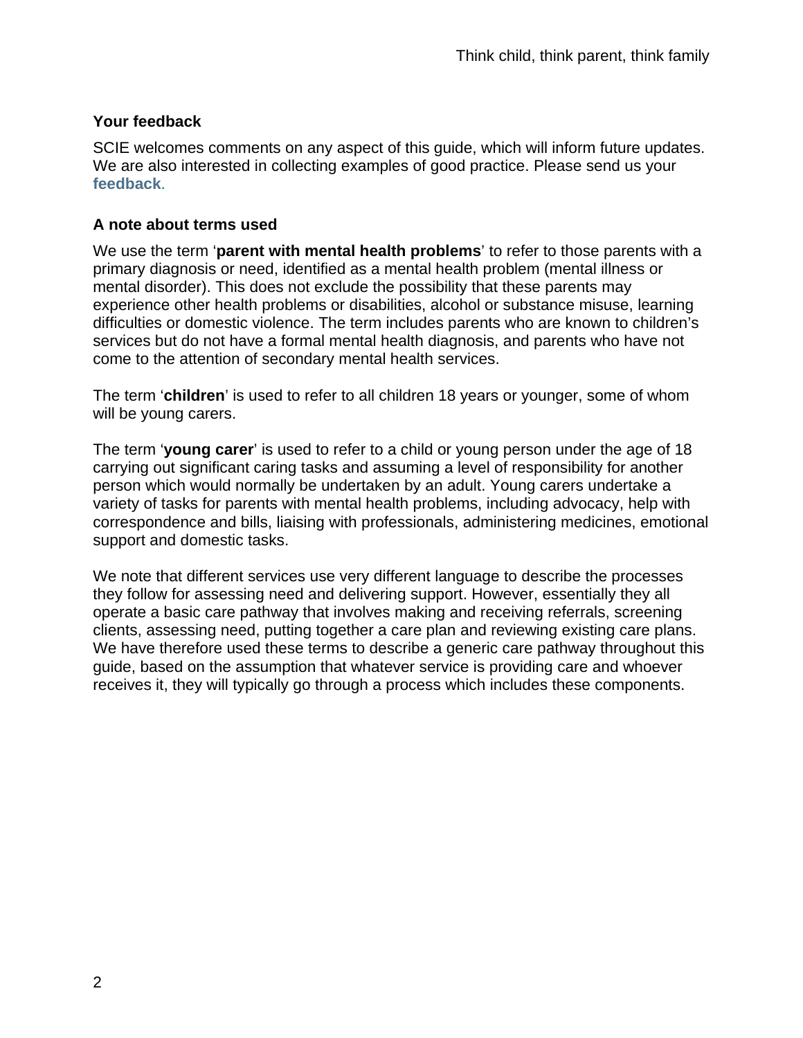### Your feedback

SCIE welcomes comments on any aspect of this guide, which will inform future updates. We are also interested in collecting examples of good practice. Please send us your **feedback**.

### A note about terms used

We use the term '**parent with mental health problems**' to refer to those parents with a primary diagnosis or need, identified as a mental health problem (mental illness or mental disorder). This does not exclude the possibility that these parents may experience other health problems or disabilities, alcohol or substance misuse, learning difficulties or domestic violence. The term includes parents who are known to children's services but do not have a formal mental health diagnosis, and parents who have not come to the attention of secondary mental health services.

The term '**children**' is used to refer to all children 18 years or younger, some of whom will be young carers.

The term '**young carer**' is used to refer to a child or young person under the age of 18 carrying out significant caring tasks and assuming a level of responsibility for another person which would normally be undertaken by an adult. Young carers undertake a variety of tasks for parents with mental health problems, including advocacy, help with correspondence and bills, liaising with professionals, administering medicines, emotional support and domestic tasks.

We note that different services use very different language to describe the processes they follow for assessing need and delivering support. However, essentially they all operate a basic care pathway that involves making and receiving referrals, screening clients, assessing need, putting together a care plan and reviewing existing care plans. We have therefore used these terms to describe a generic care pathway throughout this guide, based on the assumption that whatever service is providing care and whoever receives it, they will typically go through a process which includes these components.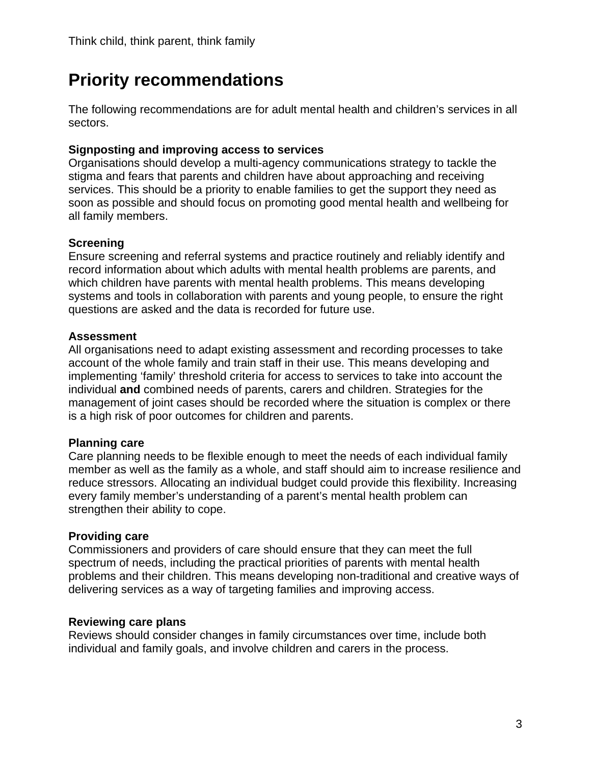## Priority recommendations

The following recommendations are for adult mental health and children's services in all sectors.

**Signposting and improving access to services**
Organisations should develop a multi-agency communications strategy to tackle the stigma and fears that parents and children have about approaching and receiving services. This should be a priority to enable families to get the support they need as soon as possible and should focus on promoting good mental health and wellbeing for all family members.

**Screening**
Ensure screening and referral systems and practice routinely and reliably identify and record information about which adults with mental health problems are parents, and which children have parents with mental health problems. This means developing systems and tools in collaboration with parents and young people, to ensure the right questions are asked and the data is recorded for future use.

**Assessment**
All organisations need to adapt existing assessment and recording processes to take account of the whole family and train staff in their use. This means developing and implementing 'family' threshold criteria for access to services to take into account the individual **and** combined needs of parents, carers and children. Strategies for the management of joint cases should be recorded where the situation is complex or there is a high risk of poor outcomes for children and parents.

**Planning care**
Care planning needs to be flexible enough to meet the needs of each individual family member as well as the family as a whole, and staff should aim to increase resilience and reduce stressors. Allocating an individual budget could provide this flexibility. Increasing every family member's understanding of a parent's mental health problem can strengthen their ability to cope.

**Providing care**
Commissioners and providers of care should ensure that they can meet the full spectrum of needs, including the practical priorities of parents with mental health problems and their children. This means developing non-traditional and creative ways of delivering services as a way of targeting families and improving access.

**Reviewing care plans**
Reviews should consider changes in family circumstances over time, include both individual and family goals, and involve children and carers in the process.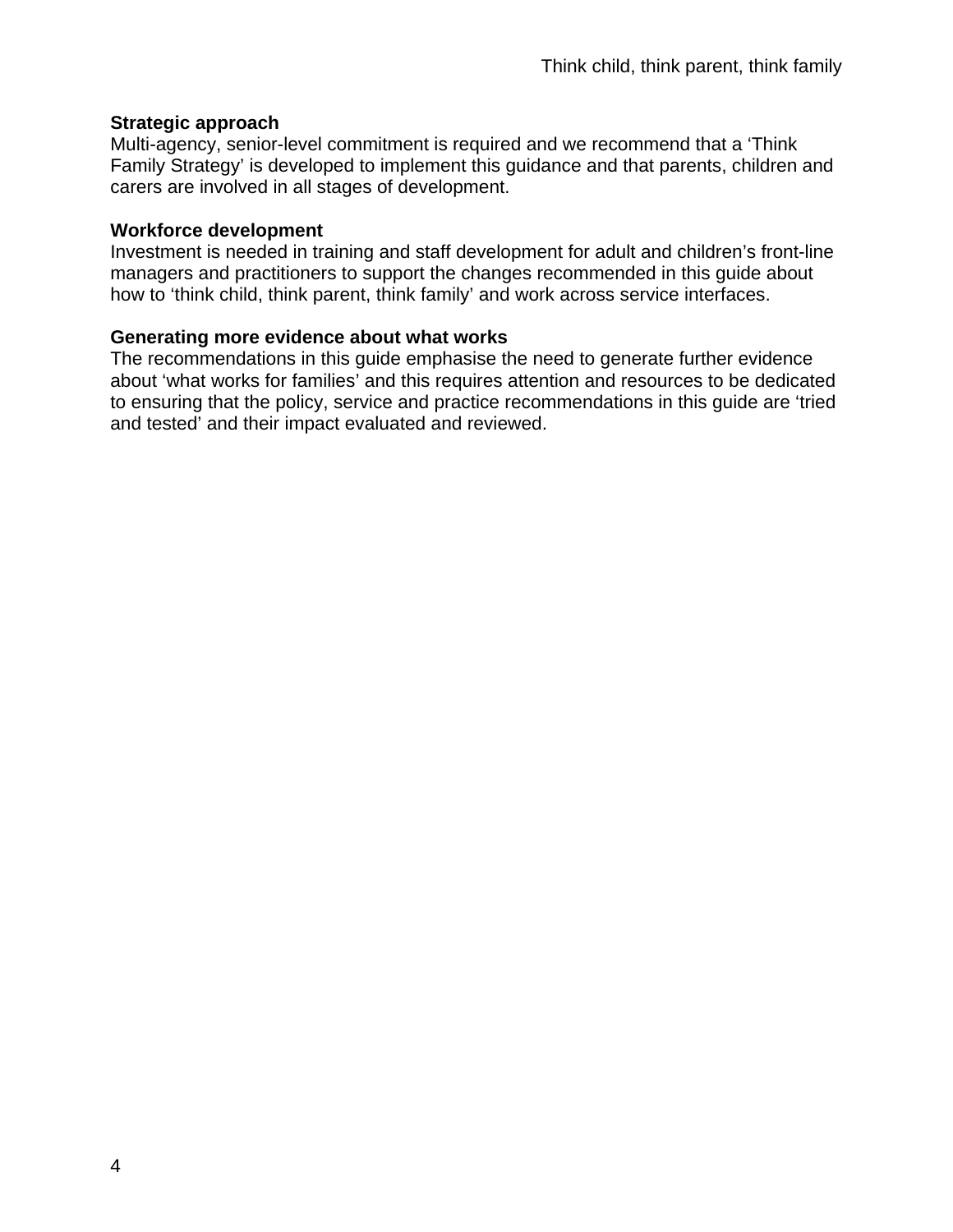**Strategic approach**
Multi-agency, senior-level commitment is required and we recommend that a 'Think Family Strategy' is developed to implement this guidance and that parents, children and carers are involved in all stages of development.

**Workforce development**
Investment is needed in training and staff development for adult and children's front-line managers and practitioners to support the changes recommended in this guide about how to 'think child, think parent, think family' and work across service interfaces.

**Generating more evidence about what works**
The recommendations in this guide emphasise the need to generate further evidence about 'what works for families' and this requires attention and resources to be dedicated to ensuring that the policy, service and practice recommendations in this guide are 'tried and tested' and their impact evaluated and reviewed.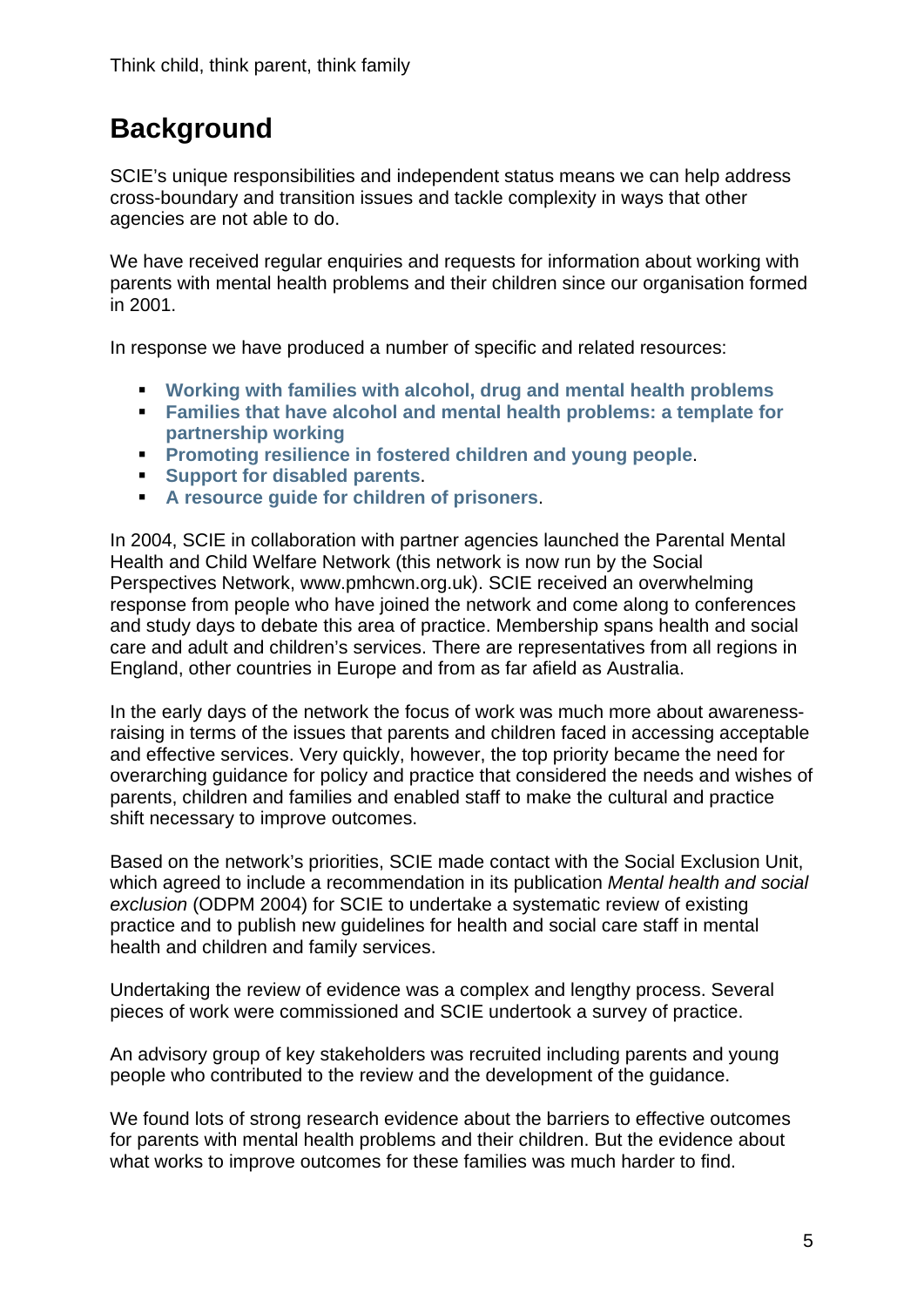# Background

SCIE's unique responsibilities and independent status means we can help address cross-boundary and transition issues and tackle complexity in ways that other agencies are not able to do.

We have received regular enquiries and requests for information about working with parents with mental health problems and their children since our organisation formed in 2001.

In response we have produced a number of specific and related resources:

- **Working with families with alcohol, drug and mental health problems**
- **Families that have alcohol and mental health problems: a template for partnership working**
- **Promoting resilience in fostered children and young people**.
- **Support for disabled parents**.
- **A resource guide for children of prisoners**.

In 2004, SCIE in collaboration with partner agencies launched the Parental Mental Health and Child Welfare Network (this network is now run by the Social Perspectives Network, www.pmhcwn.org.uk). SCIE received an overwhelming response from people who have joined the network and come along to conferences and study days to debate this area of practice. Membership spans health and social care and adult and children's services. There are representatives from all regions in England, other countries in Europe and from as far afield as Australia.

In the early days of the network the focus of work was much more about awareness-raising in terms of the issues that parents and children faced in accessing acceptable and effective services. Very quickly, however, the top priority became the need for overarching guidance for policy and practice that considered the needs and wishes of parents, children and families and enabled staff to make the cultural and practice shift necessary to improve outcomes.

Based on the network's priorities, SCIE made contact with the Social Exclusion Unit, which agreed to include a recommendation in its publication *Mental health and social exclusion* (ODPM 2004) for SCIE to undertake a systematic review of existing practice and to publish new guidelines for health and social care staff in mental health and children and family services.

Undertaking the review of evidence was a complex and lengthy process. Several pieces of work were commissioned and SCIE undertook a survey of practice.

An advisory group of key stakeholders was recruited including parents and young people who contributed to the review and the development of the guidance.

We found lots of strong research evidence about the barriers to effective outcomes for parents with mental health problems and their children. But the evidence about what works to improve outcomes for these families was much harder to find.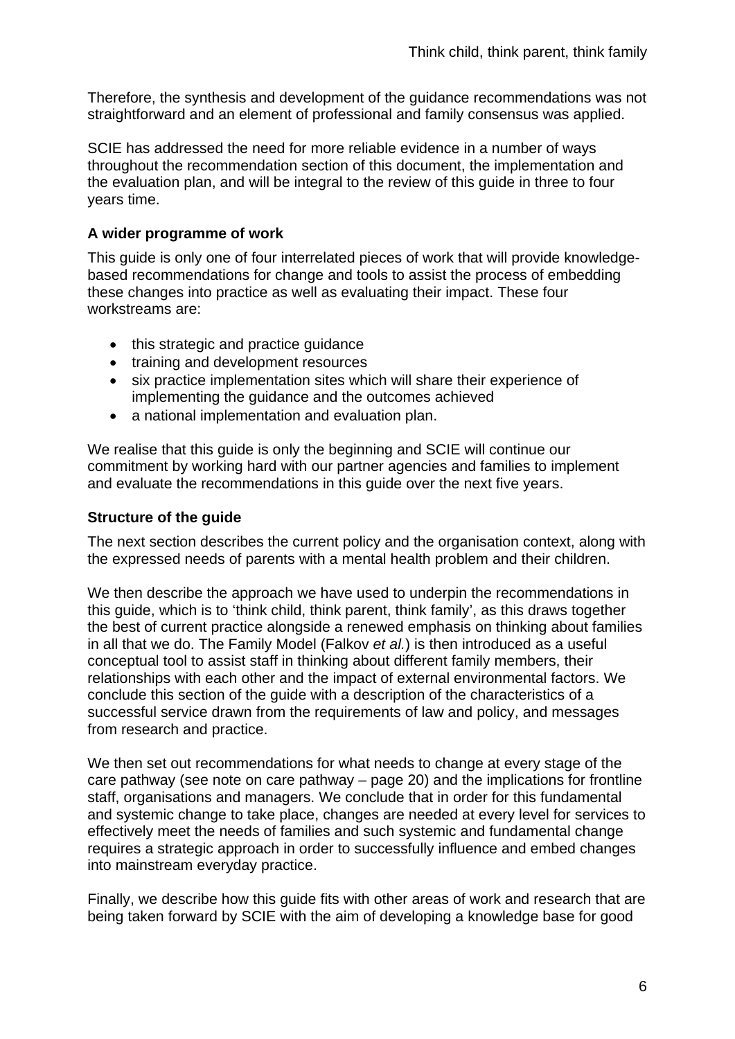Therefore, the synthesis and development of the guidance recommendations was not straightforward and an element of professional and family consensus was applied.

SCIE has addressed the need for more reliable evidence in a number of ways throughout the recommendation section of this document, the implementation and the evaluation plan, and will be integral to the review of this guide in three to four years time.

**A wider programme of work**

This guide is only one of four interrelated pieces of work that will provide knowledge-based recommendations for change and tools to assist the process of embedding these changes into practice as well as evaluating their impact. These four workstreams are:

- this strategic and practice guidance
- training and development resources
- six practice implementation sites which will share their experience of implementing the guidance and the outcomes achieved
- a national implementation and evaluation plan.

We realise that this guide is only the beginning and SCIE will continue our commitment by working hard with our partner agencies and families to implement and evaluate the recommendations in this guide over the next five years.

**Structure of the guide**

The next section describes the current policy and the organisation context, along with the expressed needs of parents with a mental health problem and their children.

We then describe the approach we have used to underpin the recommendations in this guide, which is to 'think child, think parent, think family', as this draws together the best of current practice alongside a renewed emphasis on thinking about families in all that we do. The Family Model (Falkov *et al.*) is then introduced as a useful conceptual tool to assist staff in thinking about different family members, their relationships with each other and the impact of external environmental factors. We conclude this section of the guide with a description of the characteristics of a successful service drawn from the requirements of law and policy, and messages from research and practice.

We then set out recommendations for what needs to change at every stage of the care pathway (see note on care pathway – page 20) and the implications for frontline staff, organisations and managers. We conclude that in order for this fundamental and systemic change to take place, changes are needed at every level for services to effectively meet the needs of families and such systemic and fundamental change requires a strategic approach in order to successfully influence and embed changes into mainstream everyday practice.

Finally, we describe how this guide fits with other areas of work and research that are being taken forward by SCIE with the aim of developing a knowledge base for good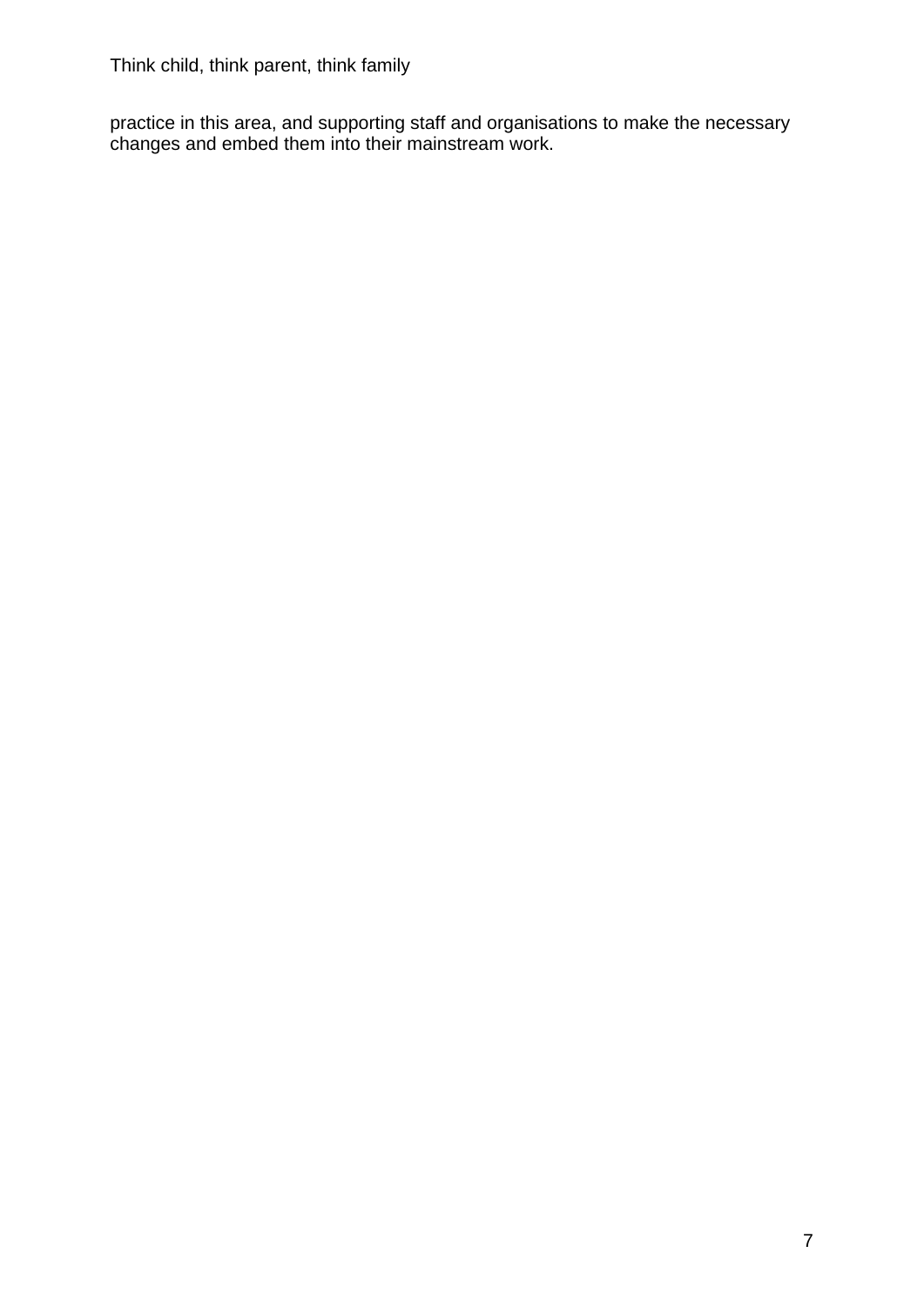practice in this area, and supporting staff and organisations to make the necessary changes and embed them into their mainstream work.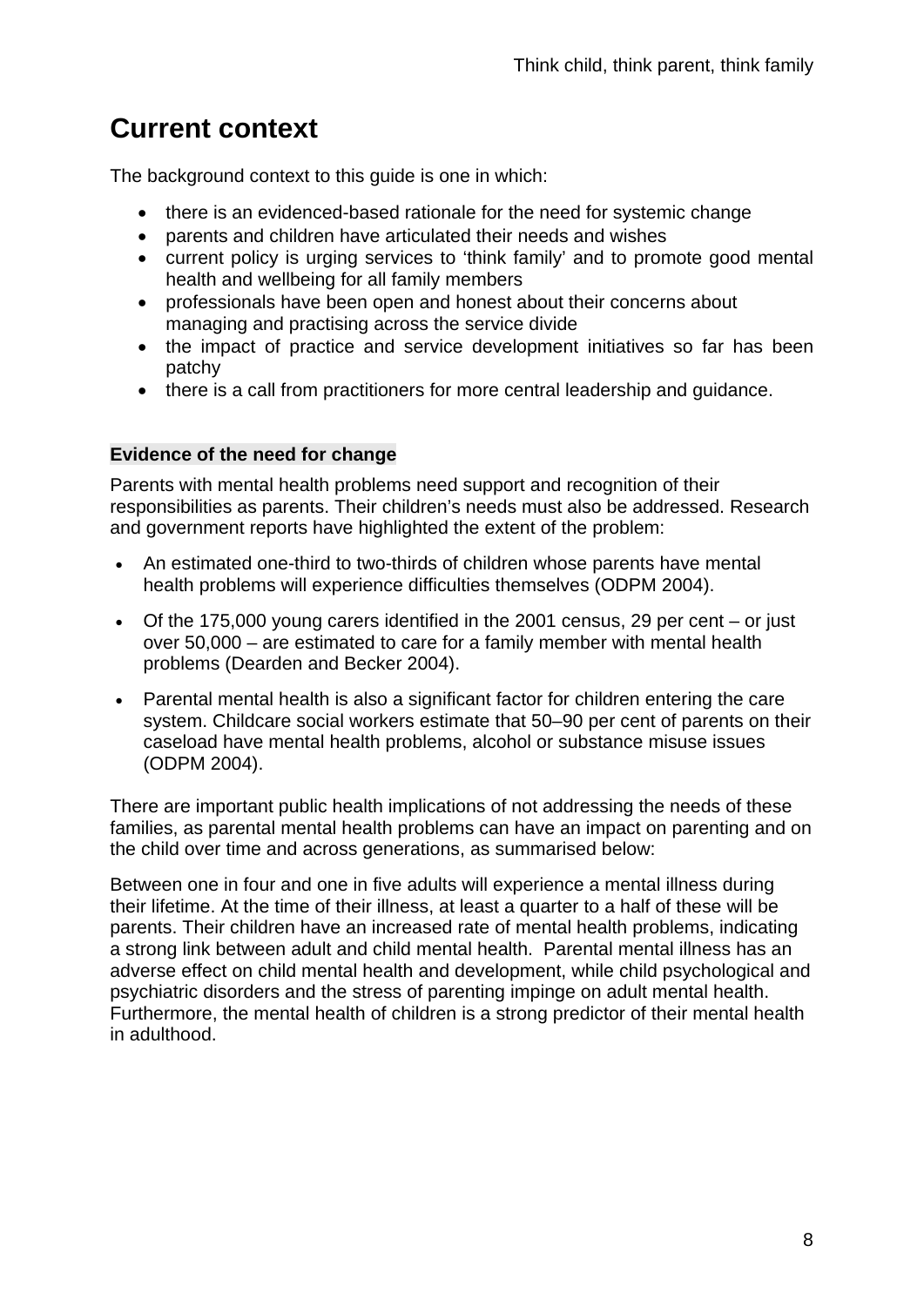## Current context

The background context to this guide is one in which:

- there is an evidenced-based rationale for the need for systemic change
- parents and children have articulated their needs and wishes
- current policy is urging services to 'think family' and to promote good mental health and wellbeing for all family members
- professionals have been open and honest about their concerns about managing and practising across the service divide
- the impact of practice and service development initiatives so far has been patchy
- there is a call from practitioners for more central leadership and guidance.

**Evidence of the need for change**

Parents with mental health problems need support and recognition of their responsibilities as parents. Their children's needs must also be addressed. Research and government reports have highlighted the extent of the problem:

- An estimated one-third to two-thirds of children whose parents have mental health problems will experience difficulties themselves (ODPM 2004).
- Of the 175,000 young carers identified in the 2001 census, 29 per cent – or just over 50,000 – are estimated to care for a family member with mental health problems (Dearden and Becker 2004).
- Parental mental health is also a significant factor for children entering the care system. Childcare social workers estimate that 50–90 per cent of parents on their caseload have mental health problems, alcohol or substance misuse issues (ODPM 2004).

There are important public health implications of not addressing the needs of these families, as parental mental health problems can have an impact on parenting and on the child over time and across generations, as summarised below:

Between one in four and one in five adults will experience a mental illness during their lifetime. At the time of their illness, at least a quarter to a half of these will be parents. Their children have an increased rate of mental health problems, indicating a strong link between adult and child mental health. Parental mental illness has an adverse effect on child mental health and development, while child psychological and psychiatric disorders and the stress of parenting impinge on adult mental health. Furthermore, the mental health of children is a strong predictor of their mental health in adulthood.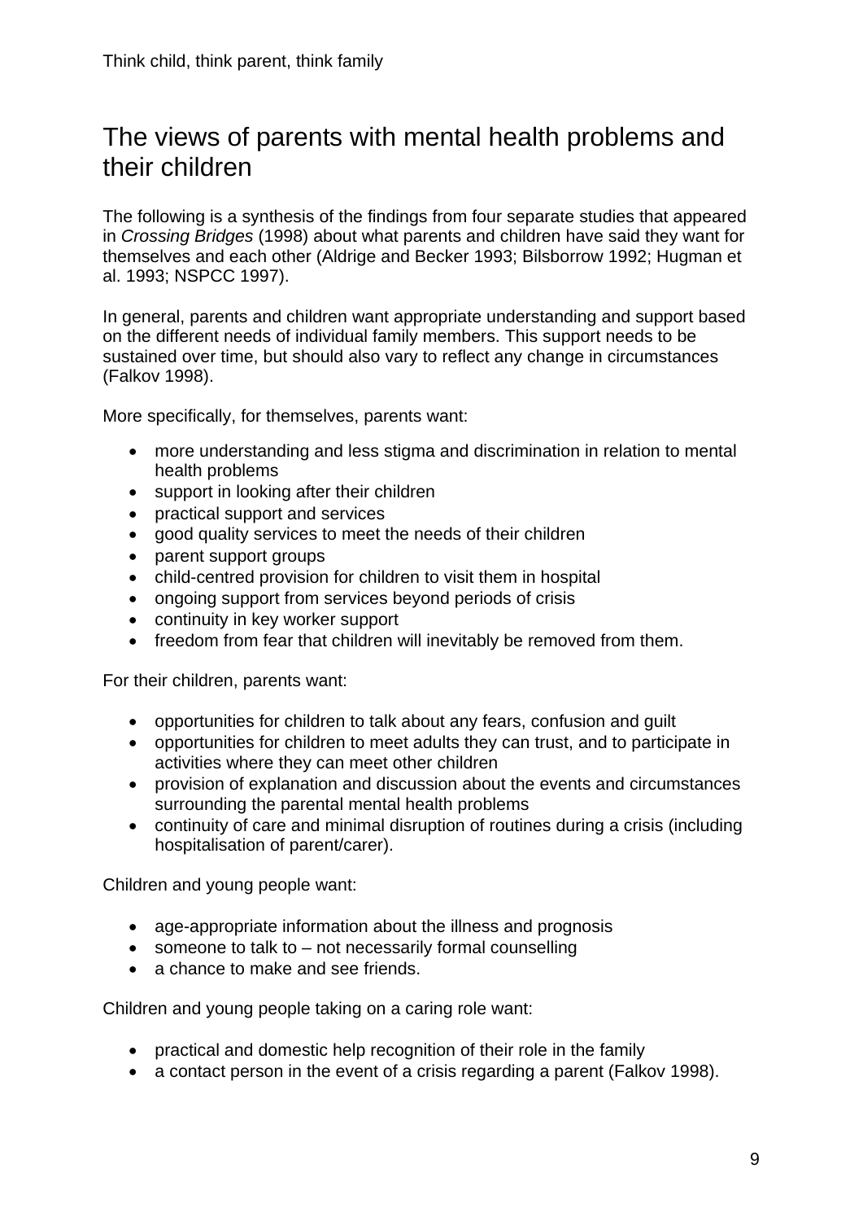# The views of parents with mental health problems and their children

The following is a synthesis of the findings from four separate studies that appeared in *Crossing Bridges* (1998) about what parents and children have said they want for themselves and each other (Aldrige and Becker 1993; Bilsborrow 1992; Hugman et al. 1993; NSPCC 1997).

In general, parents and children want appropriate understanding and support based on the different needs of individual family members. This support needs to be sustained over time, but should also vary to reflect any change in circumstances (Falkov 1998).

More specifically, for themselves, parents want:

- more understanding and less stigma and discrimination in relation to mental health problems
- support in looking after their children
- practical support and services
- good quality services to meet the needs of their children
- parent support groups
- child-centred provision for children to visit them in hospital
- ongoing support from services beyond periods of crisis
- continuity in key worker support
- freedom from fear that children will inevitably be removed from them.

For their children, parents want:

- opportunities for children to talk about any fears, confusion and guilt
- opportunities for children to meet adults they can trust, and to participate in activities where they can meet other children
- provision of explanation and discussion about the events and circumstances surrounding the parental mental health problems
- continuity of care and minimal disruption of routines during a crisis (including hospitalisation of parent/carer).

Children and young people want:

- age-appropriate information about the illness and prognosis
- someone to talk to – not necessarily formal counselling
- a chance to make and see friends.

Children and young people taking on a caring role want:

- practical and domestic help recognition of their role in the family
- a contact person in the event of a crisis regarding a parent (Falkov 1998).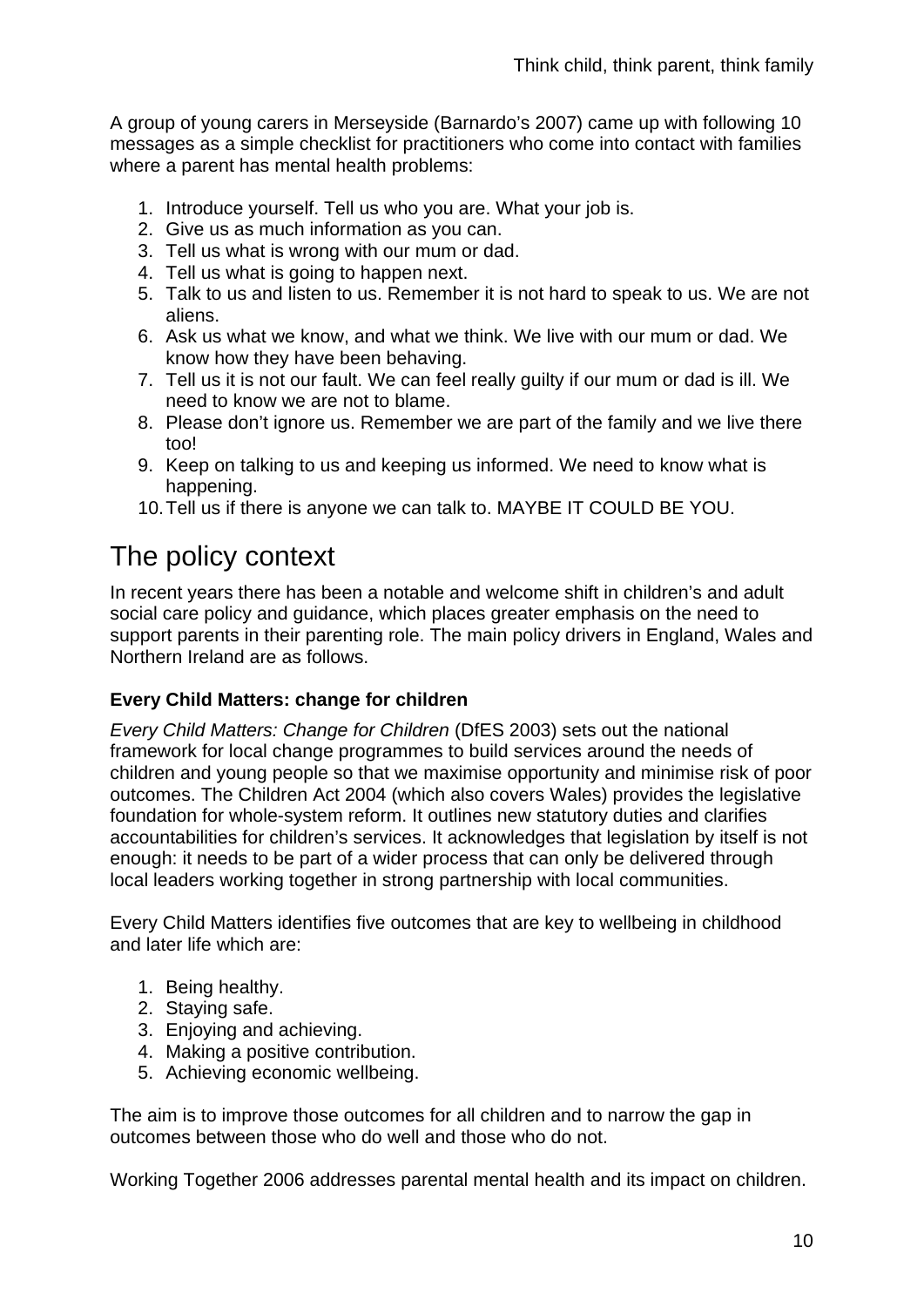A group of young carers in Merseyside (Barnardo's 2007) came up with following 10 messages as a simple checklist for practitioners who come into contact with families where a parent has mental health problems:

1. Introduce yourself. Tell us who you are. What your job is.
2. Give us as much information as you can.
3. Tell us what is wrong with our mum or dad.
4. Tell us what is going to happen next.
5. Talk to us and listen to us. Remember it is not hard to speak to us. We are not aliens.
6. Ask us what we know, and what we think. We live with our mum or dad. We know how they have been behaving.
7. Tell us it is not our fault. We can feel really guilty if our mum or dad is ill. We need to know we are not to blame.
8. Please don't ignore us. Remember we are part of the family and we live there too!
9. Keep on talking to us and keeping us informed. We need to know what is happening.
10. Tell us if there is anyone we can talk to. MAYBE IT COULD BE YOU.

# The policy context

In recent years there has been a notable and welcome shift in children's and adult social care policy and guidance, which places greater emphasis on the need to support parents in their parenting role. The main policy drivers in England, Wales and Northern Ireland are as follows.

### Every Child Matters: change for children

*Every Child Matters: Change for Children* (DfES 2003) sets out the national framework for local change programmes to build services around the needs of children and young people so that we maximise opportunity and minimise risk of poor outcomes. The Children Act 2004 (which also covers Wales) provides the legislative foundation for whole-system reform. It outlines new statutory duties and clarifies accountabilities for children's services. It acknowledges that legislation by itself is not enough: it needs to be part of a wider process that can only be delivered through local leaders working together in strong partnership with local communities.

Every Child Matters identifies five outcomes that are key to wellbeing in childhood and later life which are:

1. Being healthy.
2. Staying safe.
3. Enjoying and achieving.
4. Making a positive contribution.
5. Achieving economic wellbeing.

The aim is to improve those outcomes for all children and to narrow the gap in outcomes between those who do well and those who do not.

Working Together 2006 addresses parental mental health and its impact on children.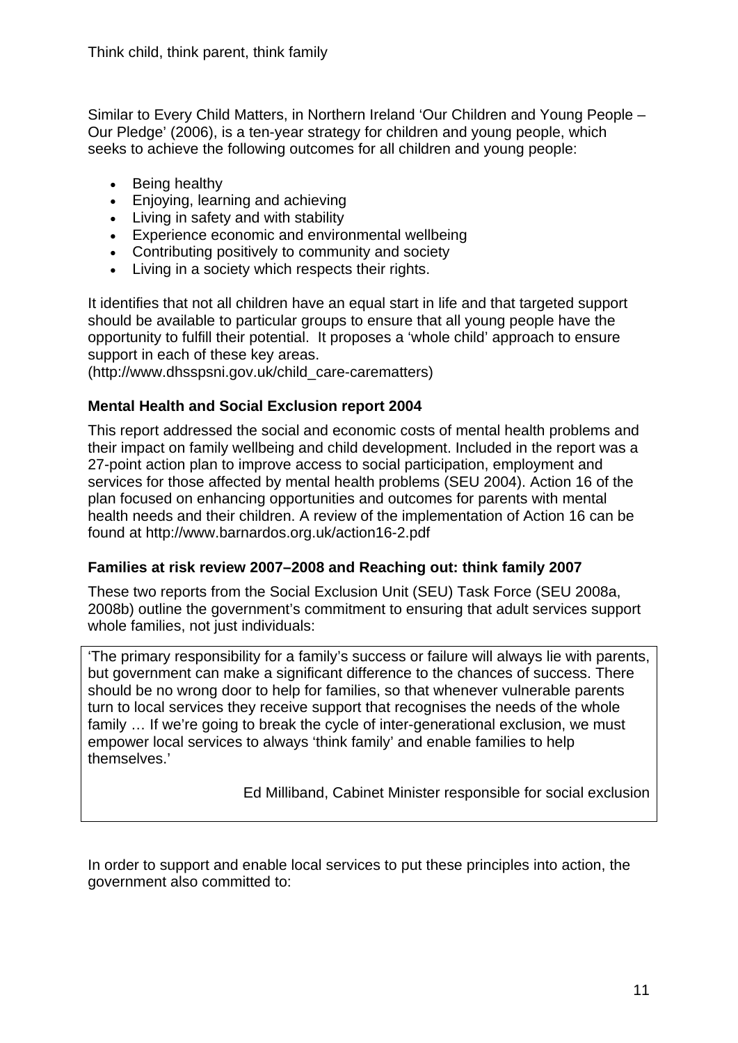Similar to Every Child Matters, in Northern Ireland 'Our Children and Young People – Our Pledge' (2006), is a ten-year strategy for children and young people, which seeks to achieve the following outcomes for all children and young people:

- Being healthy
- Enjoying, learning and achieving
- Living in safety and with stability
- Experience economic and environmental wellbeing
- Contributing positively to community and society
- Living in a society which respects their rights.

It identifies that not all children have an equal start in life and that targeted support should be available to particular groups to ensure that all young people have the opportunity to fulfill their potential. It proposes a 'whole child' approach to ensure support in each of these key areas.
(http://www.dhsspsni.gov.uk/child_care-carematters)

### Mental Health and Social Exclusion report 2004

This report addressed the social and economic costs of mental health problems and their impact on family wellbeing and child development. Included in the report was a 27-point action plan to improve access to social participation, employment and services for those affected by mental health problems (SEU 2004). Action 16 of the plan focused on enhancing opportunities and outcomes for parents with mental health needs and their children. A review of the implementation of Action 16 can be found at http://www.barnardos.org.uk/action16-2.pdf

### Families at risk review 2007–2008 and Reaching out: think family 2007

These two reports from the Social Exclusion Unit (SEU) Task Force (SEU 2008a, 2008b) outline the government's commitment to ensuring that adult services support whole families, not just individuals:

> 'The primary responsibility for a family's success or failure will always lie with parents, but government can make a significant difference to the chances of success. There should be no wrong door to help for families, so that whenever vulnerable parents turn to local services they receive support that recognises the needs of the whole family … If we're going to break the cycle of inter-generational exclusion, we must empower local services to always 'think family' and enable families to help themselves.'
>
> Ed Milliband, Cabinet Minister responsible for social exclusion

In order to support and enable local services to put these principles into action, the government also committed to: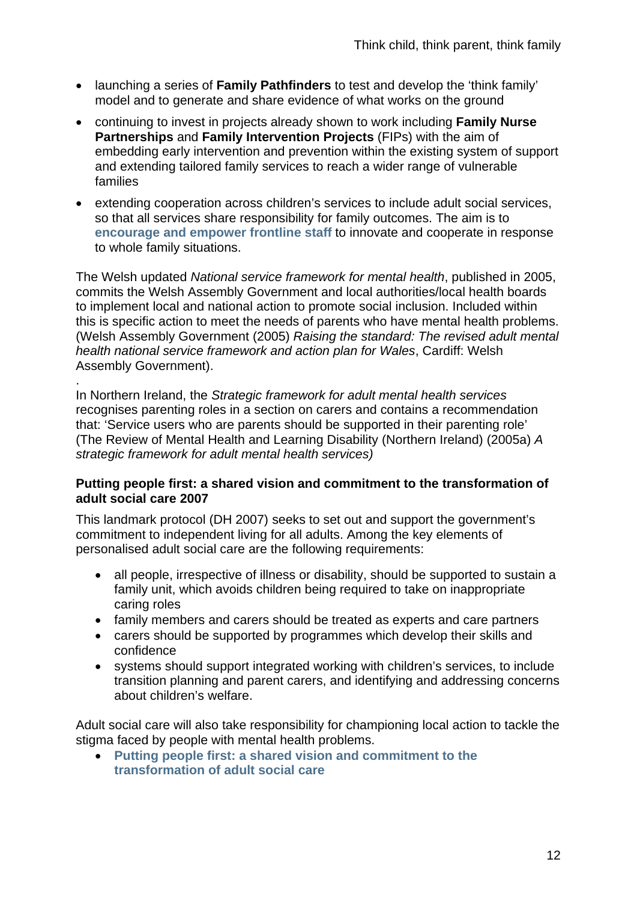- launching a series of **Family Pathfinders** to test and develop the 'think family' model and to generate and share evidence of what works on the ground
- continuing to invest in projects already shown to work including **Family Nurse Partnerships** and **Family Intervention Projects** (FIPs) with the aim of embedding early intervention and prevention within the existing system of support and extending tailored family services to reach a wider range of vulnerable families
- extending cooperation across children's services to include adult social services, so that all services share responsibility for family outcomes. The aim is to **encourage and empower frontline staff** to innovate and cooperate in response to whole family situations.

The Welsh updated *National service framework for mental health*, published in 2005, commits the Welsh Assembly Government and local authorities/local health boards to implement local and national action to promote social inclusion. Included within this is specific action to meet the needs of parents who have mental health problems. (Welsh Assembly Government (2005) *Raising the standard: The revised adult mental health national service framework and action plan for Wales*, Cardiff: Welsh Assembly Government).

.

In Northern Ireland, the *Strategic framework for adult mental health services* recognises parenting roles in a section on carers and contains a recommendation that: 'Service users who are parents should be supported in their parenting role' (The Review of Mental Health and Learning Disability (Northern Ireland) (2005a) *A strategic framework for adult mental health services)*

**Putting people first: a shared vision and commitment to the transformation of adult social care 2007**

This landmark protocol (DH 2007) seeks to set out and support the government's commitment to independent living for all adults. Among the key elements of personalised adult social care are the following requirements:

- all people, irrespective of illness or disability, should be supported to sustain a family unit, which avoids children being required to take on inappropriate caring roles
- family members and carers should be treated as experts and care partners
- carers should be supported by programmes which develop their skills and confidence
- systems should support integrated working with children's services, to include transition planning and parent carers, and identifying and addressing concerns about children's welfare.

Adult social care will also take responsibility for championing local action to tackle the stigma faced by people with mental health problems.

- **Putting people first: a shared vision and commitment to the transformation of adult social care**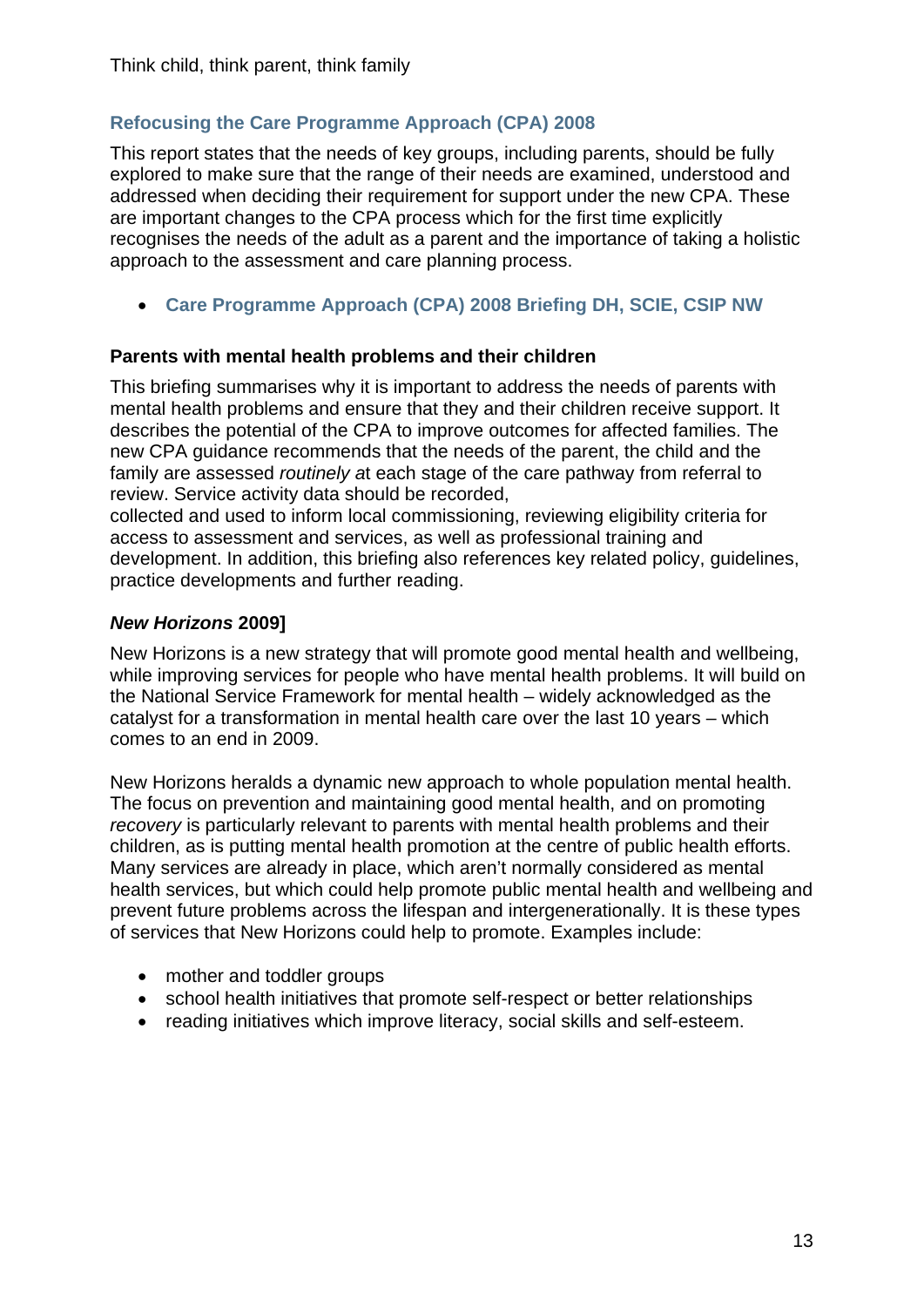## Refocusing the Care Programme Approach (CPA) 2008

This report states that the needs of key groups, including parents, should be fully explored to make sure that the range of their needs are examined, understood and addressed when deciding their requirement for support under the new CPA. These are important changes to the CPA process which for the first time explicitly recognises the needs of the adult as a parent and the importance of taking a holistic approach to the assessment and care planning process.

- **Care Programme Approach (CPA) 2008 Briefing DH, SCIE, CSIP NW**

### Parents with mental health problems and their children

This briefing summarises why it is important to address the needs of parents with mental health problems and ensure that they and their children receive support. It describes the potential of the CPA to improve outcomes for affected families. The new CPA guidance recommends that the needs of the parent, the child and the family are assessed *routinely a*t each stage of the care pathway from referral to review. Service activity data should be recorded,
collected and used to inform local commissioning, reviewing eligibility criteria for access to assessment and services, as well as professional training and development. In addition, this briefing also references key related policy, guidelines, practice developments and further reading.

### *New Horizons* 2009]

New Horizons is a new strategy that will promote good mental health and wellbeing, while improving services for people who have mental health problems. It will build on the National Service Framework for mental health – widely acknowledged as the catalyst for a transformation in mental health care over the last 10 years – which comes to an end in 2009.

New Horizons heralds a dynamic new approach to whole population mental health. The focus on prevention and maintaining good mental health, and on promoting *recovery* is particularly relevant to parents with mental health problems and their children, as is putting mental health promotion at the centre of public health efforts. Many services are already in place, which aren't normally considered as mental health services, but which could help promote public mental health and wellbeing and prevent future problems across the lifespan and intergenerationally. It is these types of services that New Horizons could help to promote. Examples include:

- mother and toddler groups
- school health initiatives that promote self-respect or better relationships
- reading initiatives which improve literacy, social skills and self-esteem.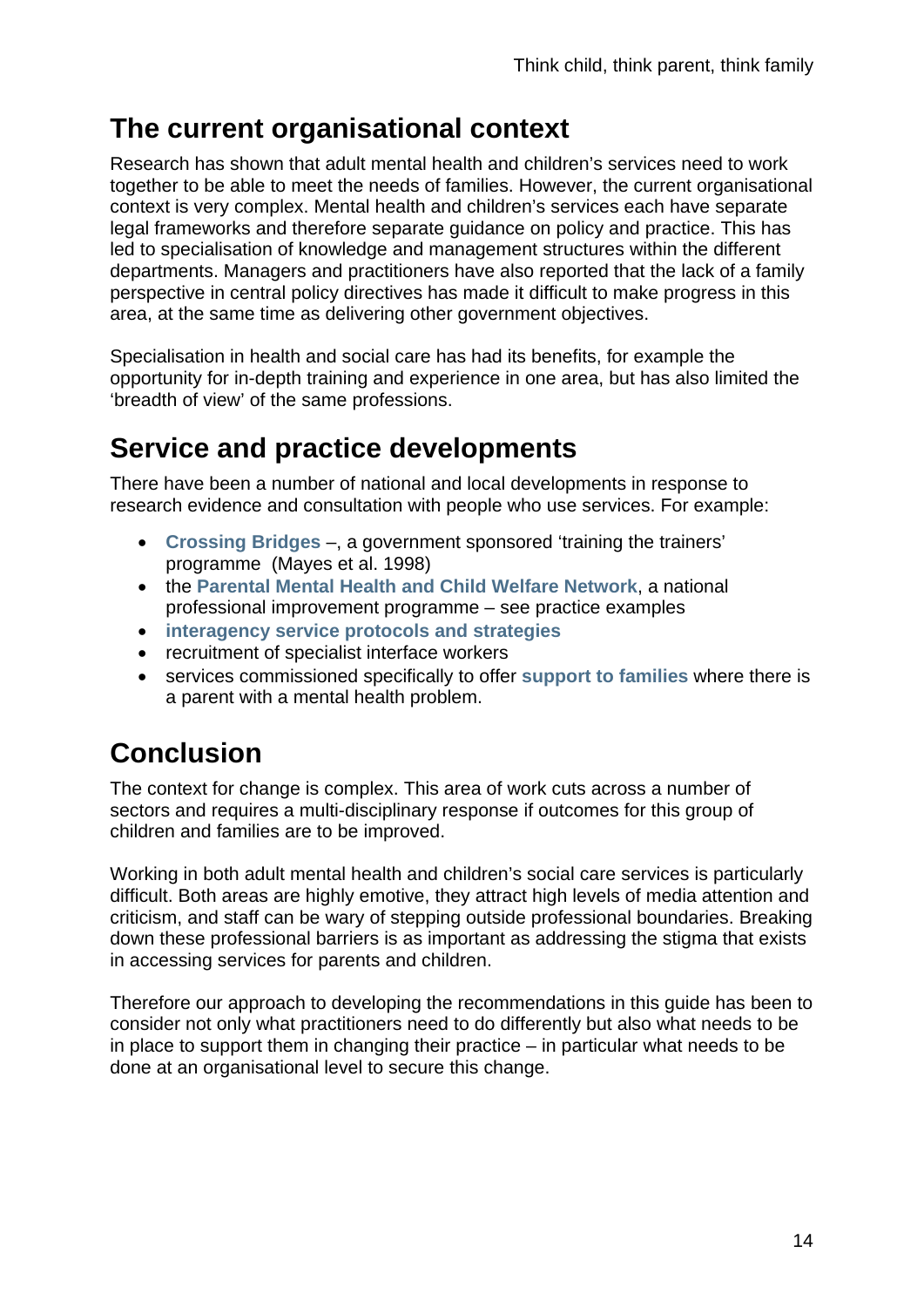## The current organisational context

Research has shown that adult mental health and children's services need to work together to be able to meet the needs of families. However, the current organisational context is very complex. Mental health and children's services each have separate legal frameworks and therefore separate guidance on policy and practice. This has led to specialisation of knowledge and management structures within the different departments. Managers and practitioners have also reported that the lack of a family perspective in central policy directives has made it difficult to make progress in this area, at the same time as delivering other government objectives.

Specialisation in health and social care has had its benefits, for example the opportunity for in-depth training and experience in one area, but has also limited the 'breadth of view' of the same professions.

## Service and practice developments

There have been a number of national and local developments in response to research evidence and consultation with people who use services. For example:

- **Crossing Bridges** –, a government sponsored 'training the trainers' programme (Mayes et al. 1998)
- the **Parental Mental Health and Child Welfare Network**, a national professional improvement programme – see practice examples
- **interagency service protocols and strategies**
- recruitment of specialist interface workers
- services commissioned specifically to offer **support to families** where there is a parent with a mental health problem.

## Conclusion

The context for change is complex. This area of work cuts across a number of sectors and requires a multi-disciplinary response if outcomes for this group of children and families are to be improved.

Working in both adult mental health and children's social care services is particularly difficult. Both areas are highly emotive, they attract high levels of media attention and criticism, and staff can be wary of stepping outside professional boundaries. Breaking down these professional barriers is as important as addressing the stigma that exists in accessing services for parents and children.

Therefore our approach to developing the recommendations in this guide has been to consider not only what practitioners need to do differently but also what needs to be in place to support them in changing their practice – in particular what needs to be done at an organisational level to secure this change.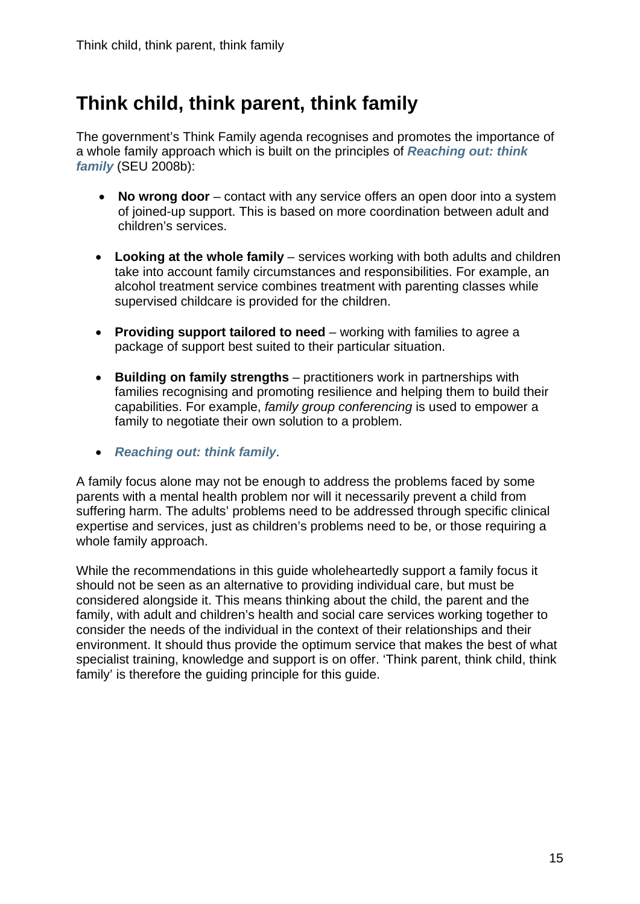# Think child, think parent, think family

The government's Think Family agenda recognises and promotes the importance of a whole family approach which is built on the principles of ***Reaching out: think family*** (SEU 2008b):

- **No wrong door** – contact with any service offers an open door into a system of joined-up support. This is based on more coordination between adult and children's services.
- **Looking at the whole family** – services working with both adults and children take into account family circumstances and responsibilities. For example, an alcohol treatment service combines treatment with parenting classes while supervised childcare is provided for the children.
- **Providing support tailored to need** – working with families to agree a package of support best suited to their particular situation.
- **Building on family strengths** – practitioners work in partnerships with families recognising and promoting resilience and helping them to build their capabilities. For example, *family group conferencing* is used to empower a family to negotiate their own solution to a problem.
- ***Reaching out: think family***.

A family focus alone may not be enough to address the problems faced by some parents with a mental health problem nor will it necessarily prevent a child from suffering harm. The adults' problems need to be addressed through specific clinical expertise and services, just as children's problems need to be, or those requiring a whole family approach.

While the recommendations in this guide wholeheartedly support a family focus it should not be seen as an alternative to providing individual care, but must be considered alongside it. This means thinking about the child, the parent and the family, with adult and children's health and social care services working together to consider the needs of the individual in the context of their relationships and their environment. It should thus provide the optimum service that makes the best of what specialist training, knowledge and support is on offer. 'Think parent, think child, think family' is therefore the guiding principle for this guide.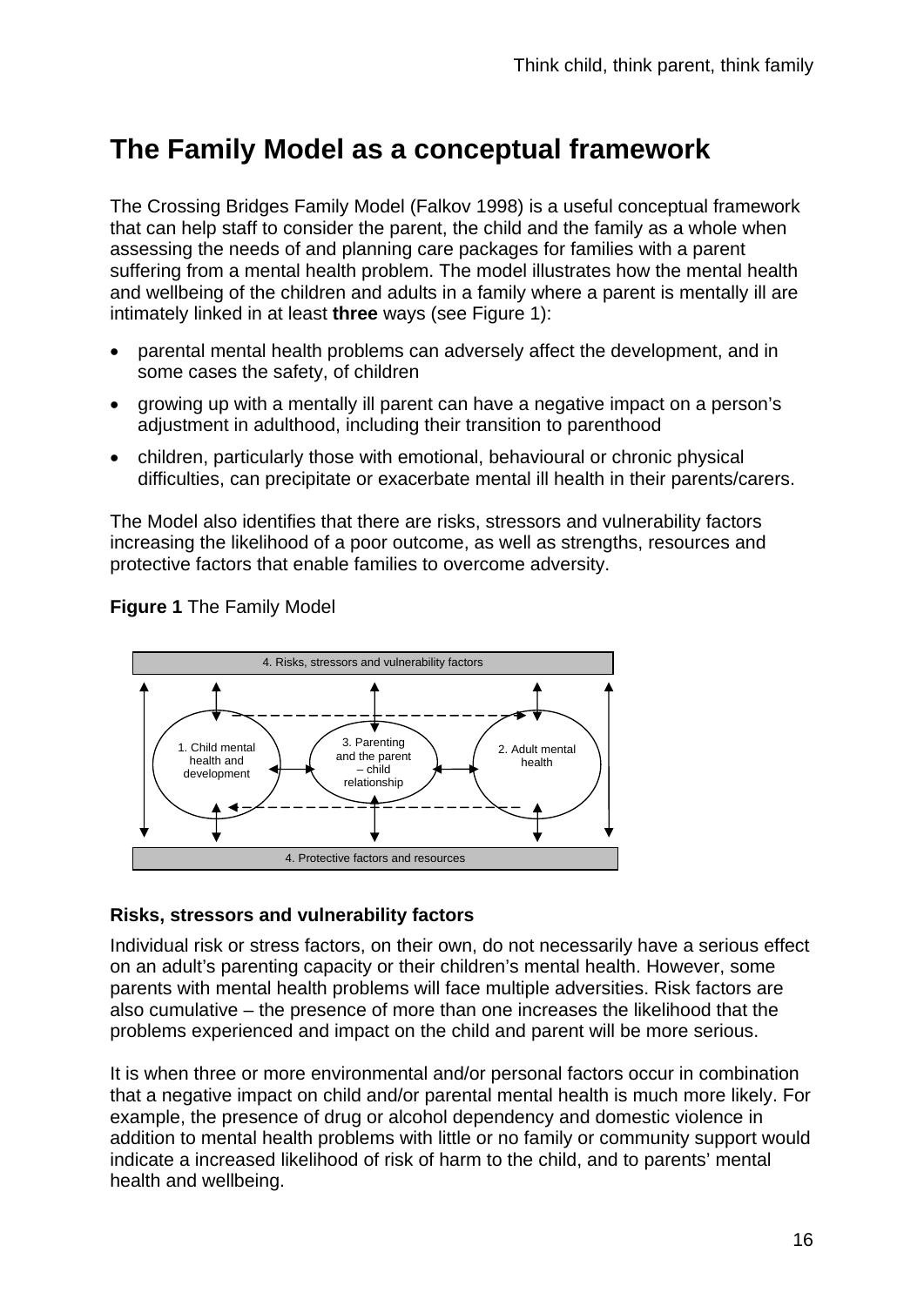# The Family Model as a conceptual framework

The Crossing Bridges Family Model (Falkov 1998) is a useful conceptual framework that can help staff to consider the parent, the child and the family as a whole when assessing the needs of and planning care packages for families with a parent suffering from a mental health problem. The model illustrates how the mental health and wellbeing of the children and adults in a family where a parent is mentally ill are intimately linked in at least **three** ways (see Figure 1):

- parental mental health problems can adversely affect the development, and in some cases the safety, of children
- growing up with a mentally ill parent can have a negative impact on a person's adjustment in adulthood, including their transition to parenthood
- children, particularly those with emotional, behavioural or chronic physical difficulties, can precipitate or exacerbate mental ill health in their parents/carers.

The Model also identifies that there are risks, stressors and vulnerability factors increasing the likelihood of a poor outcome, as well as strengths, resources and protective factors that enable families to overcome adversity.

**Figure 1** The Family Model

4. Risks, stressors and vulnerability factors

1. Child mental health and development

3. Parenting and the parent – child relationship

2. Adult mental health

4. Protective factors and resources

### Risks, stressors and vulnerability factors

Individual risk or stress factors, on their own, do not necessarily have a serious effect on an adult's parenting capacity or their children's mental health. However, some parents with mental health problems will face multiple adversities. Risk factors are also cumulative – the presence of more than one increases the likelihood that the problems experienced and impact on the child and parent will be more serious.

It is when three or more environmental and/or personal factors occur in combination that a negative impact on child and/or parental mental health is much more likely. For example, the presence of drug or alcohol dependency and domestic violence in addition to mental health problems with little or no family or community support would indicate a increased likelihood of risk of harm to the child, and to parents' mental health and wellbeing.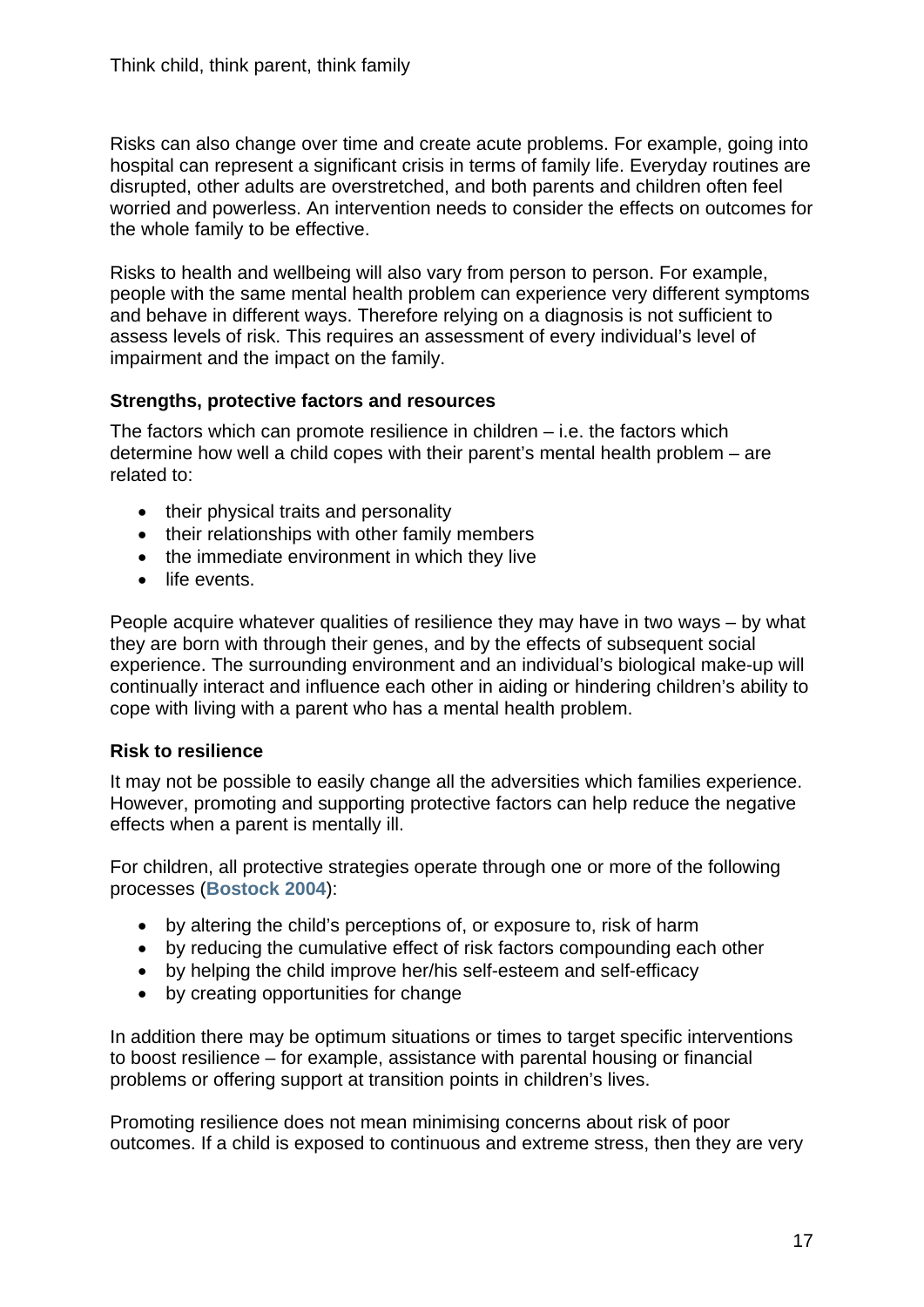Risks can also change over time and create acute problems. For example, going into hospital can represent a significant crisis in terms of family life. Everyday routines are disrupted, other adults are overstretched, and both parents and children often feel worried and powerless. An intervention needs to consider the effects on outcomes for the whole family to be effective.

Risks to health and wellbeing will also vary from person to person. For example, people with the same mental health problem can experience very different symptoms and behave in different ways. Therefore relying on a diagnosis is not sufficient to assess levels of risk. This requires an assessment of every individual's level of impairment and the impact on the family.

### Strengths, protective factors and resources

The factors which can promote resilience in children – i.e. the factors which determine how well a child copes with their parent's mental health problem – are related to:

- their physical traits and personality
- their relationships with other family members
- the immediate environment in which they live
- life events.

People acquire whatever qualities of resilience they may have in two ways – by what they are born with through their genes, and by the effects of subsequent social experience. The surrounding environment and an individual's biological make-up will continually interact and influence each other in aiding or hindering children's ability to cope with living with a parent who has a mental health problem.

### Risk to resilience

It may not be possible to easily change all the adversities which families experience. However, promoting and supporting protective factors can help reduce the negative effects when a parent is mentally ill.

For children, all protective strategies operate through one or more of the following processes (**Bostock 2004**):

- by altering the child's perceptions of, or exposure to, risk of harm
- by reducing the cumulative effect of risk factors compounding each other
- by helping the child improve her/his self-esteem and self-efficacy
- by creating opportunities for change

In addition there may be optimum situations or times to target specific interventions to boost resilience – for example, assistance with parental housing or financial problems or offering support at transition points in children's lives.

Promoting resilience does not mean minimising concerns about risk of poor outcomes. If a child is exposed to continuous and extreme stress, then they are very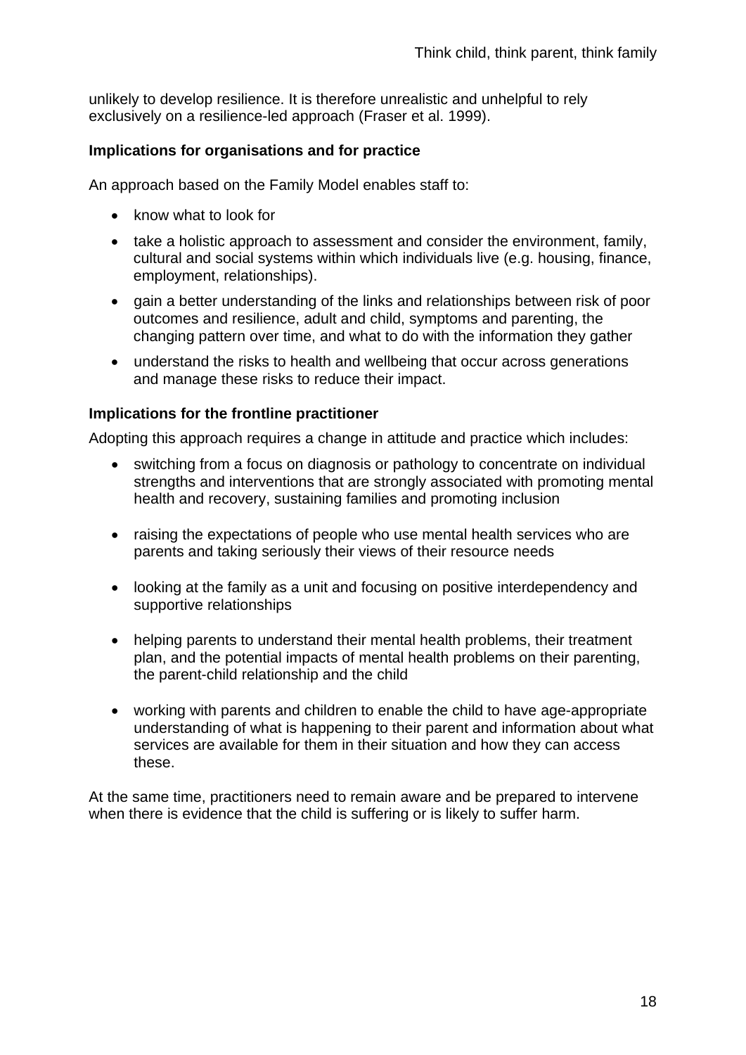unlikely to develop resilience. It is therefore unrealistic and unhelpful to rely exclusively on a resilience-led approach (Fraser et al. 1999).

**Implications for organisations and for practice**

An approach based on the Family Model enables staff to:

- know what to look for
- take a holistic approach to assessment and consider the environment, family, cultural and social systems within which individuals live (e.g. housing, finance, employment, relationships).
- gain a better understanding of the links and relationships between risk of poor outcomes and resilience, adult and child, symptoms and parenting, the changing pattern over time, and what to do with the information they gather
- understand the risks to health and wellbeing that occur across generations and manage these risks to reduce their impact.

**Implications for the frontline practitioner**

Adopting this approach requires a change in attitude and practice which includes:

- switching from a focus on diagnosis or pathology to concentrate on individual strengths and interventions that are strongly associated with promoting mental health and recovery, sustaining families and promoting inclusion
- raising the expectations of people who use mental health services who are parents and taking seriously their views of their resource needs
- looking at the family as a unit and focusing on positive interdependency and supportive relationships
- helping parents to understand their mental health problems, their treatment plan, and the potential impacts of mental health problems on their parenting, the parent-child relationship and the child
- working with parents and children to enable the child to have age-appropriate understanding of what is happening to their parent and information about what services are available for them in their situation and how they can access these.

At the same time, practitioners need to remain aware and be prepared to intervene when there is evidence that the child is suffering or is likely to suffer harm.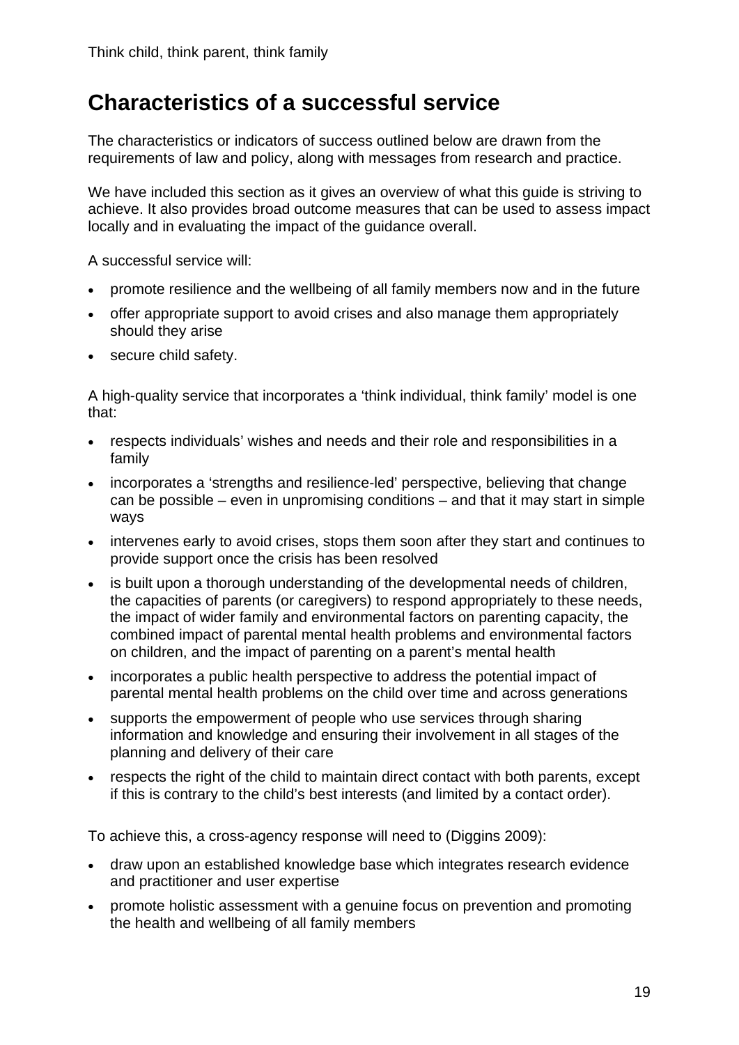## Characteristics of a successful service

The characteristics or indicators of success outlined below are drawn from the requirements of law and policy, along with messages from research and practice.

We have included this section as it gives an overview of what this guide is striving to achieve. It also provides broad outcome measures that can be used to assess impact locally and in evaluating the impact of the guidance overall.

A successful service will:

- promote resilience and the wellbeing of all family members now and in the future
- offer appropriate support to avoid crises and also manage them appropriately should they arise
- secure child safety.

A high-quality service that incorporates a 'think individual, think family' model is one that:

- respects individuals' wishes and needs and their role and responsibilities in a family
- incorporates a 'strengths and resilience-led' perspective, believing that change can be possible – even in unpromising conditions – and that it may start in simple ways
- intervenes early to avoid crises, stops them soon after they start and continues to provide support once the crisis has been resolved
- is built upon a thorough understanding of the developmental needs of children, the capacities of parents (or caregivers) to respond appropriately to these needs, the impact of wider family and environmental factors on parenting capacity, the combined impact of parental mental health problems and environmental factors on children, and the impact of parenting on a parent's mental health
- incorporates a public health perspective to address the potential impact of parental mental health problems on the child over time and across generations
- supports the empowerment of people who use services through sharing information and knowledge and ensuring their involvement in all stages of the planning and delivery of their care
- respects the right of the child to maintain direct contact with both parents, except if this is contrary to the child's best interests (and limited by a contact order).

To achieve this, a cross-agency response will need to (Diggins 2009):

- draw upon an established knowledge base which integrates research evidence and practitioner and user expertise
- promote holistic assessment with a genuine focus on prevention and promoting the health and wellbeing of all family members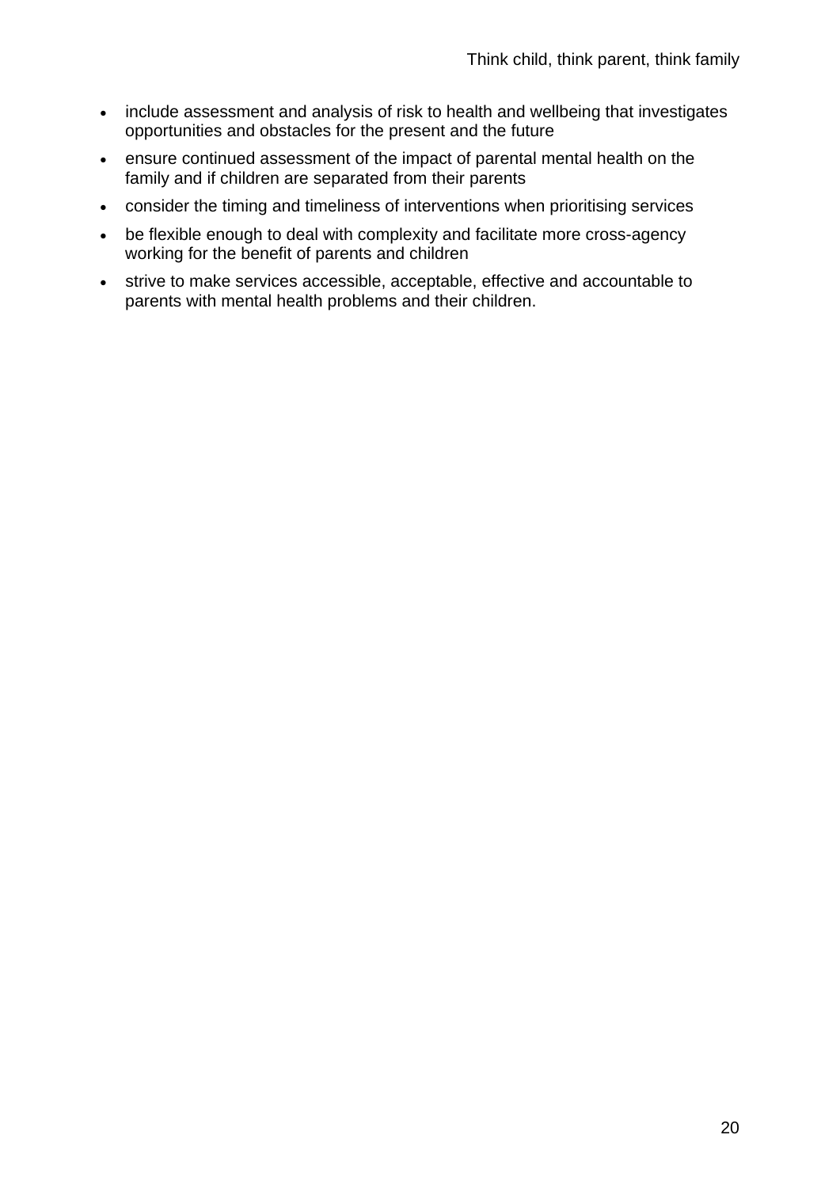- include assessment and analysis of risk to health and wellbeing that investigates opportunities and obstacles for the present and the future
- ensure continued assessment of the impact of parental mental health on the family and if children are separated from their parents
- consider the timing and timeliness of interventions when prioritising services
- be flexible enough to deal with complexity and facilitate more cross-agency working for the benefit of parents and children
- strive to make services accessible, acceptable, effective and accountable to parents with mental health problems and their children.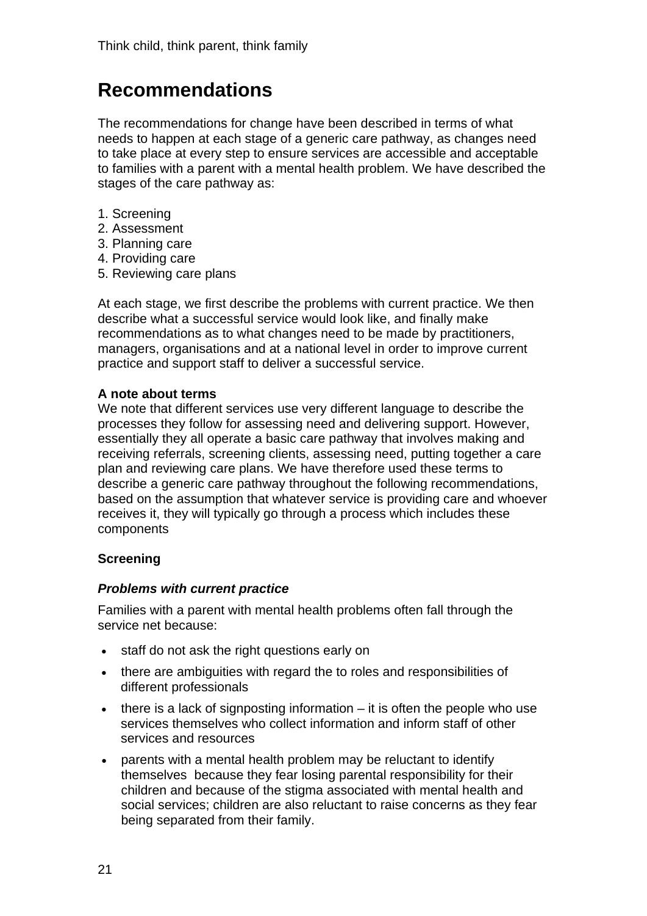# Recommendations

The recommendations for change have been described in terms of what needs to happen at each stage of a generic care pathway, as changes need to take place at every step to ensure services are accessible and acceptable to families with a parent with a mental health problem. We have described the stages of the care pathway as:

1. Screening
2. Assessment
3. Planning care
4. Providing care
5. Reviewing care plans

At each stage, we first describe the problems with current practice. We then describe what a successful service would look like, and finally make recommendations as to what changes need to be made by practitioners, managers, organisations and at a national level in order to improve current practice and support staff to deliver a successful service.

**A note about terms**
We note that different services use very different language to describe the processes they follow for assessing need and delivering support. However, essentially they all operate a basic care pathway that involves making and receiving referrals, screening clients, assessing need, putting together a care plan and reviewing care plans. We have therefore used these terms to describe a generic care pathway throughout the following recommendations, based on the assumption that whatever service is providing care and whoever receives it, they will typically go through a process which includes these components

## Screening

### *Problems with current practice*

Families with a parent with mental health problems often fall through the service net because:

- staff do not ask the right questions early on
- there are ambiguities with regard the to roles and responsibilities of different professionals
- there is a lack of signposting information – it is often the people who use services themselves who collect information and inform staff of other services and resources
- parents with a mental health problem may be reluctant to identify themselves because they fear losing parental responsibility for their children and because of the stigma associated with mental health and social services; children are also reluctant to raise concerns as they fear being separated from their family.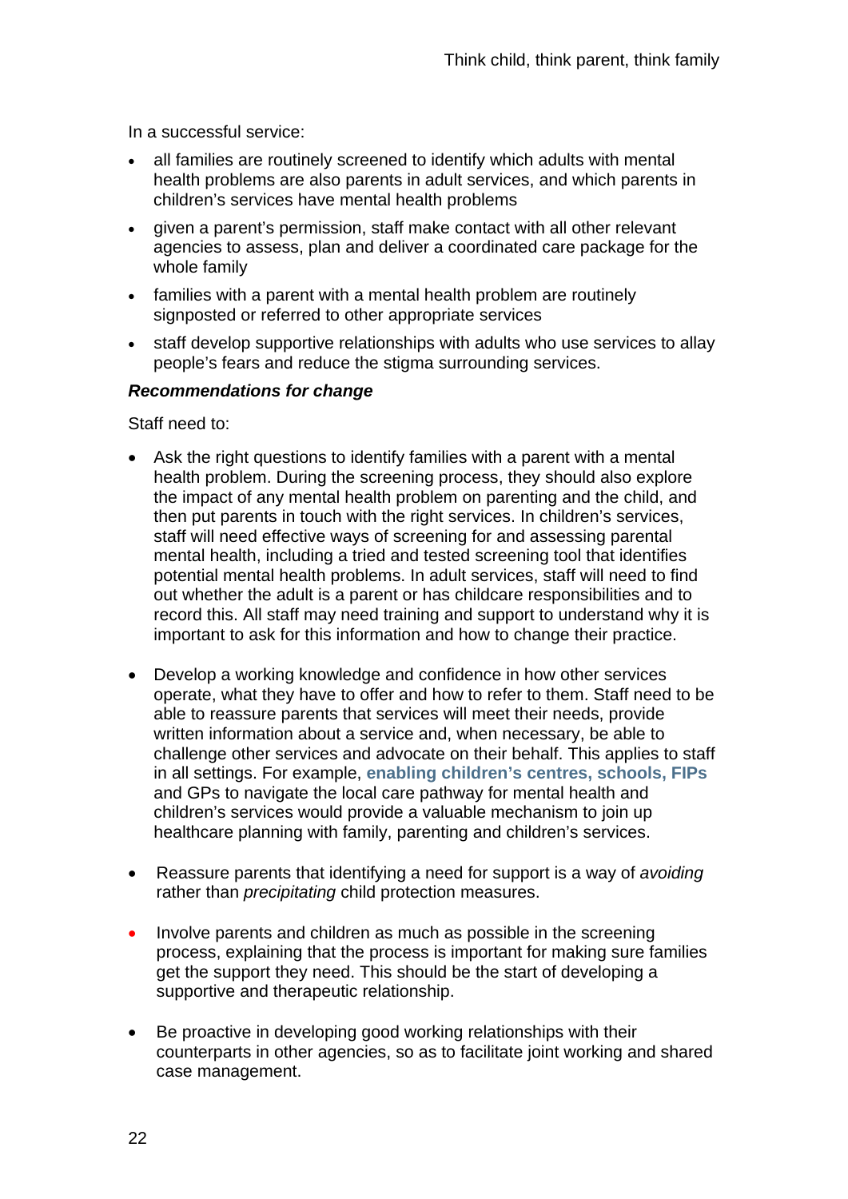In a successful service:

- all families are routinely screened to identify which adults with mental health problems are also parents in adult services, and which parents in children's services have mental health problems
- given a parent's permission, staff make contact with all other relevant agencies to assess, plan and deliver a coordinated care package for the whole family
- families with a parent with a mental health problem are routinely signposted or referred to other appropriate services
- staff develop supportive relationships with adults who use services to allay people's fears and reduce the stigma surrounding services.

***Recommendations for change***

Staff need to:

- Ask the right questions to identify families with a parent with a mental health problem. During the screening process, they should also explore the impact of any mental health problem on parenting and the child, and then put parents in touch with the right services. In children's services, staff will need effective ways of screening for and assessing parental mental health, including a tried and tested screening tool that identifies potential mental health problems. In adult services, staff will need to find out whether the adult is a parent or has childcare responsibilities and to record this. All staff may need training and support to understand why it is important to ask for this information and how to change their practice.

- Develop a working knowledge and confidence in how other services operate, what they have to offer and how to refer to them. Staff need to be able to reassure parents that services will meet their needs, provide written information about a service and, when necessary, be able to challenge other services and advocate on their behalf. This applies to staff in all settings. For example, **enabling children's centres, schools, FIPs** and GPs to navigate the local care pathway for mental health and children's services would provide a valuable mechanism to join up healthcare planning with family, parenting and children's services.

- Reassure parents that identifying a need for support is a way of *avoiding* rather than *precipitating* child protection measures.

- Involve parents and children as much as possible in the screening process, explaining that the process is important for making sure families get the support they need. This should be the start of developing a supportive and therapeutic relationship.

- Be proactive in developing good working relationships with their counterparts in other agencies, so as to facilitate joint working and shared case management.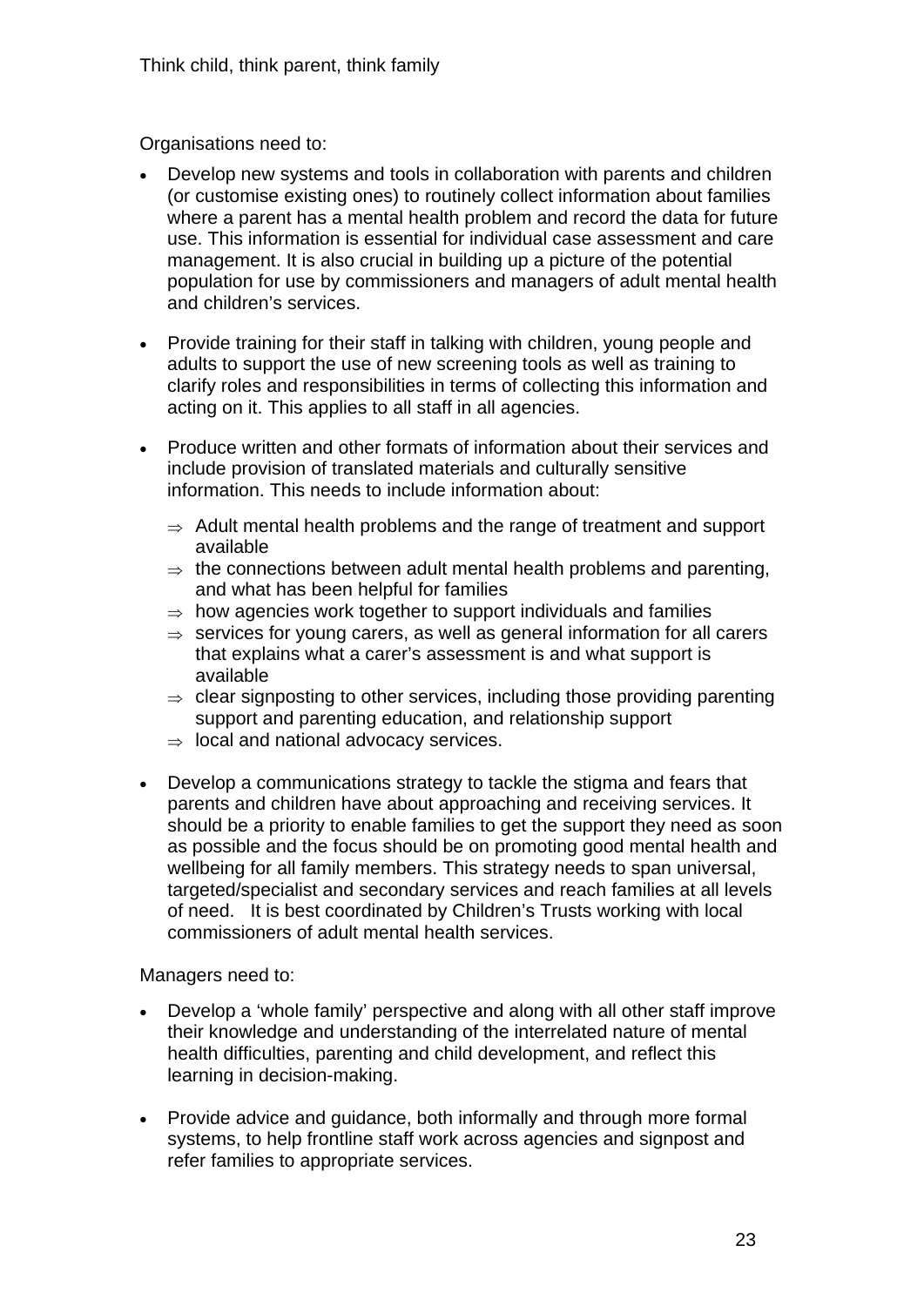Organisations need to:

- Develop new systems and tools in collaboration with parents and children (or customise existing ones) to routinely collect information about families where a parent has a mental health problem and record the data for future use. This information is essential for individual case assessment and care management. It is also crucial in building up a picture of the potential population for use by commissioners and managers of adult mental health and children's services.

- Provide training for their staff in talking with children, young people and adults to support the use of new screening tools as well as training to clarify roles and responsibilities in terms of collecting this information and acting on it. This applies to all staff in all agencies.

- Produce written and other formats of information about their services and include provision of translated materials and culturally sensitive information. This needs to include information about:
  - ⇒ Adult mental health problems and the range of treatment and support available
  - ⇒ the connections between adult mental health problems and parenting, and what has been helpful for families
  - ⇒ how agencies work together to support individuals and families
  - ⇒ services for young carers, as well as general information for all carers that explains what a carer's assessment is and what support is available
  - ⇒ clear signposting to other services, including those providing parenting support and parenting education, and relationship support
  - ⇒ local and national advocacy services.

- Develop a communications strategy to tackle the stigma and fears that parents and children have about approaching and receiving services. It should be a priority to enable families to get the support they need as soon as possible and the focus should be on promoting good mental health and wellbeing for all family members. This strategy needs to span universal, targeted/specialist and secondary services and reach families at all levels of need. It is best coordinated by Children's Trusts working with local commissioners of adult mental health services.

Managers need to:

- Develop a 'whole family' perspective and along with all other staff improve their knowledge and understanding of the interrelated nature of mental health difficulties, parenting and child development, and reflect this learning in decision-making.

- Provide advice and guidance, both informally and through more formal systems, to help frontline staff work across agencies and signpost and refer families to appropriate services.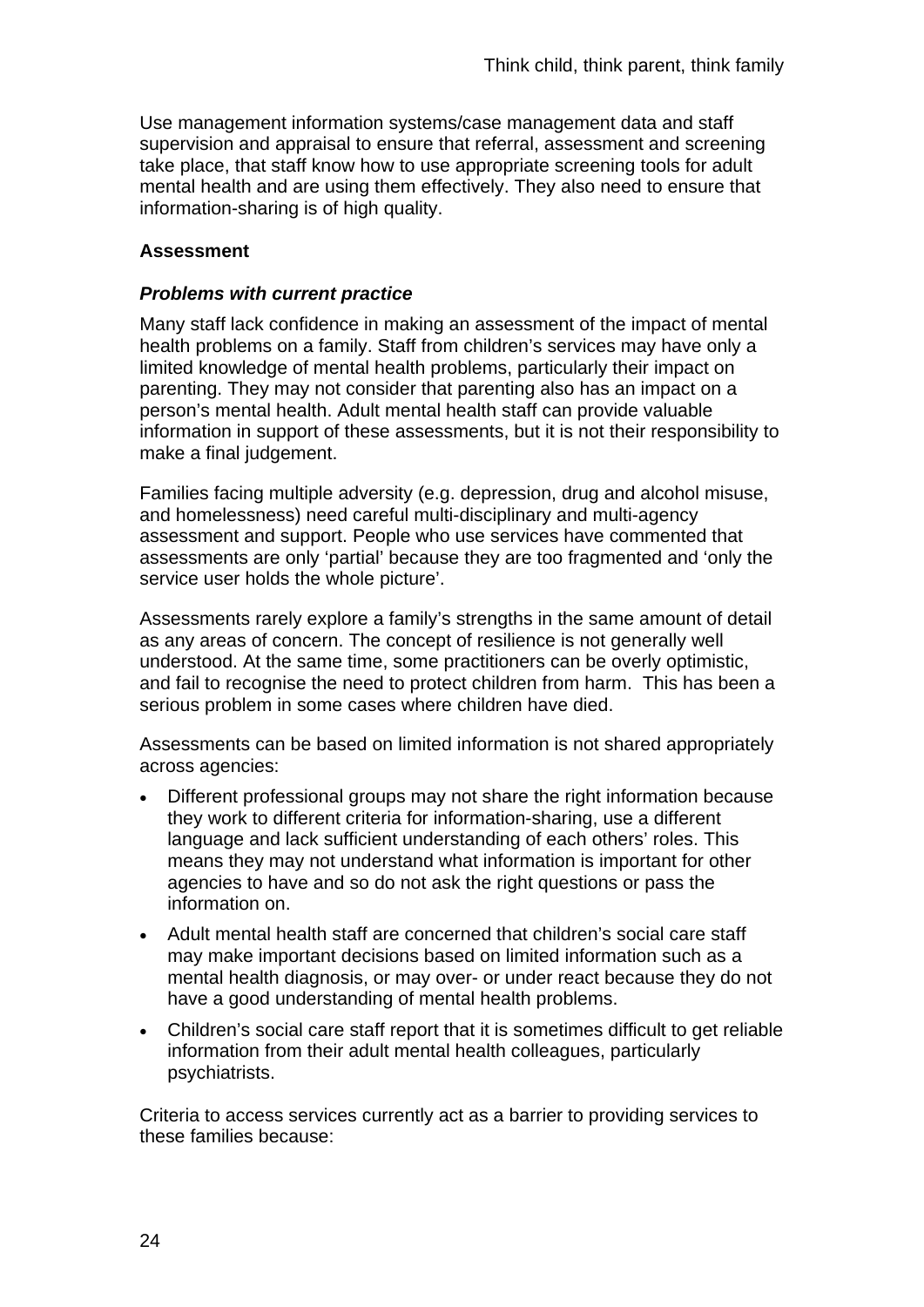Use management information systems/case management data and staff supervision and appraisal to ensure that referral, assessment and screening take place, that staff know how to use appropriate screening tools for adult mental health and are using them effectively. They also need to ensure that information-sharing is of high quality.

**Assessment**

***Problems with current practice***

Many staff lack confidence in making an assessment of the impact of mental health problems on a family. Staff from children's services may have only a limited knowledge of mental health problems, particularly their impact on parenting. They may not consider that parenting also has an impact on a person's mental health. Adult mental health staff can provide valuable information in support of these assessments, but it is not their responsibility to make a final judgement.

Families facing multiple adversity (e.g. depression, drug and alcohol misuse, and homelessness) need careful multi-disciplinary and multi-agency assessment and support. People who use services have commented that assessments are only 'partial' because they are too fragmented and 'only the service user holds the whole picture'.

Assessments rarely explore a family's strengths in the same amount of detail as any areas of concern. The concept of resilience is not generally well understood. At the same time, some practitioners can be overly optimistic, and fail to recognise the need to protect children from harm. This has been a serious problem in some cases where children have died.

Assessments can be based on limited information is not shared appropriately across agencies:

- Different professional groups may not share the right information because they work to different criteria for information-sharing, use a different language and lack sufficient understanding of each others' roles. This means they may not understand what information is important for other agencies to have and so do not ask the right questions or pass the information on.
- Adult mental health staff are concerned that children's social care staff may make important decisions based on limited information such as a mental health diagnosis, or may over- or under react because they do not have a good understanding of mental health problems.
- Children's social care staff report that it is sometimes difficult to get reliable information from their adult mental health colleagues, particularly psychiatrists.

Criteria to access services currently act as a barrier to providing services to these families because: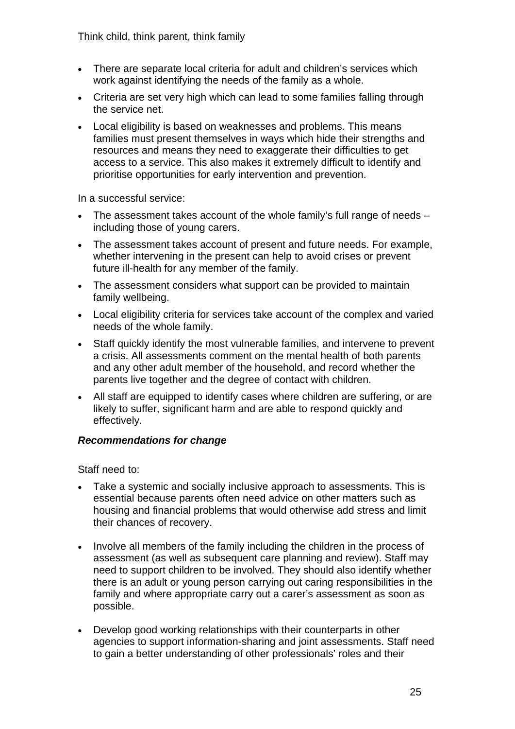- There are separate local criteria for adult and children's services which work against identifying the needs of the family as a whole.
- Criteria are set very high which can lead to some families falling through the service net.
- Local eligibility is based on weaknesses and problems. This means families must present themselves in ways which hide their strengths and resources and means they need to exaggerate their difficulties to get access to a service. This also makes it extremely difficult to identify and prioritise opportunities for early intervention and prevention.

In a successful service:

- The assessment takes account of the whole family's full range of needs – including those of young carers.
- The assessment takes account of present and future needs. For example, whether intervening in the present can help to avoid crises or prevent future ill-health for any member of the family.
- The assessment considers what support can be provided to maintain family wellbeing.
- Local eligibility criteria for services take account of the complex and varied needs of the whole family.
- Staff quickly identify the most vulnerable families, and intervene to prevent a crisis. All assessments comment on the mental health of both parents and any other adult member of the household, and record whether the parents live together and the degree of contact with children.
- All staff are equipped to identify cases where children are suffering, or are likely to suffer, significant harm and are able to respond quickly and effectively.

***Recommendations for change***

Staff need to:

- Take a systemic and socially inclusive approach to assessments. This is essential because parents often need advice on other matters such as housing and financial problems that would otherwise add stress and limit their chances of recovery.
- Involve all members of the family including the children in the process of assessment (as well as subsequent care planning and review). Staff may need to support children to be involved. They should also identify whether there is an adult or young person carrying out caring responsibilities in the family and where appropriate carry out a carer's assessment as soon as possible.
- Develop good working relationships with their counterparts in other agencies to support information-sharing and joint assessments. Staff need to gain a better understanding of other professionals' roles and their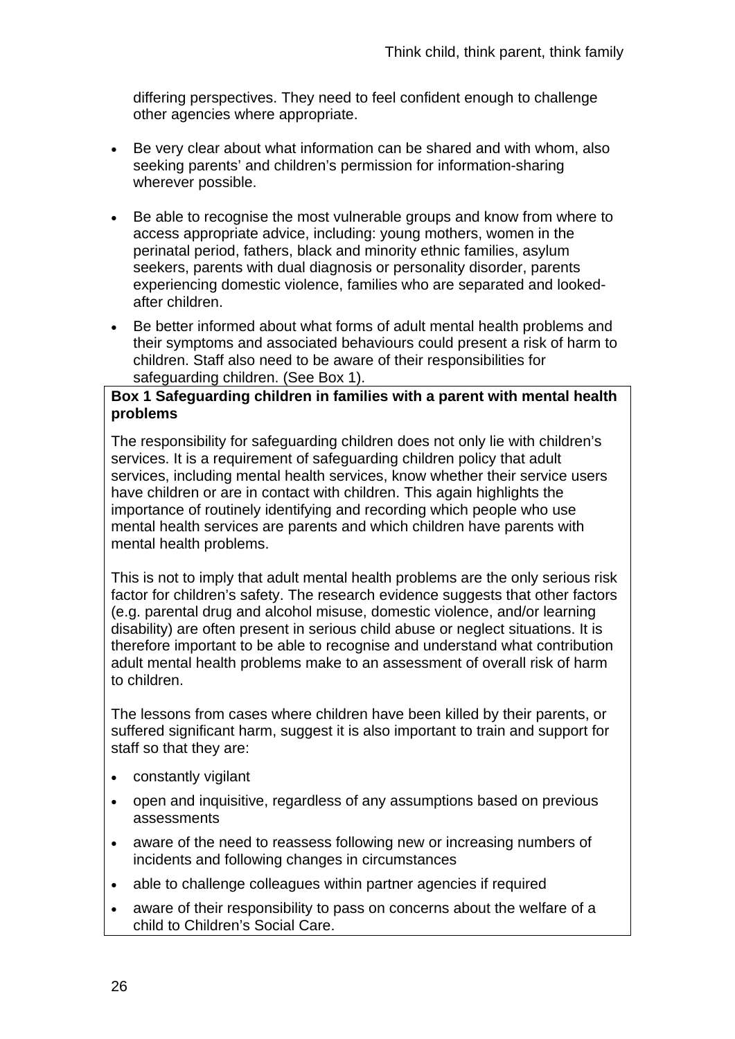differing perspectives. They need to feel confident enough to challenge other agencies where appropriate.

- Be very clear about what information can be shared and with whom, also seeking parents' and children's permission for information-sharing wherever possible.

- Be able to recognise the most vulnerable groups and know from where to access appropriate advice, including: young mothers, women in the perinatal period, fathers, black and minority ethnic families, asylum seekers, parents with dual diagnosis or personality disorder, parents experiencing domestic violence, families who are separated and looked-after children.

- Be better informed about what forms of adult mental health problems and their symptoms and associated behaviours could present a risk of harm to children. Staff also need to be aware of their responsibilities for safeguarding children. (See Box 1).

**Box 1 Safeguarding children in families with a parent with mental health problems**

The responsibility for safeguarding children does not only lie with children's services. It is a requirement of safeguarding children policy that adult services, including mental health services, know whether their service users have children or are in contact with children. This again highlights the importance of routinely identifying and recording which people who use mental health services are parents and which children have parents with mental health problems.

This is not to imply that adult mental health problems are the only serious risk factor for children's safety. The research evidence suggests that other factors (e.g. parental drug and alcohol misuse, domestic violence, and/or learning disability) are often present in serious child abuse or neglect situations. It is therefore important to be able to recognise and understand what contribution adult mental health problems make to an assessment of overall risk of harm to children.

The lessons from cases where children have been killed by their parents, or suffered significant harm, suggest it is also important to train and support for staff so that they are:

- constantly vigilant
- open and inquisitive, regardless of any assumptions based on previous assessments
- aware of the need to reassess following new or increasing numbers of incidents and following changes in circumstances
- able to challenge colleagues within partner agencies if required
- aware of their responsibility to pass on concerns about the welfare of a child to Children's Social Care.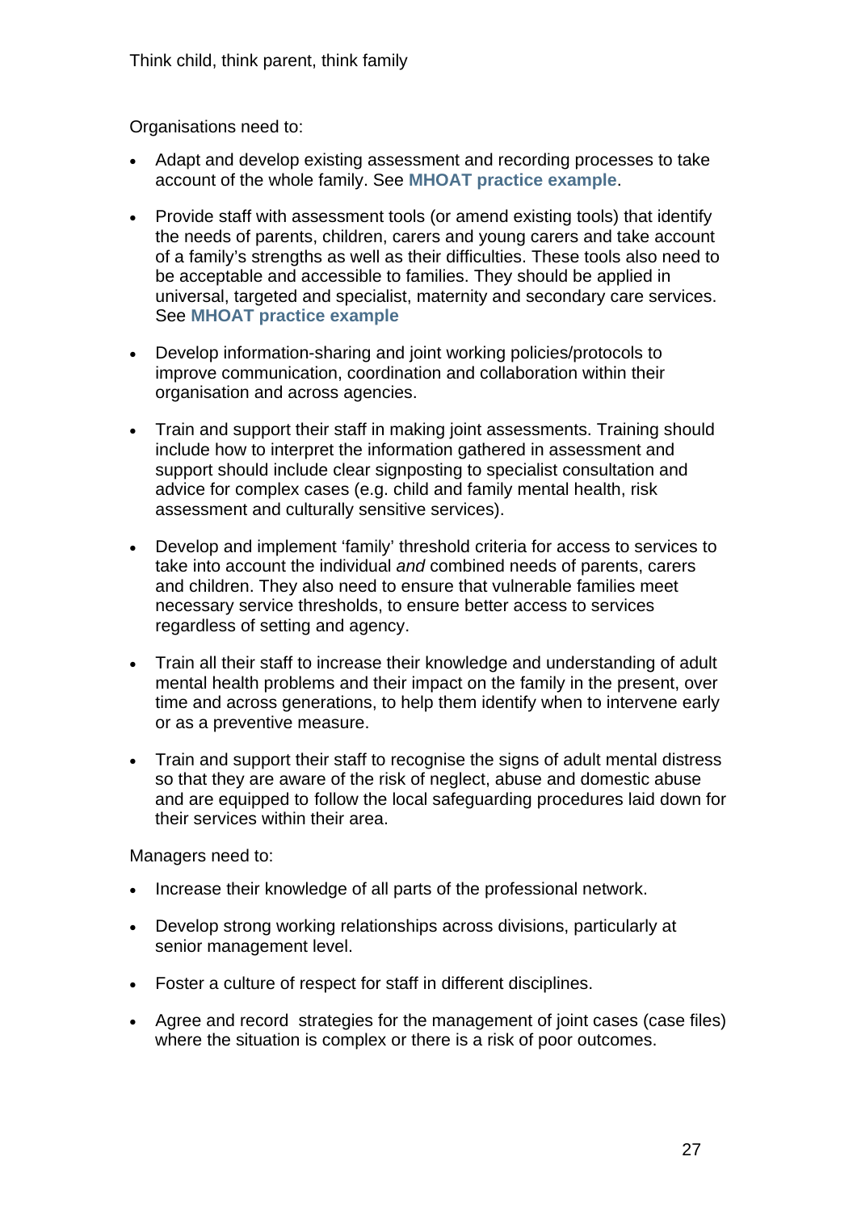Organisations need to:

- Adapt and develop existing assessment and recording processes to take account of the whole family. See **MHOAT practice example**.
- Provide staff with assessment tools (or amend existing tools) that identify the needs of parents, children, carers and young carers and take account of a family's strengths as well as their difficulties. These tools also need to be acceptable and accessible to families. They should be applied in universal, targeted and specialist, maternity and secondary care services. See **MHOAT practice example**
- Develop information-sharing and joint working policies/protocols to improve communication, coordination and collaboration within their organisation and across agencies.
- Train and support their staff in making joint assessments. Training should include how to interpret the information gathered in assessment and support should include clear signposting to specialist consultation and advice for complex cases (e.g. child and family mental health, risk assessment and culturally sensitive services).
- Develop and implement 'family' threshold criteria for access to services to take into account the individual *and* combined needs of parents, carers and children. They also need to ensure that vulnerable families meet necessary service thresholds, to ensure better access to services regardless of setting and agency.
- Train all their staff to increase their knowledge and understanding of adult mental health problems and their impact on the family in the present, over time and across generations, to help them identify when to intervene early or as a preventive measure.
- Train and support their staff to recognise the signs of adult mental distress so that they are aware of the risk of neglect, abuse and domestic abuse and are equipped to follow the local safeguarding procedures laid down for their services within their area.

Managers need to:

- Increase their knowledge of all parts of the professional network.
- Develop strong working relationships across divisions, particularly at senior management level.
- Foster a culture of respect for staff in different disciplines.
- Agree and record strategies for the management of joint cases (case files) where the situation is complex or there is a risk of poor outcomes.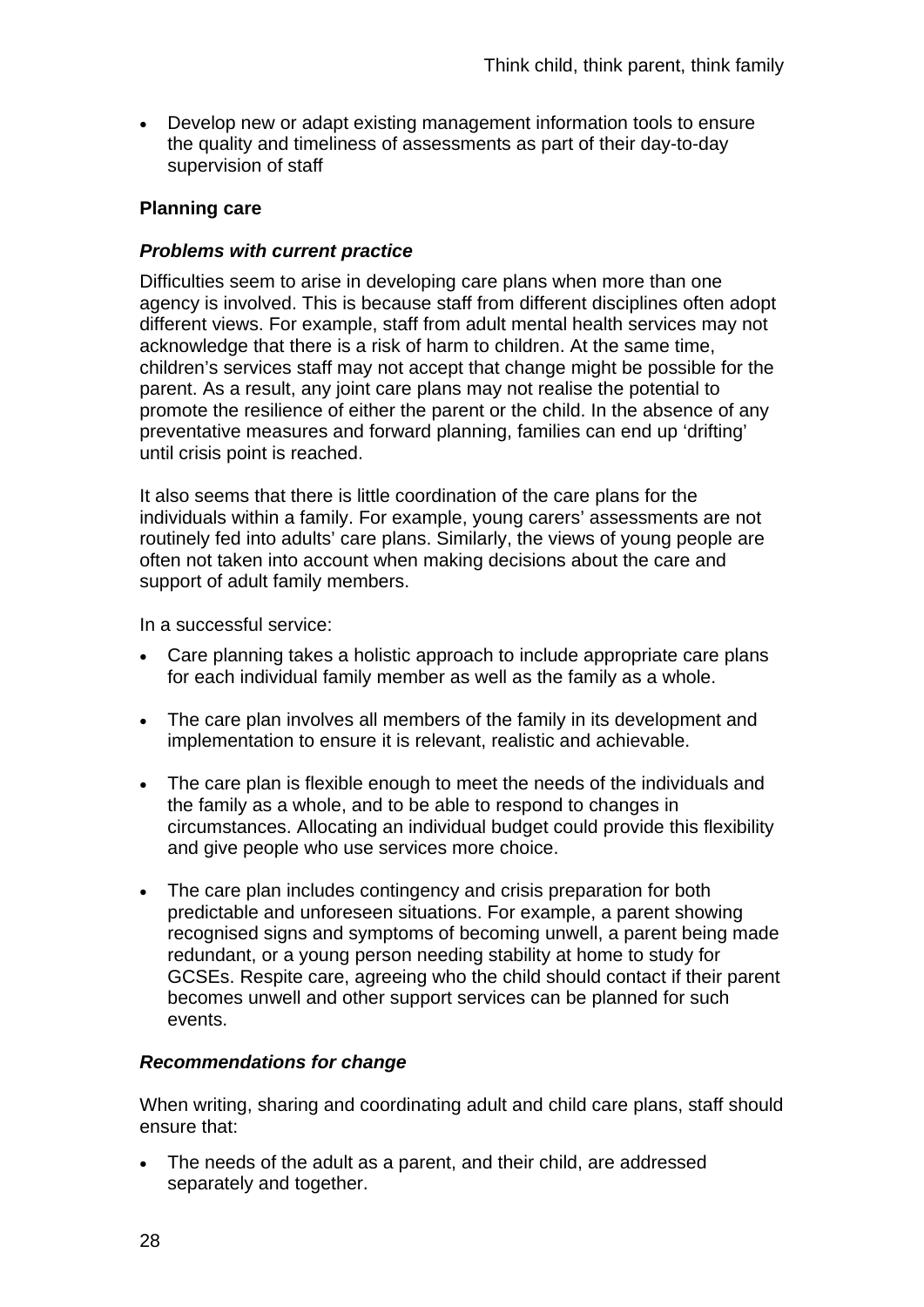- Develop new or adapt existing management information tools to ensure the quality and timeliness of assessments as part of their day-to-day supervision of staff

### Planning care

#### *Problems with current practice*

Difficulties seem to arise in developing care plans when more than one agency is involved. This is because staff from different disciplines often adopt different views. For example, staff from adult mental health services may not acknowledge that there is a risk of harm to children. At the same time, children's services staff may not accept that change might be possible for the parent. As a result, any joint care plans may not realise the potential to promote the resilience of either the parent or the child. In the absence of any preventative measures and forward planning, families can end up 'drifting' until crisis point is reached.

It also seems that there is little coordination of the care plans for the individuals within a family. For example, young carers' assessments are not routinely fed into adults' care plans. Similarly, the views of young people are often not taken into account when making decisions about the care and support of adult family members.

In a successful service:

- Care planning takes a holistic approach to include appropriate care plans for each individual family member as well as the family as a whole.
- The care plan involves all members of the family in its development and implementation to ensure it is relevant, realistic and achievable.
- The care plan is flexible enough to meet the needs of the individuals and the family as a whole, and to be able to respond to changes in circumstances. Allocating an individual budget could provide this flexibility and give people who use services more choice.
- The care plan includes contingency and crisis preparation for both predictable and unforeseen situations. For example, a parent showing recognised signs and symptoms of becoming unwell, a parent being made redundant, or a young person needing stability at home to study for GCSEs. Respite care, agreeing who the child should contact if their parent becomes unwell and other support services can be planned for such events.

#### *Recommendations for change*

When writing, sharing and coordinating adult and child care plans, staff should ensure that:

- The needs of the adult as a parent, and their child, are addressed separately and together.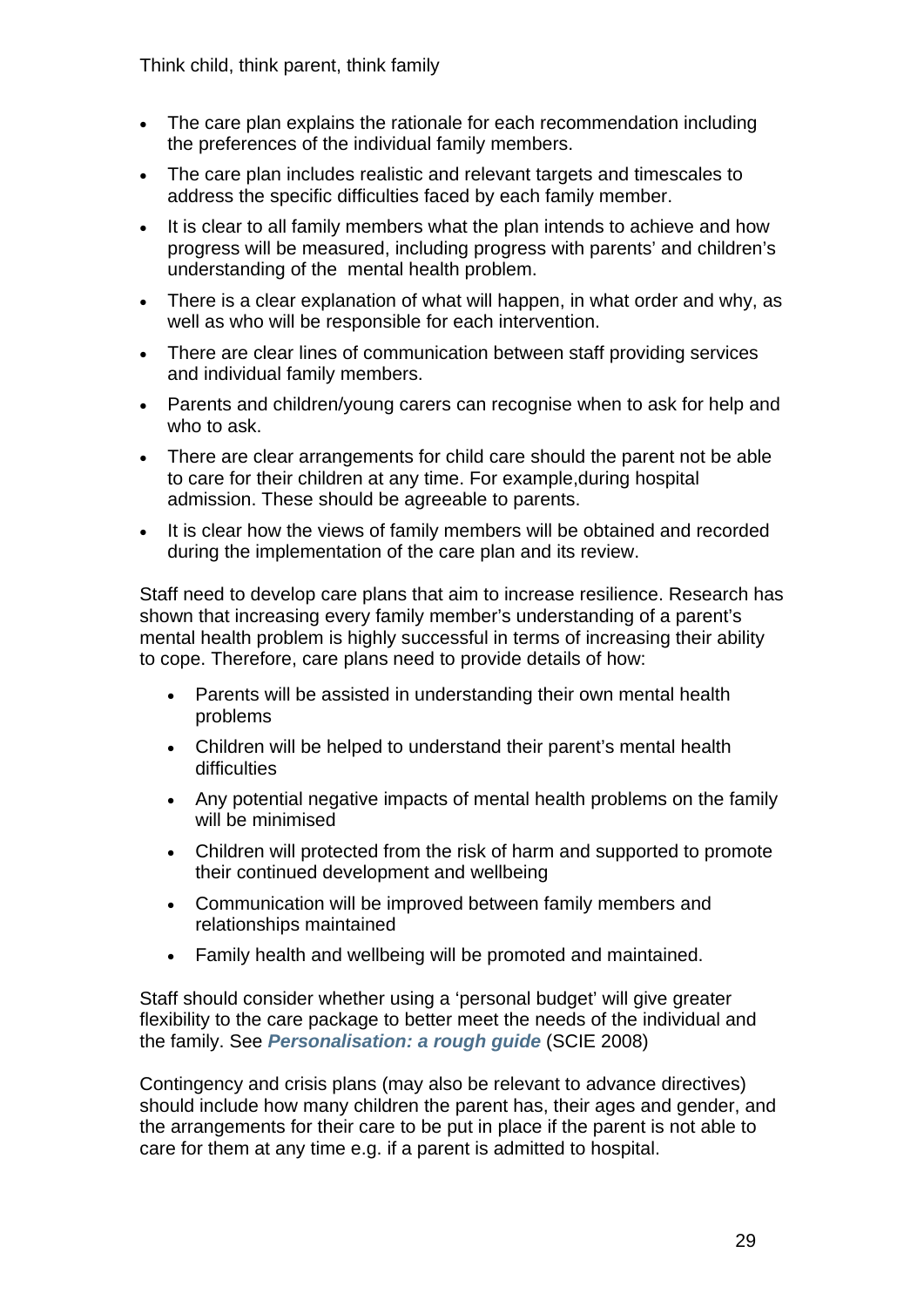- The care plan explains the rationale for each recommendation including the preferences of the individual family members.
- The care plan includes realistic and relevant targets and timescales to address the specific difficulties faced by each family member.
- It is clear to all family members what the plan intends to achieve and how progress will be measured, including progress with parents' and children's understanding of the mental health problem.
- There is a clear explanation of what will happen, in what order and why, as well as who will be responsible for each intervention.
- There are clear lines of communication between staff providing services and individual family members.
- Parents and children/young carers can recognise when to ask for help and who to ask.
- There are clear arrangements for child care should the parent not be able to care for their children at any time. For example,during hospital admission. These should be agreeable to parents.
- It is clear how the views of family members will be obtained and recorded during the implementation of the care plan and its review.

Staff need to develop care plans that aim to increase resilience. Research has shown that increasing every family member's understanding of a parent's mental health problem is highly successful in terms of increasing their ability to cope. Therefore, care plans need to provide details of how:

- Parents will be assisted in understanding their own mental health problems
- Children will be helped to understand their parent's mental health difficulties
- Any potential negative impacts of mental health problems on the family will be minimised
- Children will protected from the risk of harm and supported to promote their continued development and wellbeing
- Communication will be improved between family members and relationships maintained
- Family health and wellbeing will be promoted and maintained.

Staff should consider whether using a 'personal budget' will give greater flexibility to the care package to better meet the needs of the individual and the family. See ***Personalisation: a rough guide*** (SCIE 2008)

Contingency and crisis plans (may also be relevant to advance directives) should include how many children the parent has, their ages and gender, and the arrangements for their care to be put in place if the parent is not able to care for them at any time e.g. if a parent is admitted to hospital.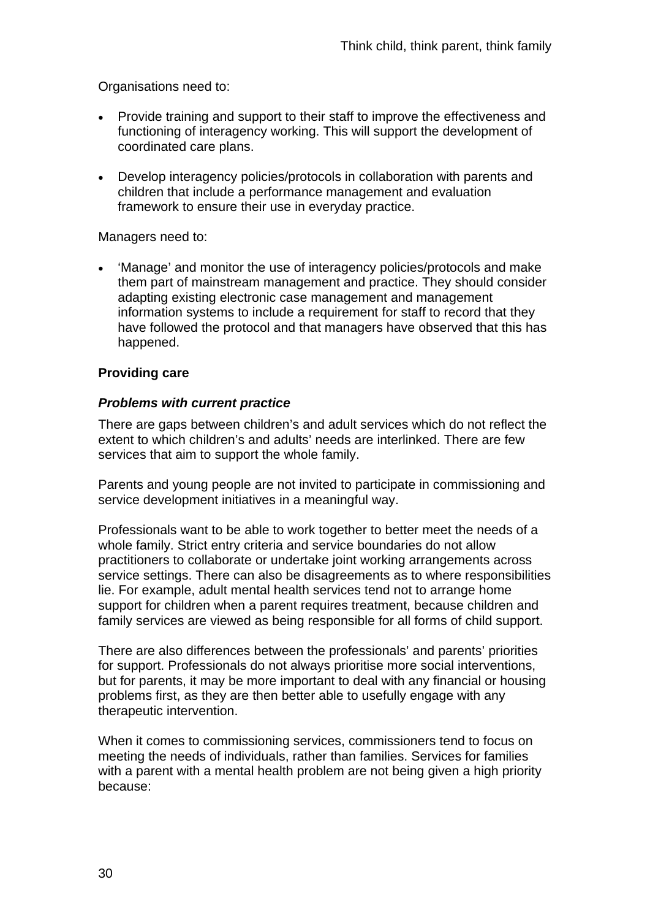Organisations need to:

- Provide training and support to their staff to improve the effectiveness and functioning of interagency working. This will support the development of coordinated care plans.
- Develop interagency policies/protocols in collaboration with parents and children that include a performance management and evaluation framework to ensure their use in everyday practice.

Managers need to:

- 'Manage' and monitor the use of interagency policies/protocols and make them part of mainstream management and practice. They should consider adapting existing electronic case management and management information systems to include a requirement for staff to record that they have followed the protocol and that managers have observed that this has happened.

**Providing care**

***Problems with current practice***

There are gaps between children's and adult services which do not reflect the extent to which children's and adults' needs are interlinked. There are few services that aim to support the whole family.

Parents and young people are not invited to participate in commissioning and service development initiatives in a meaningful way.

Professionals want to be able to work together to better meet the needs of a whole family. Strict entry criteria and service boundaries do not allow practitioners to collaborate or undertake joint working arrangements across service settings. There can also be disagreements as to where responsibilities lie. For example, adult mental health services tend not to arrange home support for children when a parent requires treatment, because children and family services are viewed as being responsible for all forms of child support.

There are also differences between the professionals' and parents' priorities for support. Professionals do not always prioritise more social interventions, but for parents, it may be more important to deal with any financial or housing problems first, as they are then better able to usefully engage with any therapeutic intervention.

When it comes to commissioning services, commissioners tend to focus on meeting the needs of individuals, rather than families. Services for families with a parent with a mental health problem are not being given a high priority because: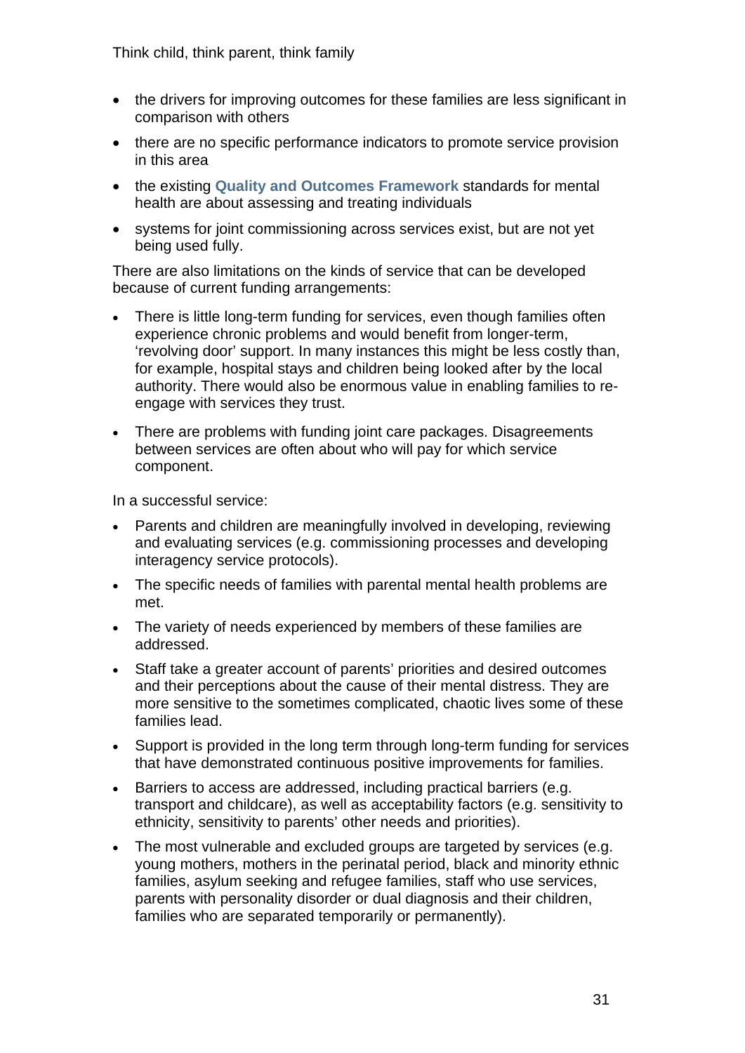- the drivers for improving outcomes for these families are less significant in comparison with others
- there are no specific performance indicators to promote service provision in this area
- the existing **Quality and Outcomes Framework** standards for mental health are about assessing and treating individuals
- systems for joint commissioning across services exist, but are not yet being used fully.

There are also limitations on the kinds of service that can be developed because of current funding arrangements:

- There is little long-term funding for services, even though families often experience chronic problems and would benefit from longer-term, 'revolving door' support. In many instances this might be less costly than, for example, hospital stays and children being looked after by the local authority. There would also be enormous value in enabling families to re-engage with services they trust.
- There are problems with funding joint care packages. Disagreements between services are often about who will pay for which service component.

In a successful service:

- Parents and children are meaningfully involved in developing, reviewing and evaluating services (e.g. commissioning processes and developing interagency service protocols).
- The specific needs of families with parental mental health problems are met.
- The variety of needs experienced by members of these families are addressed.
- Staff take a greater account of parents' priorities and desired outcomes and their perceptions about the cause of their mental distress. They are more sensitive to the sometimes complicated, chaotic lives some of these families lead.
- Support is provided in the long term through long-term funding for services that have demonstrated continuous positive improvements for families.
- Barriers to access are addressed, including practical barriers (e.g. transport and childcare), as well as acceptability factors (e.g. sensitivity to ethnicity, sensitivity to parents' other needs and priorities).
- The most vulnerable and excluded groups are targeted by services (e.g. young mothers, mothers in the perinatal period, black and minority ethnic families, asylum seeking and refugee families, staff who use services, parents with personality disorder or dual diagnosis and their children, families who are separated temporarily or permanently).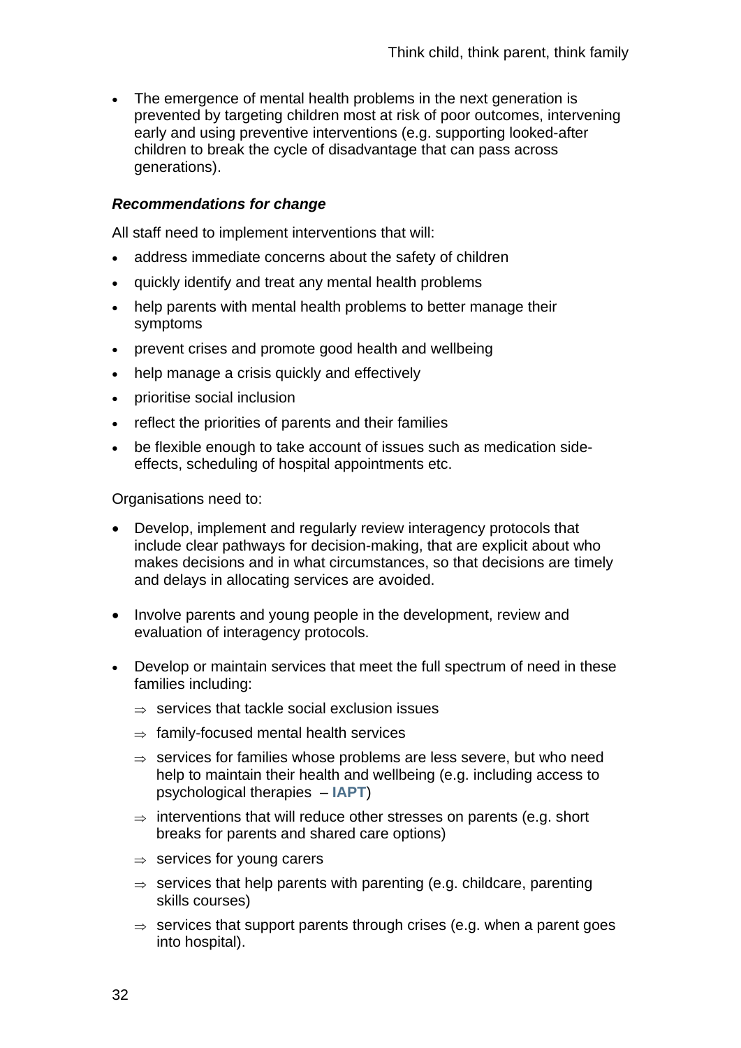- The emergence of mental health problems in the next generation is prevented by targeting children most at risk of poor outcomes, intervening early and using preventive interventions (e.g. supporting looked-after children to break the cycle of disadvantage that can pass across generations).

***Recommendations for change***

All staff need to implement interventions that will:

- address immediate concerns about the safety of children
- quickly identify and treat any mental health problems
- help parents with mental health problems to better manage their symptoms
- prevent crises and promote good health and wellbeing
- help manage a crisis quickly and effectively
- prioritise social inclusion
- reflect the priorities of parents and their families
- be flexible enough to take account of issues such as medication side-effects, scheduling of hospital appointments etc.

Organisations need to:

- Develop, implement and regularly review interagency protocols that include clear pathways for decision-making, that are explicit about who makes decisions and in what circumstances, so that decisions are timely and delays in allocating services are avoided.

- Involve parents and young people in the development, review and evaluation of interagency protocols.

- Develop or maintain services that meet the full spectrum of need in these families including:
  - ⇒ services that tackle social exclusion issues
  - ⇒ family-focused mental health services
  - ⇒ services for families whose problems are less severe, but who need help to maintain their health and wellbeing (e.g. including access to psychological therapies – **IAPT**)
  - ⇒ interventions that will reduce other stresses on parents (e.g. short breaks for parents and shared care options)
  - ⇒ services for young carers
  - ⇒ services that help parents with parenting (e.g. childcare, parenting skills courses)
  - ⇒ services that support parents through crises (e.g. when a parent goes into hospital).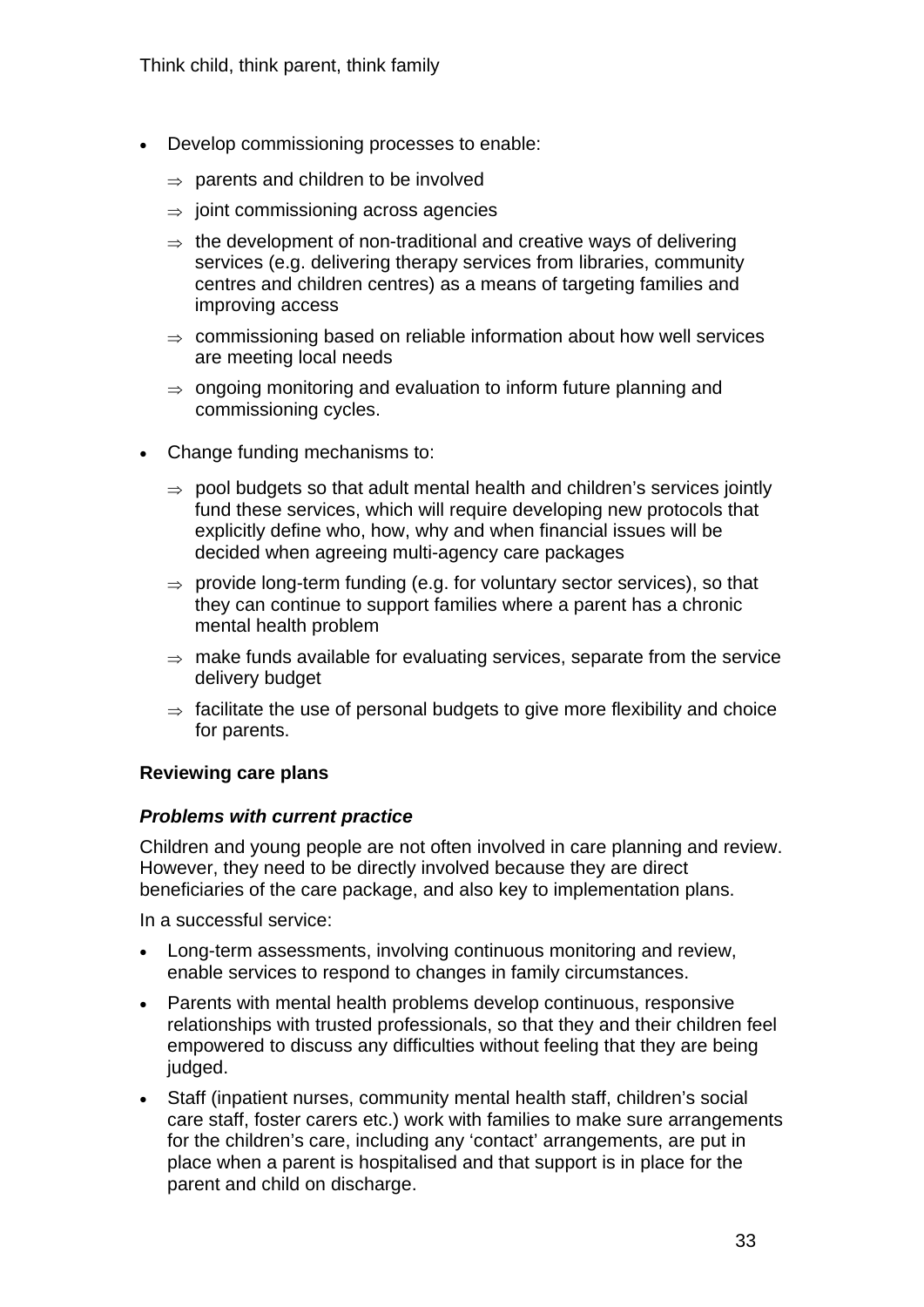- Develop commissioning processes to enable:
  - ⇒ parents and children to be involved
  - ⇒ joint commissioning across agencies
  - ⇒ the development of non-traditional and creative ways of delivering services (e.g. delivering therapy services from libraries, community centres and children centres) as a means of targeting families and improving access
  - ⇒ commissioning based on reliable information about how well services are meeting local needs
  - ⇒ ongoing monitoring and evaluation to inform future planning and commissioning cycles.
- Change funding mechanisms to:
  - ⇒ pool budgets so that adult mental health and children's services jointly fund these services, which will require developing new protocols that explicitly define who, how, why and when financial issues will be decided when agreeing multi-agency care packages
  - ⇒ provide long-term funding (e.g. for voluntary sector services), so that they can continue to support families where a parent has a chronic mental health problem
  - ⇒ make funds available for evaluating services, separate from the service delivery budget
  - ⇒ facilitate the use of personal budgets to give more flexibility and choice for parents.

**Reviewing care plans**

***Problems with current practice***

Children and young people are not often involved in care planning and review. However, they need to be directly involved because they are direct beneficiaries of the care package, and also key to implementation plans.

In a successful service:

- Long-term assessments, involving continuous monitoring and review, enable services to respond to changes in family circumstances.
- Parents with mental health problems develop continuous, responsive relationships with trusted professionals, so that they and their children feel empowered to discuss any difficulties without feeling that they are being judged.
- Staff (inpatient nurses, community mental health staff, children's social care staff, foster carers etc.) work with families to make sure arrangements for the children's care, including any 'contact' arrangements, are put in place when a parent is hospitalised and that support is in place for the parent and child on discharge.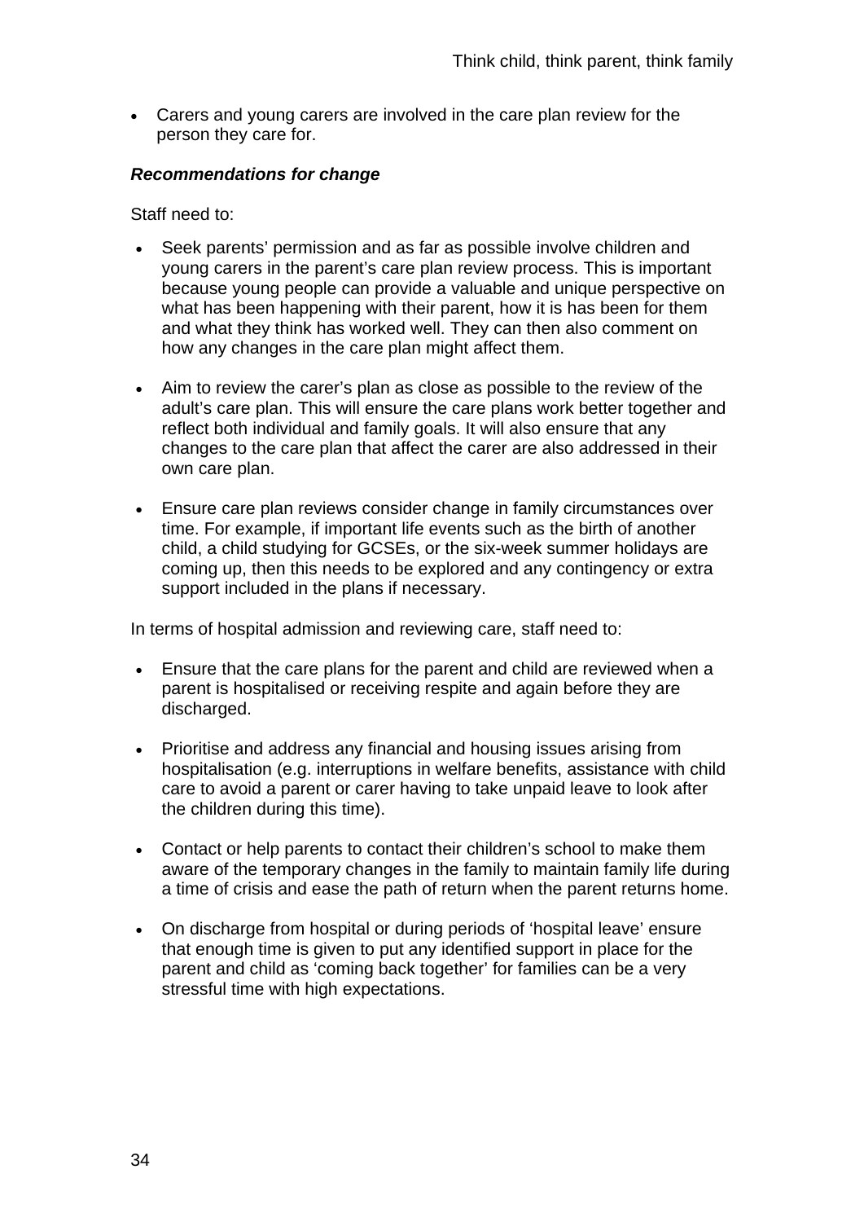- Carers and young carers are involved in the care plan review for the person they care for.

***Recommendations for change***

Staff need to:

- Seek parents' permission and as far as possible involve children and young carers in the parent's care plan review process. This is important because young people can provide a valuable and unique perspective on what has been happening with their parent, how it is has been for them and what they think has worked well. They can then also comment on how any changes in the care plan might affect them.

- Aim to review the carer's plan as close as possible to the review of the adult's care plan. This will ensure the care plans work better together and reflect both individual and family goals. It will also ensure that any changes to the care plan that affect the carer are also addressed in their own care plan.

- Ensure care plan reviews consider change in family circumstances over time. For example, if important life events such as the birth of another child, a child studying for GCSEs, or the six-week summer holidays are coming up, then this needs to be explored and any contingency or extra support included in the plans if necessary.

In terms of hospital admission and reviewing care, staff need to:

- Ensure that the care plans for the parent and child are reviewed when a parent is hospitalised or receiving respite and again before they are discharged.

- Prioritise and address any financial and housing issues arising from hospitalisation (e.g. interruptions in welfare benefits, assistance with child care to avoid a parent or carer having to take unpaid leave to look after the children during this time).

- Contact or help parents to contact their children's school to make them aware of the temporary changes in the family to maintain family life during a time of crisis and ease the path of return when the parent returns home.

- On discharge from hospital or during periods of 'hospital leave' ensure that enough time is given to put any identified support in place for the parent and child as 'coming back together' for families can be a very stressful time with high expectations.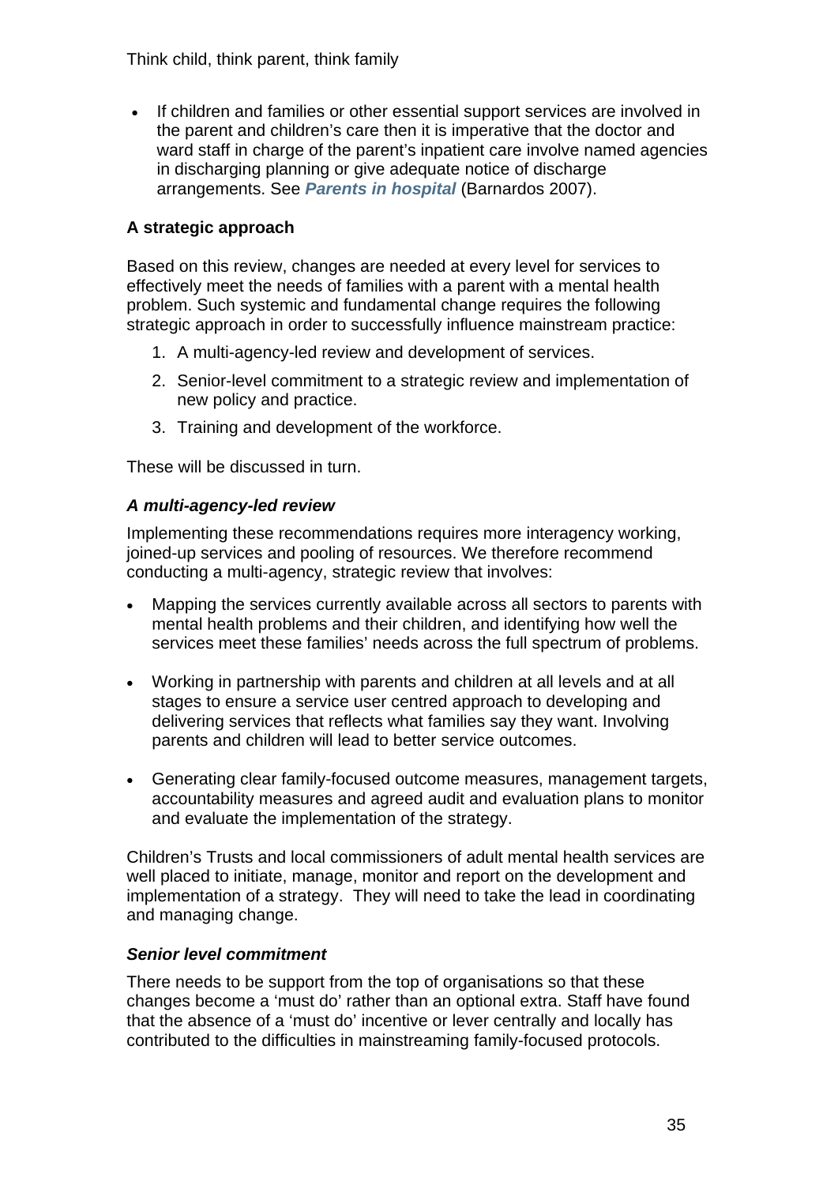- If children and families or other essential support services are involved in the parent and children's care then it is imperative that the doctor and ward staff in charge of the parent's inpatient care involve named agencies in discharging planning or give adequate notice of discharge arrangements. See ***Parents in hospital*** (Barnardos 2007).

### A strategic approach

Based on this review, changes are needed at every level for services to effectively meet the needs of families with a parent with a mental health problem. Such systemic and fundamental change requires the following strategic approach in order to successfully influence mainstream practice:

1. A multi-agency-led review and development of services.
2. Senior-level commitment to a strategic review and implementation of new policy and practice.
3. Training and development of the workforce.

These will be discussed in turn.

#### *A multi-agency-led review*

Implementing these recommendations requires more interagency working, joined-up services and pooling of resources. We therefore recommend conducting a multi-agency, strategic review that involves:

- Mapping the services currently available across all sectors to parents with mental health problems and their children, and identifying how well the services meet these families' needs across the full spectrum of problems.
- Working in partnership with parents and children at all levels and at all stages to ensure a service user centred approach to developing and delivering services that reflects what families say they want. Involving parents and children will lead to better service outcomes.
- Generating clear family-focused outcome measures, management targets, accountability measures and agreed audit and evaluation plans to monitor and evaluate the implementation of the strategy.

Children's Trusts and local commissioners of adult mental health services are well placed to initiate, manage, monitor and report on the development and implementation of a strategy. They will need to take the lead in coordinating and managing change.

#### *Senior level commitment*

There needs to be support from the top of organisations so that these changes become a 'must do' rather than an optional extra. Staff have found that the absence of a 'must do' incentive or lever centrally and locally has contributed to the difficulties in mainstreaming family-focused protocols.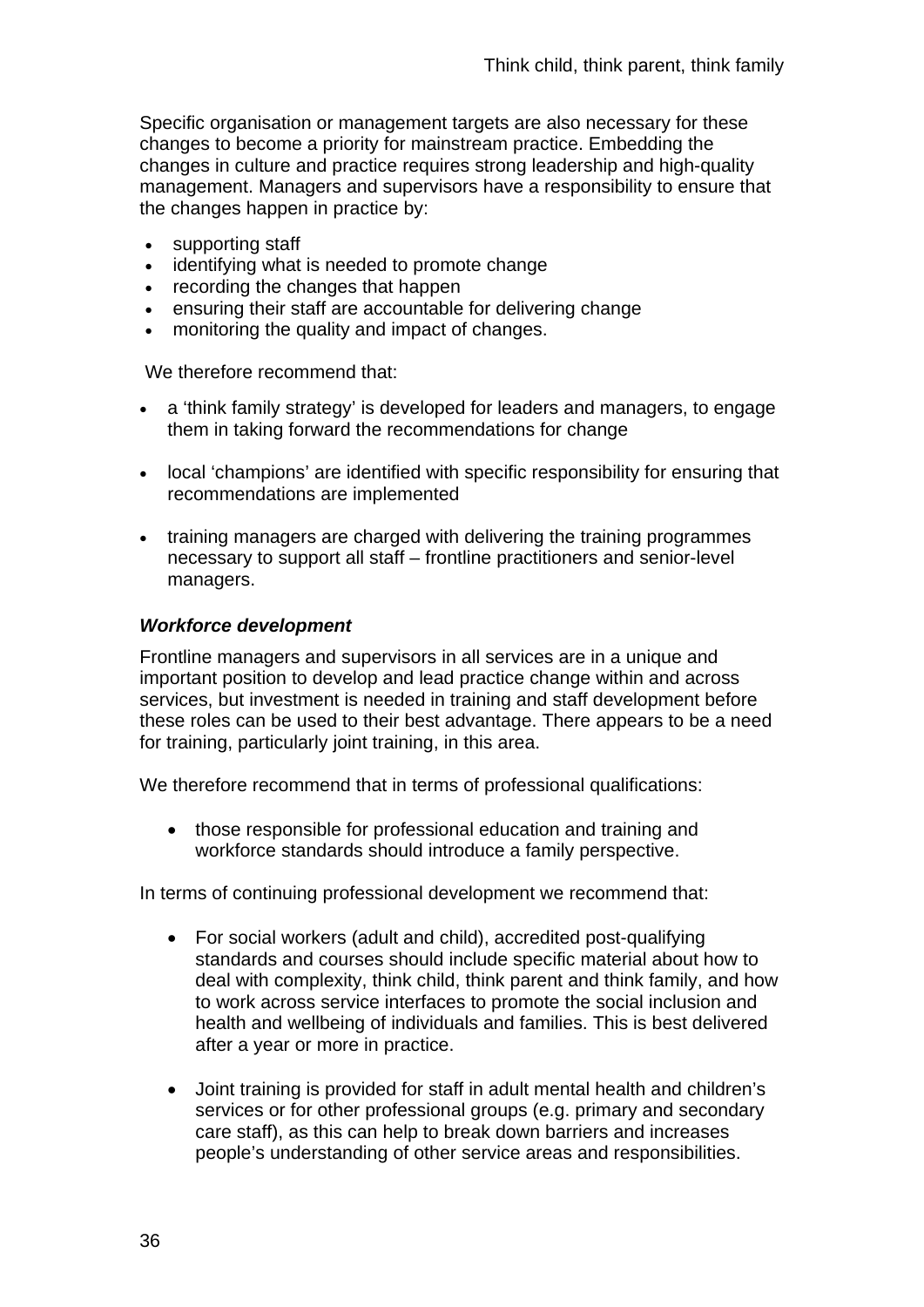Specific organisation or management targets are also necessary for these changes to become a priority for mainstream practice. Embedding the changes in culture and practice requires strong leadership and high-quality management. Managers and supervisors have a responsibility to ensure that the changes happen in practice by:

- supporting staff
- identifying what is needed to promote change
- recording the changes that happen
- ensuring their staff are accountable for delivering change
- monitoring the quality and impact of changes.

We therefore recommend that:

- a 'think family strategy' is developed for leaders and managers, to engage them in taking forward the recommendations for change
- local 'champions' are identified with specific responsibility for ensuring that recommendations are implemented
- training managers are charged with delivering the training programmes necessary to support all staff – frontline practitioners and senior-level managers.

***Workforce development***

Frontline managers and supervisors in all services are in a unique and important position to develop and lead practice change within and across services, but investment is needed in training and staff development before these roles can be used to their best advantage. There appears to be a need for training, particularly joint training, in this area.

We therefore recommend that in terms of professional qualifications:

- those responsible for professional education and training and workforce standards should introduce a family perspective.

In terms of continuing professional development we recommend that:

- For social workers (adult and child), accredited post-qualifying standards and courses should include specific material about how to deal with complexity, think child, think parent and think family, and how to work across service interfaces to promote the social inclusion and health and wellbeing of individuals and families. This is best delivered after a year or more in practice.
- Joint training is provided for staff in adult mental health and children's services or for other professional groups (e.g. primary and secondary care staff), as this can help to break down barriers and increases people's understanding of other service areas and responsibilities.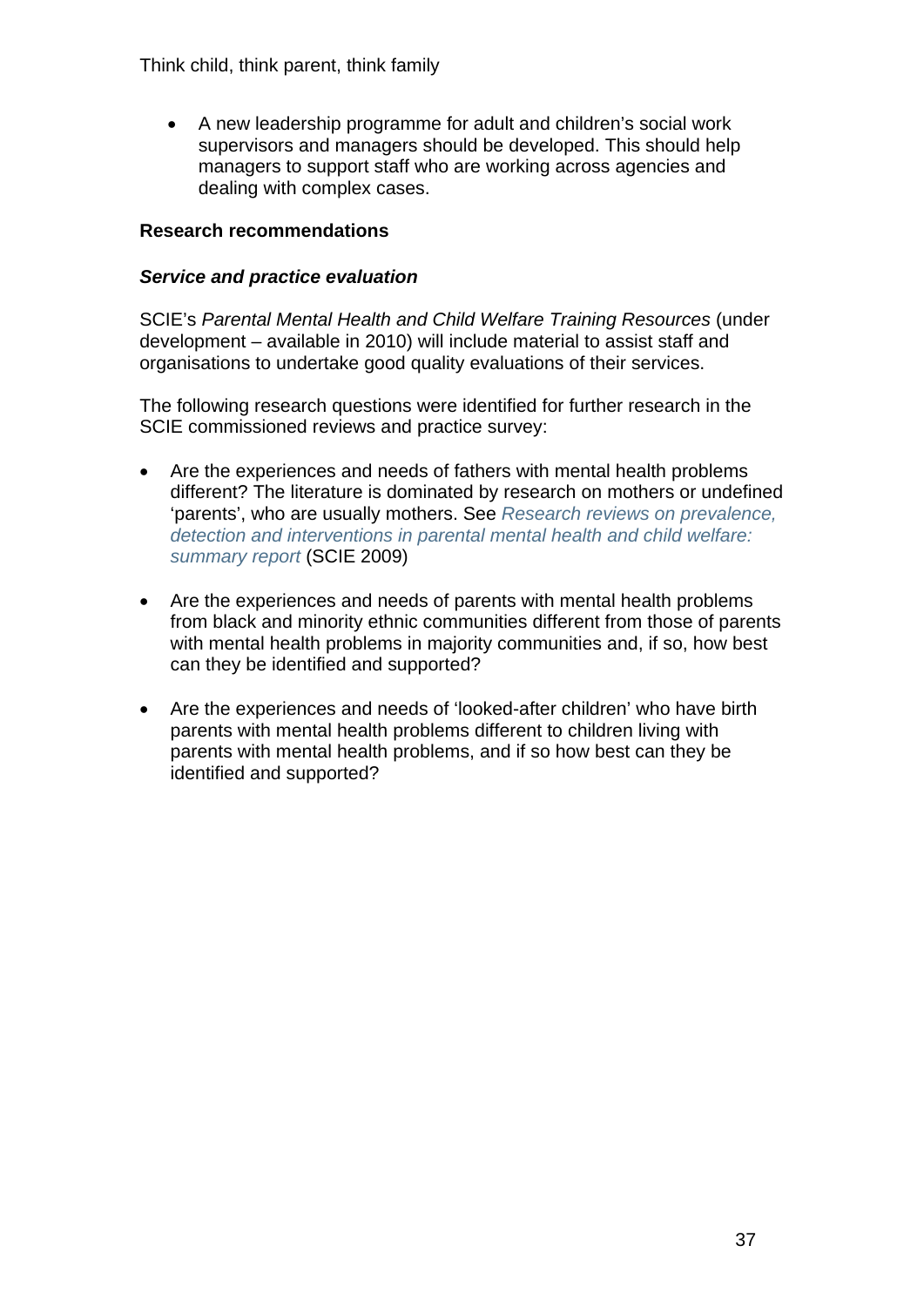- A new leadership programme for adult and children's social work supervisors and managers should be developed. This should help managers to support staff who are working across agencies and dealing with complex cases.

**Research recommendations**

***Service and practice evaluation***

SCIE's *Parental Mental Health and Child Welfare Training Resources* (under development – available in 2010) will include material to assist staff and organisations to undertake good quality evaluations of their services.

The following research questions were identified for further research in the SCIE commissioned reviews and practice survey:

- Are the experiences and needs of fathers with mental health problems different? The literature is dominated by research on mothers or undefined 'parents', who are usually mothers. See *Research reviews on prevalence, detection and interventions in parental mental health and child welfare: summary report* (SCIE 2009)

- Are the experiences and needs of parents with mental health problems from black and minority ethnic communities different from those of parents with mental health problems in majority communities and, if so, how best can they be identified and supported?

- Are the experiences and needs of 'looked-after children' who have birth parents with mental health problems different to children living with parents with mental health problems, and if so how best can they be identified and supported?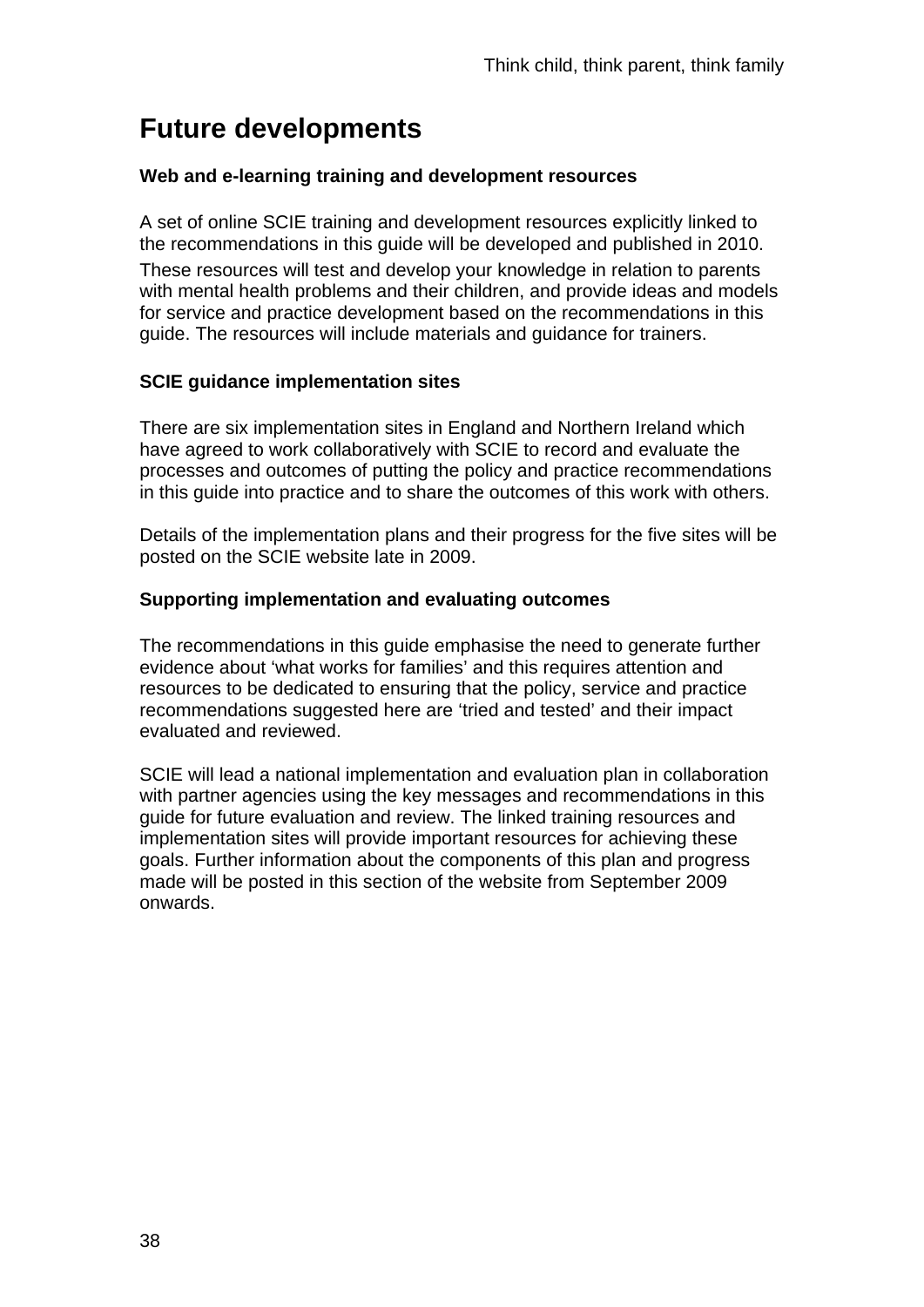# Future developments

### Web and e-learning training and development resources

A set of online SCIE training and development resources explicitly linked to the recommendations in this guide will be developed and published in 2010. These resources will test and develop your knowledge in relation to parents with mental health problems and their children, and provide ideas and models for service and practice development based on the recommendations in this guide. The resources will include materials and guidance for trainers.

### SCIE guidance implementation sites

There are six implementation sites in England and Northern Ireland which have agreed to work collaboratively with SCIE to record and evaluate the processes and outcomes of putting the policy and practice recommendations in this guide into practice and to share the outcomes of this work with others.

Details of the implementation plans and their progress for the five sites will be posted on the SCIE website late in 2009.

### Supporting implementation and evaluating outcomes

The recommendations in this guide emphasise the need to generate further evidence about 'what works for families' and this requires attention and resources to be dedicated to ensuring that the policy, service and practice recommendations suggested here are 'tried and tested' and their impact evaluated and reviewed.

SCIE will lead a national implementation and evaluation plan in collaboration with partner agencies using the key messages and recommendations in this guide for future evaluation and review. The linked training resources and implementation sites will provide important resources for achieving these goals. Further information about the components of this plan and progress made will be posted in this section of the website from September 2009 onwards.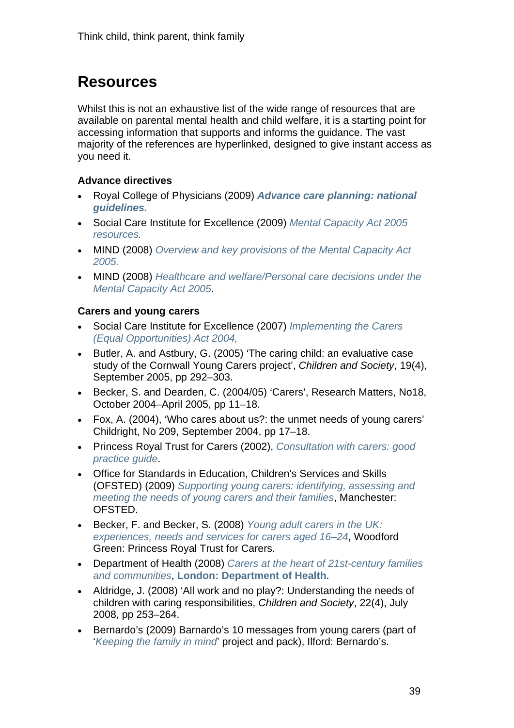# Resources

Whilst this is not an exhaustive list of the wide range of resources that are available on parental mental health and child welfare, it is a starting point for accessing information that supports and informs the guidance. The vast majority of the references are hyperlinked, designed to give instant access as you need it.

### Advance directives

- Royal College of Physicians (2009) ***Advance care planning: national guidelines.***
- Social Care Institute for Excellence (2009) *Mental Capacity Act 2005 resources.*
- MIND (2008) *Overview and key provisions of the Mental Capacity Act 2005.*
- MIND (2008) *Healthcare and welfare/Personal care decisions under the Mental Capacity Act 2005.*

### Carers and young carers

- Social Care Institute for Excellence (2007) *Implementing the Carers (Equal Opportunities) Act 2004,*
- Butler, A. and Astbury, G. (2005) 'The caring child: an evaluative case study of the Cornwall Young Carers project', *Children and Society*, 19(4), September 2005, pp 292–303.
- Becker, S. and Dearden, C. (2004/05) 'Carers', Research Matters, No18, October 2004–April 2005, pp 11–18.
- Fox, A. (2004), 'Who cares about us?: the unmet needs of young carers' Childright, No 209, September 2004, pp 17–18.
- Princess Royal Trust for Carers (2002), *Consultation with carers: good practice guide*.
- Office for Standards in Education, Children's Services and Skills (OFSTED) (2009) *Supporting young carers: identifying, assessing and meeting the needs of young carers and their families*, Manchester: OFSTED.
- Becker, F. and Becker, S. (2008) *Young adult carers in the UK: experiences, needs and services for carers aged 16–24*, Woodford Green: Princess Royal Trust for Carers.
- Department of Health (2008) *Carers at the heart of 21st-century families and communities*, **London: Department of Health**.
- Aldridge, J. (2008) 'All work and no play?: Understanding the needs of children with caring responsibilities, *Children and Society*, 22(4), July 2008, pp 253–264.
- Bernardo's (2009) Barnardo's 10 messages from young carers (part of '*Keeping the family in mind*' project and pack), Ilford: Bernardo's.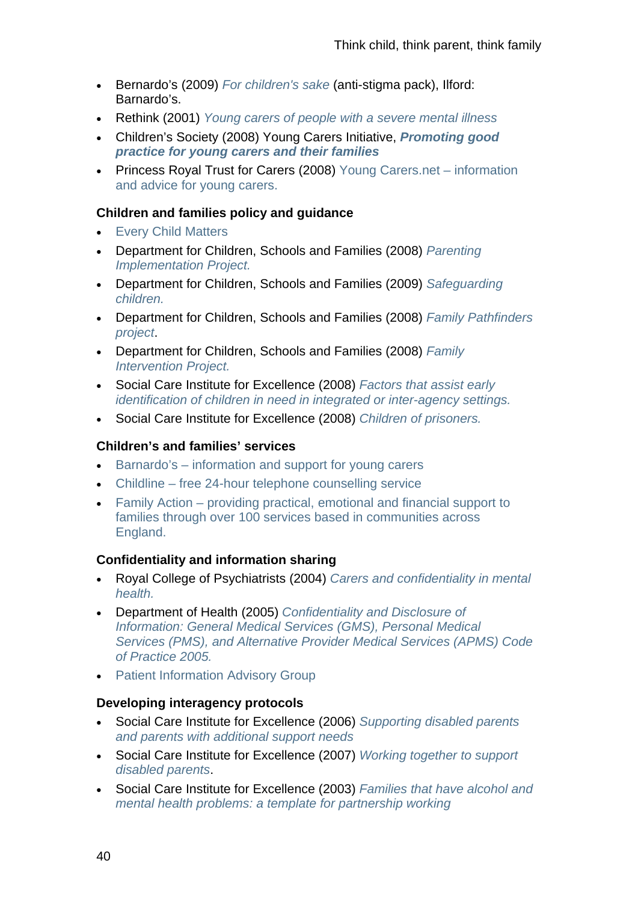- Bernardo's (2009) *For children's sake* (anti-stigma pack), Ilford: Barnardo's.
- Rethink (2001) *Young carers of people with a severe mental illness*
- Children's Society (2008) Young Carers Initiative, ***Promoting good practice for young carers and their families***
- Princess Royal Trust for Carers (2008) Young Carers.net – information and advice for young carers.

### Children and families policy and guidance

- Every Child Matters
- Department for Children, Schools and Families (2008) *Parenting Implementation Project.*
- Department for Children, Schools and Families (2009) *Safeguarding children.*
- Department for Children, Schools and Families (2008) *Family Pathfinders project*.
- Department for Children, Schools and Families (2008) *Family Intervention Project.*
- Social Care Institute for Excellence (2008) *Factors that assist early identification of children in need in integrated or inter-agency settings.*
- Social Care Institute for Excellence (2008) *Children of prisoners.*

### Children's and families' services

- Barnardo's – information and support for young carers
- Childline – free 24-hour telephone counselling service
- Family Action – providing practical, emotional and financial support to families through over 100 services based in communities across England.

### Confidentiality and information sharing

- Royal College of Psychiatrists (2004) *Carers and confidentiality in mental health.*
- Department of Health (2005) *Confidentiality and Disclosure of Information: General Medical Services (GMS), Personal Medical Services (PMS), and Alternative Provider Medical Services (APMS) Code of Practice 2005.*
- Patient Information Advisory Group

### Developing interagency protocols

- Social Care Institute for Excellence (2006) *Supporting disabled parents and parents with additional support needs*
- Social Care Institute for Excellence (2007) *Working together to support disabled parents*.
- Social Care Institute for Excellence (2003) *Families that have alcohol and mental health problems: a template for partnership working*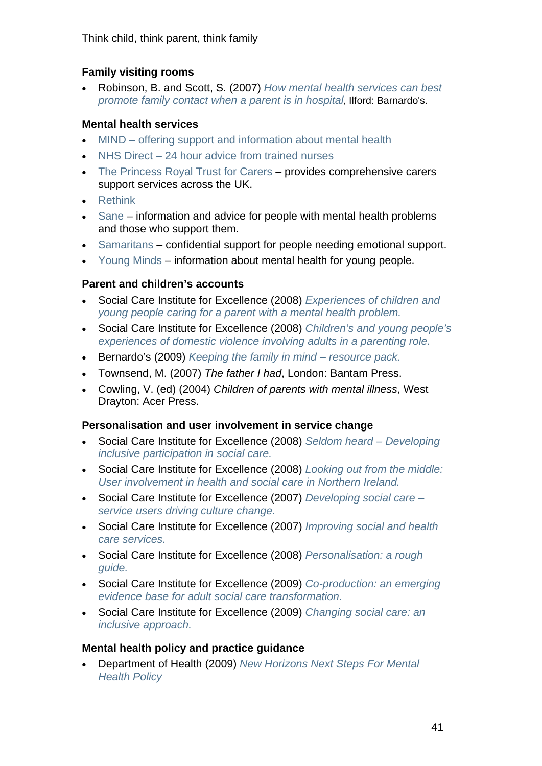### Family visiting rooms

- Robinson, B. and Scott, S. (2007) *How mental health services can best promote family contact when a parent is in hospital*, Ilford: Barnardo's.

### Mental health services

- MIND – offering support and information about mental health
- NHS Direct – 24 hour advice from trained nurses
- The Princess Royal Trust for Carers – provides comprehensive carers support services across the UK.
- Rethink
- Sane – information and advice for people with mental health problems and those who support them.
- Samaritans – confidential support for people needing emotional support.
- Young Minds – information about mental health for young people.

### Parent and children's accounts

- Social Care Institute for Excellence (2008) *Experiences of children and young people caring for a parent with a mental health problem.*
- Social Care Institute for Excellence (2008) *Children's and young people's experiences of domestic violence involving adults in a parenting role.*
- Bernardo's (2009) *Keeping the family in mind – resource pack.*
- Townsend, M. (2007) *The father I had*, London: Bantam Press.
- Cowling, V. (ed) (2004) *Children of parents with mental illness*, West Drayton: Acer Press.

### Personalisation and user involvement in service change

- Social Care Institute for Excellence (2008) *Seldom heard – Developing inclusive participation in social care.*
- Social Care Institute for Excellence (2008) *Looking out from the middle: User involvement in health and social care in Northern Ireland.*
- Social Care Institute for Excellence (2007) *Developing social care – service users driving culture change.*
- Social Care Institute for Excellence (2007) *Improving social and health care services.*
- Social Care Institute for Excellence (2008) *Personalisation: a rough guide.*
- Social Care Institute for Excellence (2009) *Co-production: an emerging evidence base for adult social care transformation.*
- Social Care Institute for Excellence (2009) *Changing social care: an inclusive approach.*

### Mental health policy and practice guidance

- Department of Health (2009) *New Horizons Next Steps For Mental Health Policy*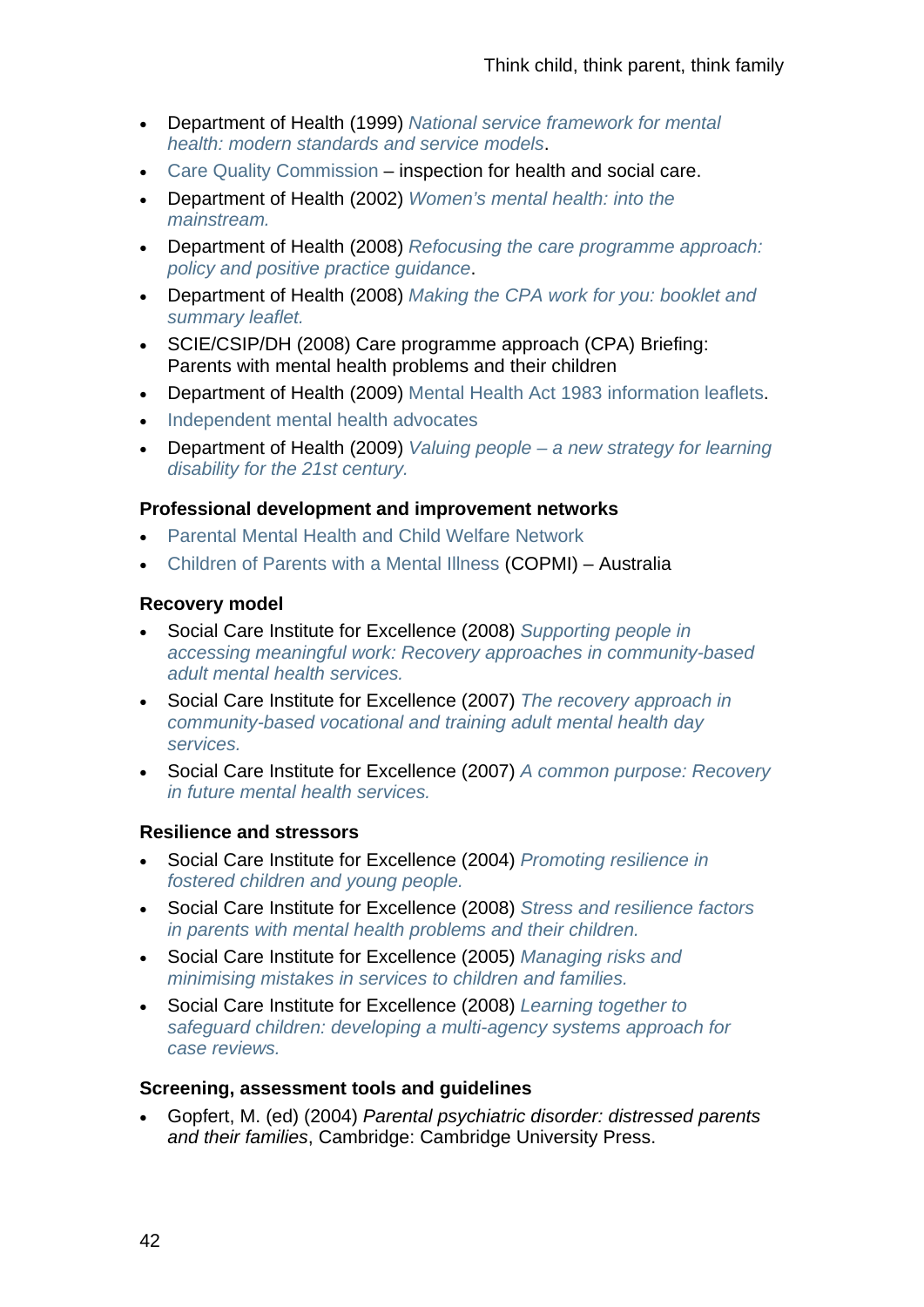- Department of Health (1999) *National service framework for mental health: modern standards and service models*.
- Care Quality Commission – inspection for health and social care.
- Department of Health (2002) *Women's mental health: into the mainstream.*
- Department of Health (2008) *Refocusing the care programme approach: policy and positive practice guidance*.
- Department of Health (2008) *Making the CPA work for you: booklet and summary leaflet.*
- SCIE/CSIP/DH (2008) Care programme approach (CPA) Briefing: Parents with mental health problems and their children
- Department of Health (2009) Mental Health Act 1983 information leaflets.
- Independent mental health advocates
- Department of Health (2009) *Valuing people – a new strategy for learning disability for the 21st century.*

**Professional development and improvement networks**

- Parental Mental Health and Child Welfare Network
- Children of Parents with a Mental Illness (COPMI) – Australia

**Recovery model**

- Social Care Institute for Excellence (2008) *Supporting people in accessing meaningful work: Recovery approaches in community-based adult mental health services.*
- Social Care Institute for Excellence (2007) *The recovery approach in community-based vocational and training adult mental health day services.*
- Social Care Institute for Excellence (2007) *A common purpose: Recovery in future mental health services.*

**Resilience and stressors**

- Social Care Institute for Excellence (2004) *Promoting resilience in fostered children and young people.*
- Social Care Institute for Excellence (2008) *Stress and resilience factors in parents with mental health problems and their children.*
- Social Care Institute for Excellence (2005) *Managing risks and minimising mistakes in services to children and families.*
- Social Care Institute for Excellence (2008) *Learning together to safeguard children: developing a multi-agency systems approach for case reviews.*

**Screening, assessment tools and guidelines**

- Gopfert, M. (ed) (2004) *Parental psychiatric disorder: distressed parents and their families*, Cambridge: Cambridge University Press.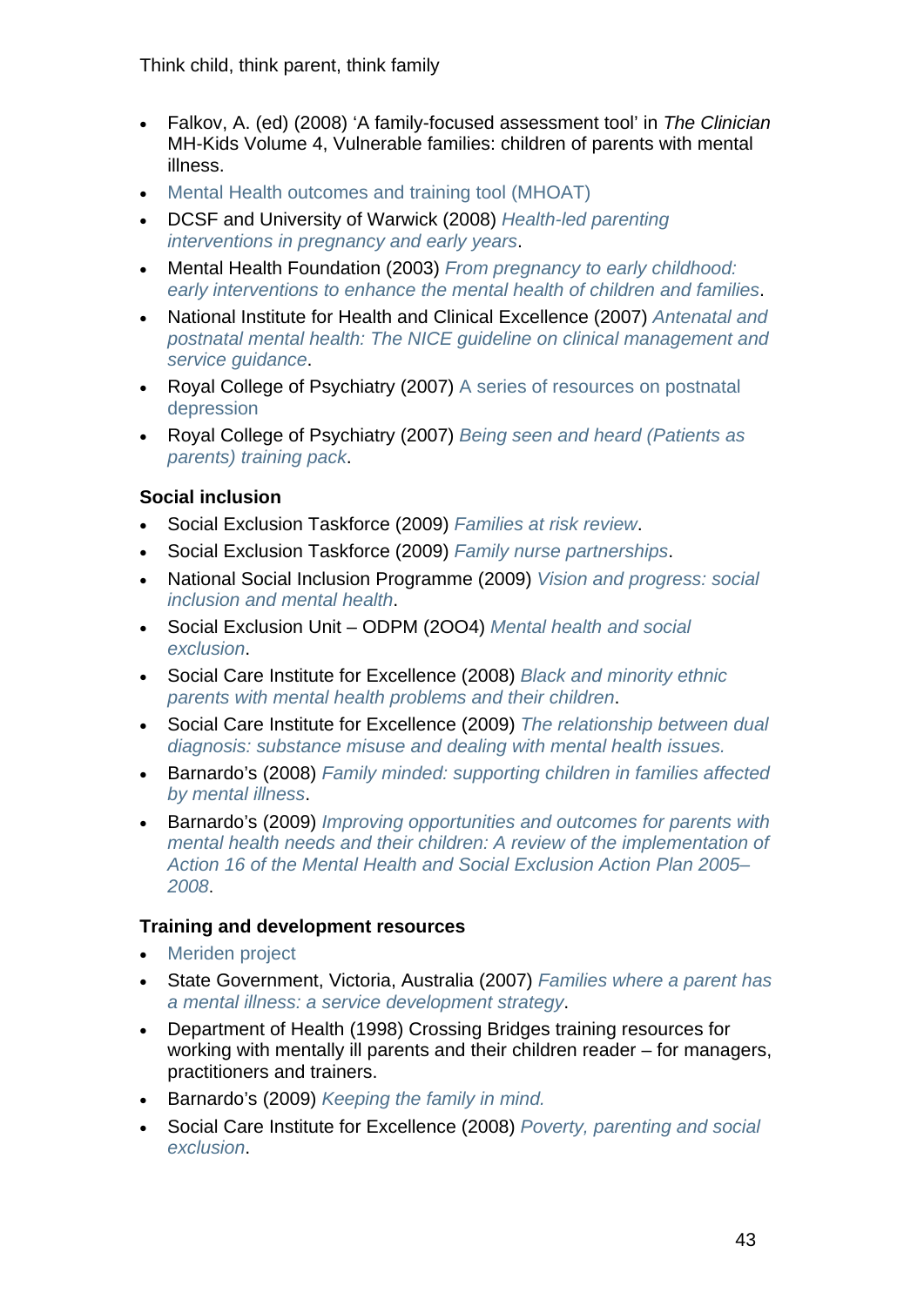- Falkov, A. (ed) (2008) 'A family-focused assessment tool' in *The Clinician* MH-Kids Volume 4, Vulnerable families: children of parents with mental illness.
- Mental Health outcomes and training tool (MHOAT)
- DCSF and University of Warwick (2008) *Health-led parenting interventions in pregnancy and early years*.
- Mental Health Foundation (2003) *From pregnancy to early childhood: early interventions to enhance the mental health of children and families*.
- National Institute for Health and Clinical Excellence (2007) *Antenatal and postnatal mental health: The NICE guideline on clinical management and service guidance*.
- Royal College of Psychiatry (2007) A series of resources on postnatal depression
- Royal College of Psychiatry (2007) *Being seen and heard (Patients as parents) training pack*.

**Social inclusion**

- Social Exclusion Taskforce (2009) *Families at risk review*.
- Social Exclusion Taskforce (2009) *Family nurse partnerships*.
- National Social Inclusion Programme (2009) *Vision and progress: social inclusion and mental health*.
- Social Exclusion Unit – ODPM (2OO4) *Mental health and social exclusion*.
- Social Care Institute for Excellence (2008) *Black and minority ethnic parents with mental health problems and their children*.
- Social Care Institute for Excellence (2009) *The relationship between dual diagnosis: substance misuse and dealing with mental health issues.*
- Barnardo's (2008) *Family minded: supporting children in families affected by mental illness*.
- Barnardo's (2009) *Improving opportunities and outcomes for parents with mental health needs and their children: A review of the implementation of Action 16 of the Mental Health and Social Exclusion Action Plan 2005–2008*.

**Training and development resources**

- Meriden project
- State Government, Victoria, Australia (2007) *Families where a parent has a mental illness: a service development strategy*.
- Department of Health (1998) Crossing Bridges training resources for working with mentally ill parents and their children reader – for managers, practitioners and trainers.
- Barnardo's (2009) *Keeping the family in mind.*
- Social Care Institute for Excellence (2008) *Poverty, parenting and social exclusion*.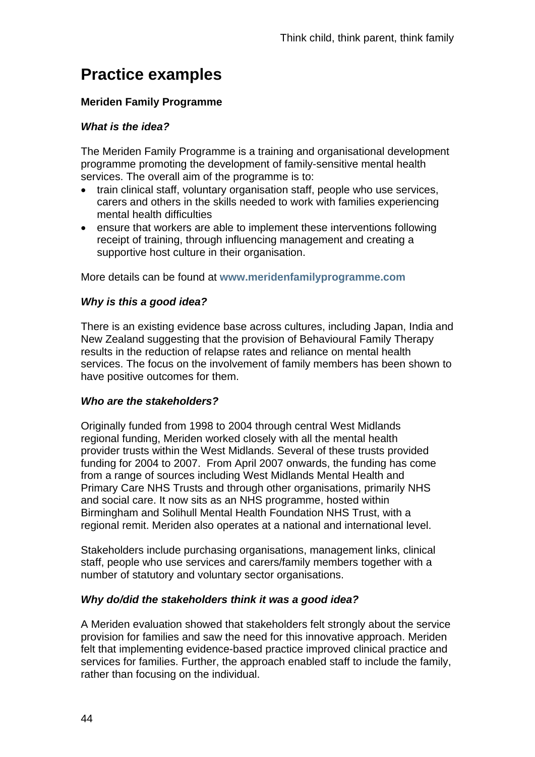# Practice examples

### Meriden Family Programme

#### *What is the idea?*

The Meriden Family Programme is a training and organisational development programme promoting the development of family-sensitive mental health services. The overall aim of the programme is to:

- train clinical staff, voluntary organisation staff, people who use services, carers and others in the skills needed to work with families experiencing mental health difficulties
- ensure that workers are able to implement these interventions following receipt of training, through influencing management and creating a supportive host culture in their organisation.

More details can be found at **www.meridenfamilyprogramme.com**

#### *Why is this a good idea?*

There is an existing evidence base across cultures, including Japan, India and New Zealand suggesting that the provision of Behavioural Family Therapy results in the reduction of relapse rates and reliance on mental health services. The focus on the involvement of family members has been shown to have positive outcomes for them.

#### *Who are the stakeholders?*

Originally funded from 1998 to 2004 through central West Midlands regional funding, Meriden worked closely with all the mental health provider trusts within the West Midlands. Several of these trusts provided funding for 2004 to 2007. From April 2007 onwards, the funding has come from a range of sources including West Midlands Mental Health and Primary Care NHS Trusts and through other organisations, primarily NHS and social care. It now sits as an NHS programme, hosted within Birmingham and Solihull Mental Health Foundation NHS Trust, with a regional remit. Meriden also operates at a national and international level.

Stakeholders include purchasing organisations, management links, clinical staff, people who use services and carers/family members together with a number of statutory and voluntary sector organisations.

#### *Why do/did the stakeholders think it was a good idea?*

A Meriden evaluation showed that stakeholders felt strongly about the service provision for families and saw the need for this innovative approach. Meriden felt that implementing evidence-based practice improved clinical practice and services for families. Further, the approach enabled staff to include the family, rather than focusing on the individual.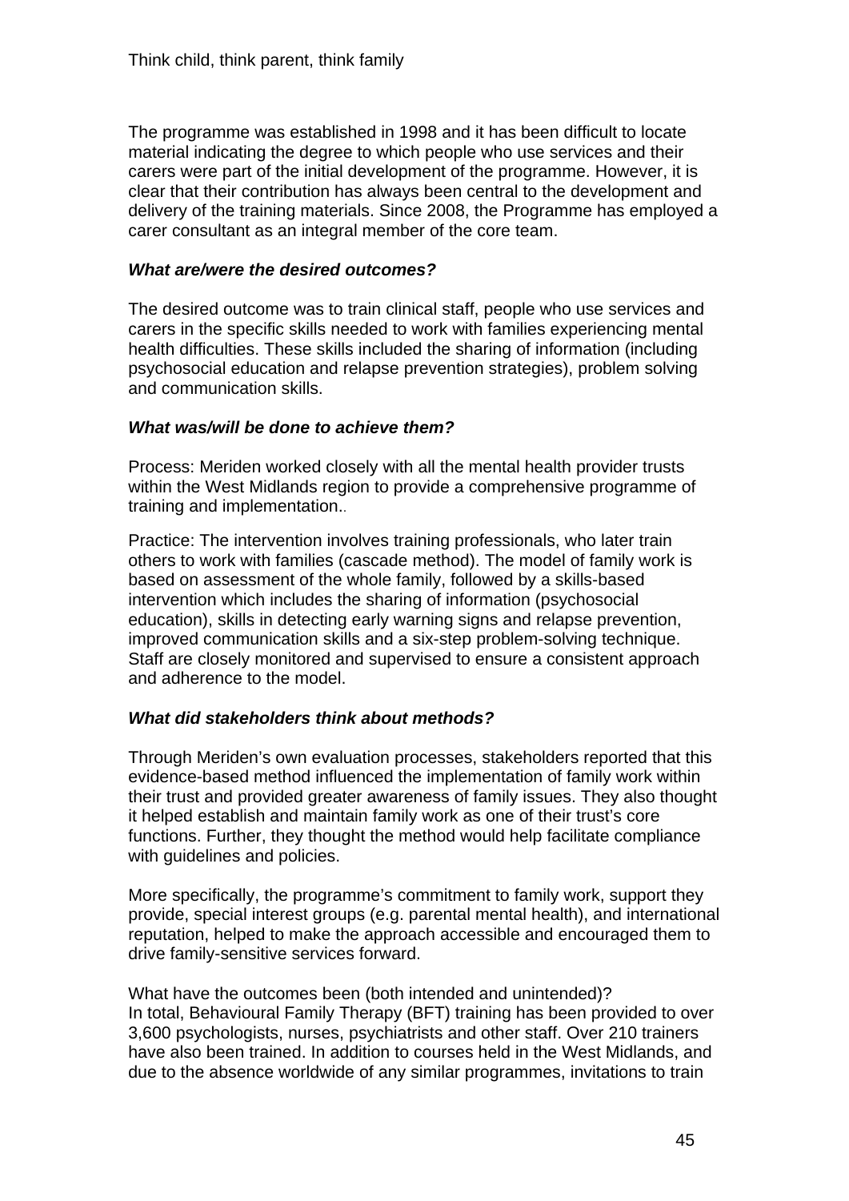The programme was established in 1998 and it has been difficult to locate material indicating the degree to which people who use services and their carers were part of the initial development of the programme. However, it is clear that their contribution has always been central to the development and delivery of the training materials. Since 2008, the Programme has employed a carer consultant as an integral member of the core team.

***What are/were the desired outcomes?***

The desired outcome was to train clinical staff, people who use services and carers in the specific skills needed to work with families experiencing mental health difficulties. These skills included the sharing of information (including psychosocial education and relapse prevention strategies), problem solving and communication skills.

***What was/will be done to achieve them?***

Process: Meriden worked closely with all the mental health provider trusts within the West Midlands region to provide a comprehensive programme of training and implementation..

Practice: The intervention involves training professionals, who later train others to work with families (cascade method). The model of family work is based on assessment of the whole family, followed by a skills-based intervention which includes the sharing of information (psychosocial education), skills in detecting early warning signs and relapse prevention, improved communication skills and a six-step problem-solving technique. Staff are closely monitored and supervised to ensure a consistent approach and adherence to the model.

***What did stakeholders think about methods?***

Through Meriden's own evaluation processes, stakeholders reported that this evidence-based method influenced the implementation of family work within their trust and provided greater awareness of family issues. They also thought it helped establish and maintain family work as one of their trust's core functions. Further, they thought the method would help facilitate compliance with guidelines and policies.

More specifically, the programme's commitment to family work, support they provide, special interest groups (e.g. parental mental health), and international reputation, helped to make the approach accessible and encouraged them to drive family-sensitive services forward.

What have the outcomes been (both intended and unintended)?
In total, Behavioural Family Therapy (BFT) training has been provided to over 3,600 psychologists, nurses, psychiatrists and other staff. Over 210 trainers have also been trained. In addition to courses held in the West Midlands, and due to the absence worldwide of any similar programmes, invitations to train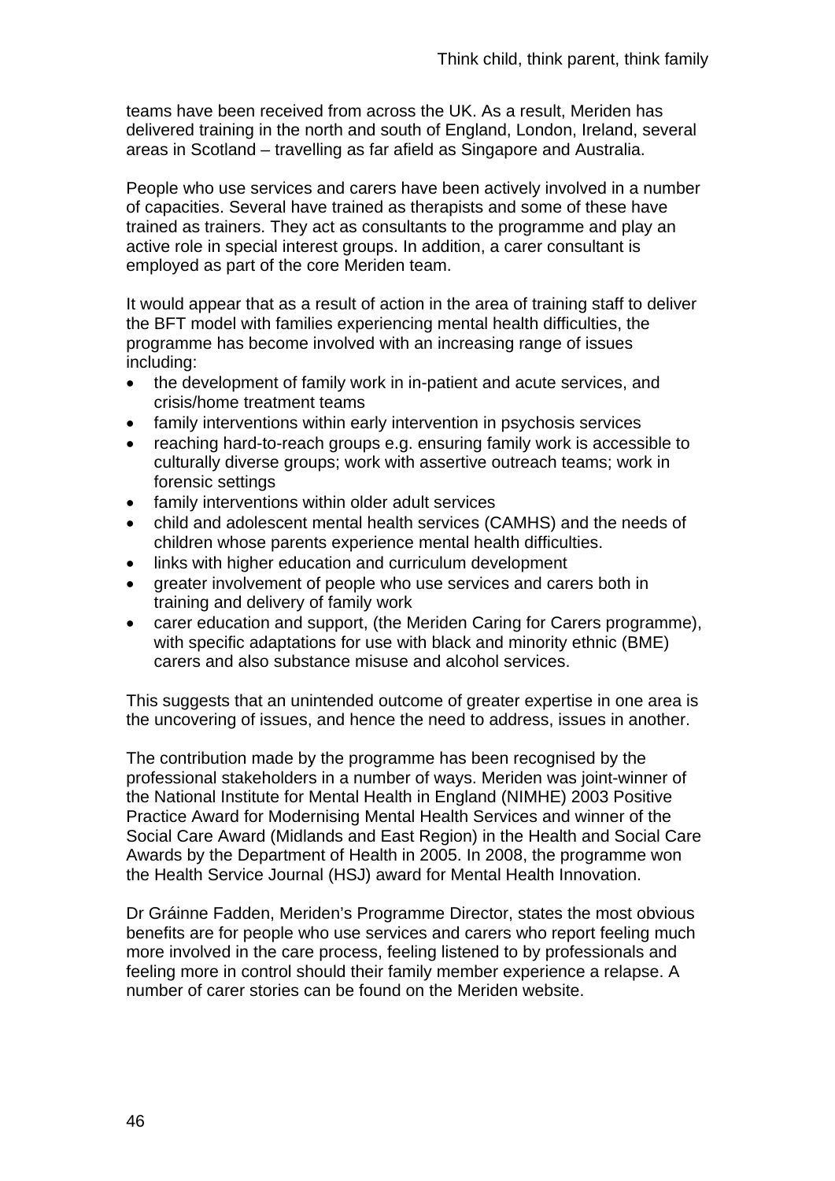teams have been received from across the UK. As a result, Meriden has delivered training in the north and south of England, London, Ireland, several areas in Scotland – travelling as far afield as Singapore and Australia.

People who use services and carers have been actively involved in a number of capacities. Several have trained as therapists and some of these have trained as trainers. They act as consultants to the programme and play an active role in special interest groups. In addition, a carer consultant is employed as part of the core Meriden team.

It would appear that as a result of action in the area of training staff to deliver the BFT model with families experiencing mental health difficulties, the programme has become involved with an increasing range of issues including:

- the development of family work in in-patient and acute services, and crisis/home treatment teams
- family interventions within early intervention in psychosis services
- reaching hard-to-reach groups e.g. ensuring family work is accessible to culturally diverse groups; work with assertive outreach teams; work in forensic settings
- family interventions within older adult services
- child and adolescent mental health services (CAMHS) and the needs of children whose parents experience mental health difficulties.
- links with higher education and curriculum development
- greater involvement of people who use services and carers both in training and delivery of family work
- carer education and support, (the Meriden Caring for Carers programme), with specific adaptations for use with black and minority ethnic (BME) carers and also substance misuse and alcohol services.

This suggests that an unintended outcome of greater expertise in one area is the uncovering of issues, and hence the need to address, issues in another.

The contribution made by the programme has been recognised by the professional stakeholders in a number of ways. Meriden was joint-winner of the National Institute for Mental Health in England (NIMHE) 2003 Positive Practice Award for Modernising Mental Health Services and winner of the Social Care Award (Midlands and East Region) in the Health and Social Care Awards by the Department of Health in 2005. In 2008, the programme won the Health Service Journal (HSJ) award for Mental Health Innovation.

Dr Gráinne Fadden, Meriden's Programme Director, states the most obvious benefits are for people who use services and carers who report feeling much more involved in the care process, feeling listened to by professionals and feeling more in control should their family member experience a relapse. A number of carer stories can be found on the Meriden website.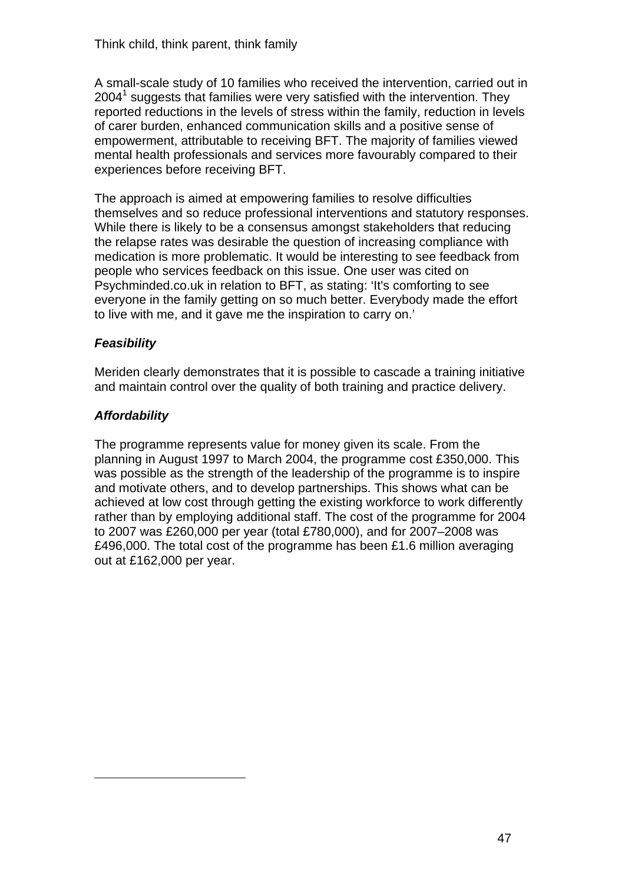A small-scale study of 10 families who received the intervention, carried out in 2004[1] suggests that families were very satisfied with the intervention. They reported reductions in the levels of stress within the family, reduction in levels of carer burden, enhanced communication skills and a positive sense of empowerment, attributable to receiving BFT. The majority of families viewed mental health professionals and services more favourably compared to their experiences before receiving BFT.

The approach is aimed at empowering families to resolve difficulties themselves and so reduce professional interventions and statutory responses. While there is likely to be a consensus amongst stakeholders that reducing the relapse rates was desirable the question of increasing compliance with medication is more problematic. It would be interesting to see feedback from people who services feedback on this issue. One user was cited on Psychminded.co.uk in relation to BFT, as stating: 'It's comforting to see everyone in the family getting on so much better. Everybody made the effort to live with me, and it gave me the inspiration to carry on.'

### *Feasibility*

Meriden clearly demonstrates that it is possible to cascade a training initiative and maintain control over the quality of both training and practice delivery.

### *Affordability*

The programme represents value for money given its scale. From the planning in August 1997 to March 2004, the programme cost £350,000. This was possible as the strength of the leadership of the programme is to inspire and motivate others, and to develop partnerships. This shows what can be achieved at low cost through getting the existing workforce to work differently rather than by employing additional staff. The cost of the programme for 2004 to 2007 was £260,000 per year (total £780,000), and for 2007–2008 was £496,000. The total cost of the programme has been £1.6 million averaging out at £162,000 per year.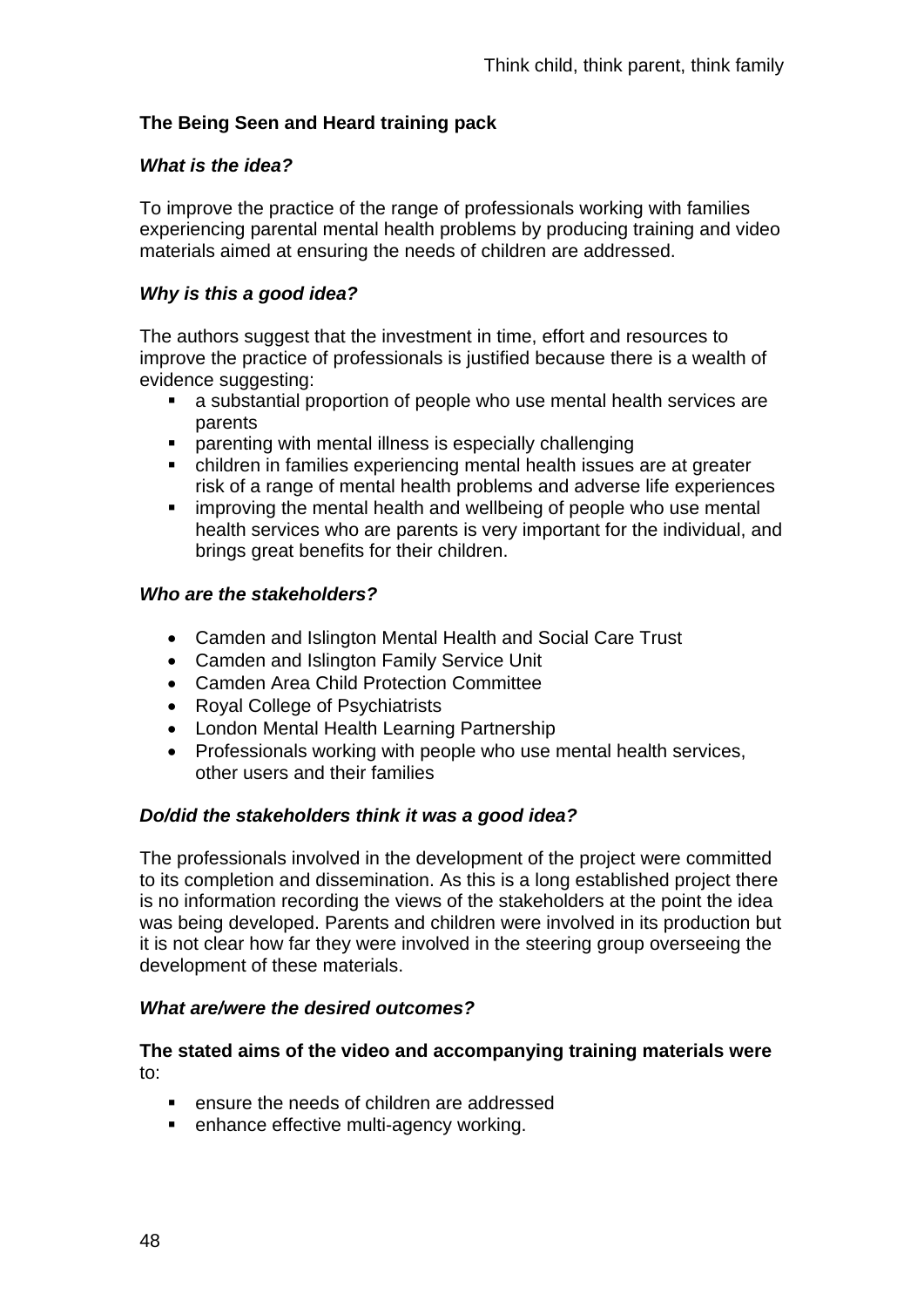**The Being Seen and Heard training pack**

***What is the idea?***

To improve the practice of the range of professionals working with families experiencing parental mental health problems by producing training and video materials aimed at ensuring the needs of children are addressed.

***Why is this a good idea?***

The authors suggest that the investment in time, effort and resources to improve the practice of professionals is justified because there is a wealth of evidence suggesting:

- a substantial proportion of people who use mental health services are parents
- parenting with mental illness is especially challenging
- children in families experiencing mental health issues are at greater risk of a range of mental health problems and adverse life experiences
- improving the mental health and wellbeing of people who use mental health services who are parents is very important for the individual, and brings great benefits for their children.

***Who are the stakeholders?***

- Camden and Islington Mental Health and Social Care Trust
- Camden and Islington Family Service Unit
- Camden Area Child Protection Committee
- Royal College of Psychiatrists
- London Mental Health Learning Partnership
- Professionals working with people who use mental health services, other users and their families

***Do/did the stakeholders think it was a good idea?***

The professionals involved in the development of the project were committed to its completion and dissemination. As this is a long established project there is no information recording the views of the stakeholders at the point the idea was being developed. Parents and children were involved in its production but it is not clear how far they were involved in the steering group overseeing the development of these materials.

***What are/were the desired outcomes?***

**The stated aims of the video and accompanying training materials were** to:

- ensure the needs of children are addressed
- enhance effective multi-agency working.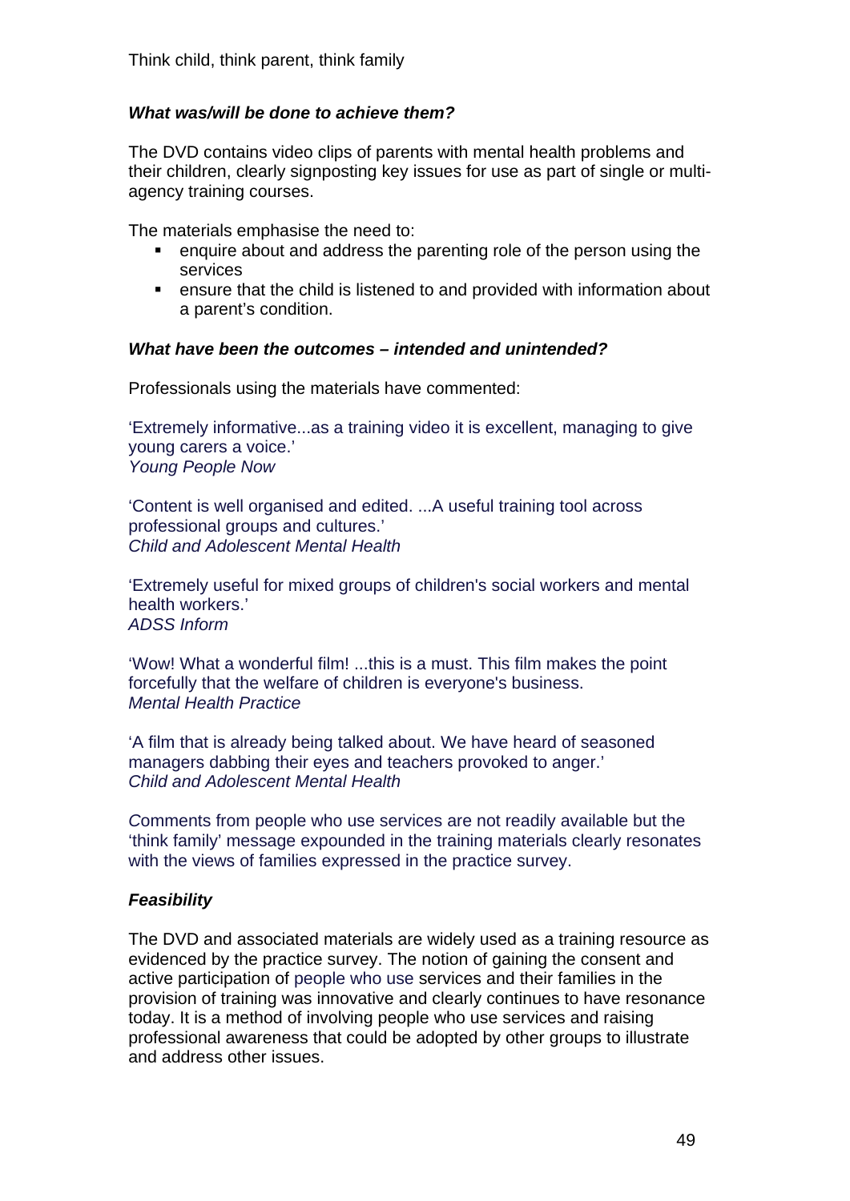***What was/will be done to achieve them?***

The DVD contains video clips of parents with mental health problems and their children, clearly signposting key issues for use as part of single or multi-agency training courses.

The materials emphasise the need to:

- enquire about and address the parenting role of the person using the services
- ensure that the child is listened to and provided with information about a parent's condition.

***What have been the outcomes – intended and unintended?***

Professionals using the materials have commented:

'Extremely informative...as a training video it is excellent, managing to give young carers a voice.'
*Young People Now*

'Content is well organised and edited. ...A useful training tool across professional groups and cultures.'
*Child and Adolescent Mental Health*

'Extremely useful for mixed groups of children's social workers and mental health workers.'
*ADSS Inform*

'Wow! What a wonderful film! ...this is a must. This film makes the point forcefully that the welfare of children is everyone's business.
*Mental Health Practice*

'A film that is already being talked about. We have heard of seasoned managers dabbing their eyes and teachers provoked to anger.'
*Child and Adolescent Mental Health*

Comments from people who use services are not readily available but the 'think family' message expounded in the training materials clearly resonates with the views of families expressed in the practice survey.

***Feasibility***

The DVD and associated materials are widely used as a training resource as evidenced by the practice survey. The notion of gaining the consent and active participation of people who use services and their families in the provision of training was innovative and clearly continues to have resonance today. It is a method of involving people who use services and raising professional awareness that could be adopted by other groups to illustrate and address other issues.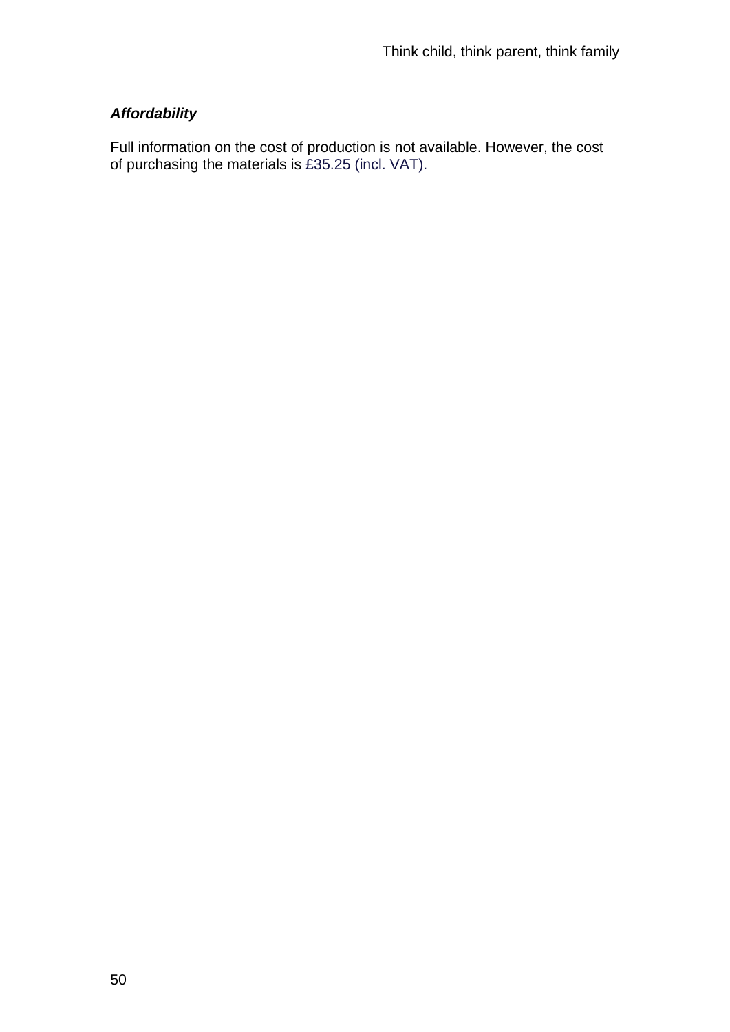***Affordability***

Full information on the cost of production is not available. However, the cost of purchasing the materials is £35.25 (incl. VAT).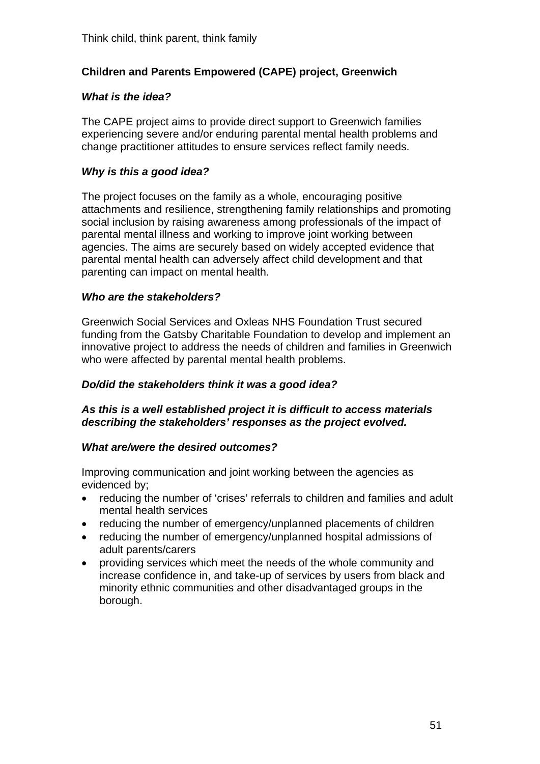**Children and Parents Empowered (CAPE) project, Greenwich**

***What is the idea?***

The CAPE project aims to provide direct support to Greenwich families experiencing severe and/or enduring parental mental health problems and change practitioner attitudes to ensure services reflect family needs.

***Why is this a good idea?***

The project focuses on the family as a whole, encouraging positive attachments and resilience, strengthening family relationships and promoting social inclusion by raising awareness among professionals of the impact of parental mental illness and working to improve joint working between agencies. The aims are securely based on widely accepted evidence that parental mental health can adversely affect child development and that parenting can impact on mental health.

***Who are the stakeholders?***

Greenwich Social Services and Oxleas NHS Foundation Trust secured funding from the Gatsby Charitable Foundation to develop and implement an innovative project to address the needs of children and families in Greenwich who were affected by parental mental health problems.

***Do/did the stakeholders think it was a good idea?***

***As this is a well established project it is difficult to access materials describing the stakeholders' responses as the project evolved.***

***What are/were the desired outcomes?***

Improving communication and joint working between the agencies as evidenced by;

- reducing the number of 'crises' referrals to children and families and adult mental health services
- reducing the number of emergency/unplanned placements of children
- reducing the number of emergency/unplanned hospital admissions of adult parents/carers
- providing services which meet the needs of the whole community and increase confidence in, and take-up of services by users from black and minority ethnic communities and other disadvantaged groups in the borough.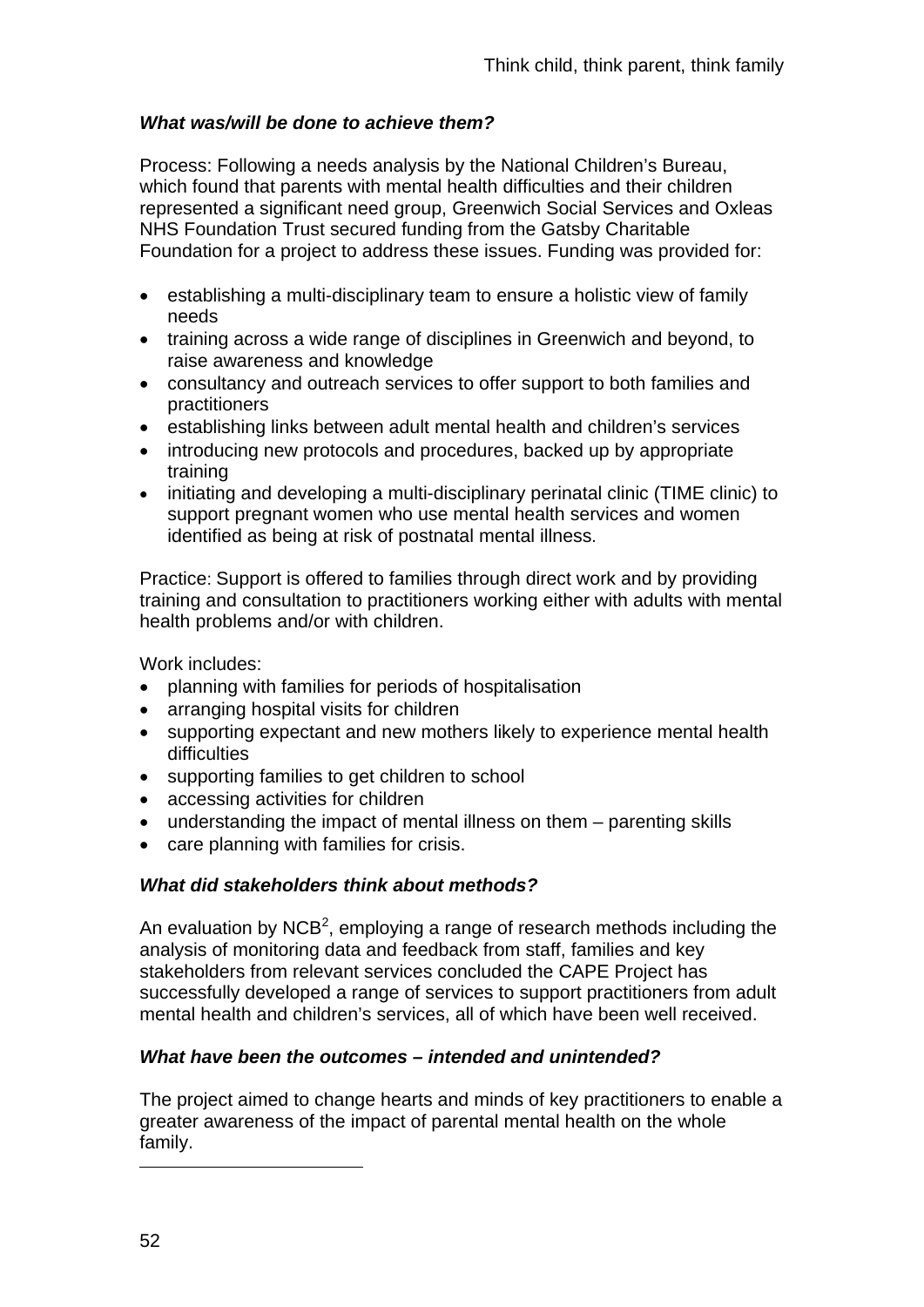***What was/will be done to achieve them?***

Process: Following a needs analysis by the National Children's Bureau, which found that parents with mental health difficulties and their children represented a significant need group, Greenwich Social Services and Oxleas NHS Foundation Trust secured funding from the Gatsby Charitable Foundation for a project to address these issues. Funding was provided for:

- establishing a multi-disciplinary team to ensure a holistic view of family needs
- training across a wide range of disciplines in Greenwich and beyond, to raise awareness and knowledge
- consultancy and outreach services to offer support to both families and practitioners
- establishing links between adult mental health and children's services
- introducing new protocols and procedures, backed up by appropriate training
- initiating and developing a multi-disciplinary perinatal clinic (TIME clinic) to support pregnant women who use mental health services and women identified as being at risk of postnatal mental illness.

Practice: Support is offered to families through direct work and by providing training and consultation to practitioners working either with adults with mental health problems and/or with children.

Work includes:

- planning with families for periods of hospitalisation
- arranging hospital visits for children
- supporting expectant and new mothers likely to experience mental health difficulties
- supporting families to get children to school
- accessing activities for children
- understanding the impact of mental illness on them – parenting skills
- care planning with families for crisis.

***What did stakeholders think about methods?***

An evaluation by NCB[2], employing a range of research methods including the analysis of monitoring data and feedback from staff, families and key stakeholders from relevant services concluded the CAPE Project has successfully developed a range of services to support practitioners from adult mental health and children's services, all of which have been well received.

***What have been the outcomes – intended and unintended?***

The project aimed to change hearts and minds of key practitioners to enable a greater awareness of the impact of parental mental health on the whole family.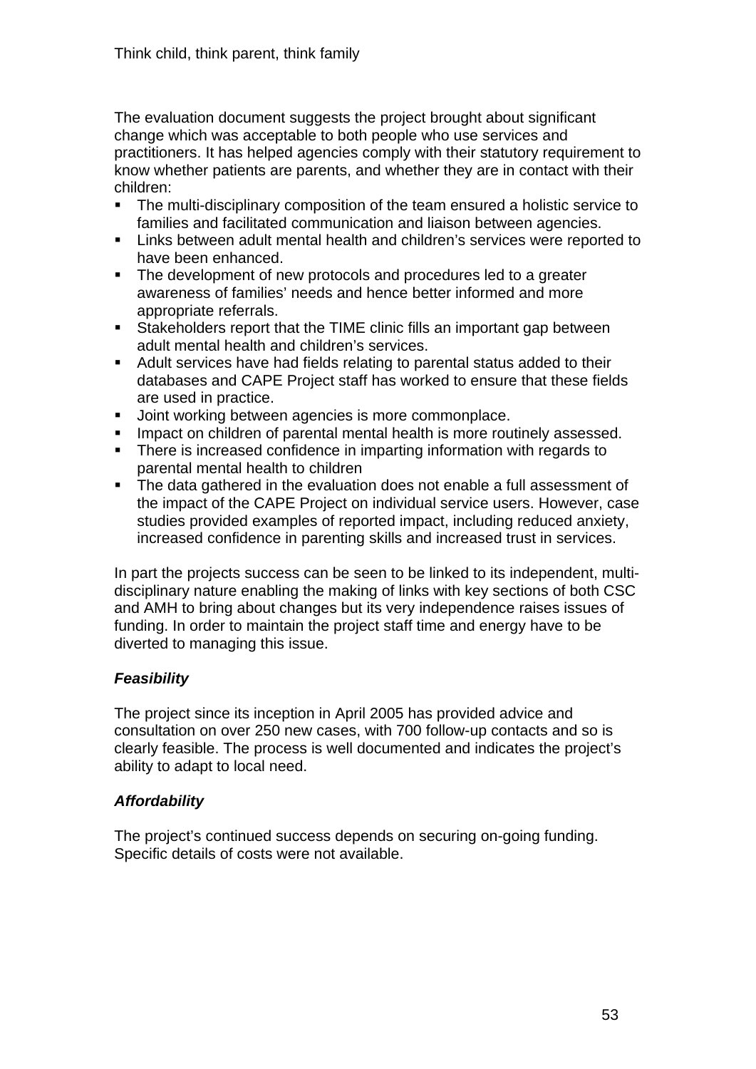The evaluation document suggests the project brought about significant change which was acceptable to both people who use services and practitioners. It has helped agencies comply with their statutory requirement to know whether patients are parents, and whether they are in contact with their children:

- The multi-disciplinary composition of the team ensured a holistic service to families and facilitated communication and liaison between agencies.
- Links between adult mental health and children's services were reported to have been enhanced.
- The development of new protocols and procedures led to a greater awareness of families' needs and hence better informed and more appropriate referrals.
- Stakeholders report that the TIME clinic fills an important gap between adult mental health and children's services.
- Adult services have had fields relating to parental status added to their databases and CAPE Project staff has worked to ensure that these fields are used in practice.
- Joint working between agencies is more commonplace.
- Impact on children of parental mental health is more routinely assessed.
- There is increased confidence in imparting information with regards to parental mental health to children
- The data gathered in the evaluation does not enable a full assessment of the impact of the CAPE Project on individual service users. However, case studies provided examples of reported impact, including reduced anxiety, increased confidence in parenting skills and increased trust in services.

In part the projects success can be seen to be linked to its independent, multi-disciplinary nature enabling the making of links with key sections of both CSC and AMH to bring about changes but its very independence raises issues of funding. In order to maintain the project staff time and energy have to be diverted to managing this issue.

***Feasibility***

The project since its inception in April 2005 has provided advice and consultation on over 250 new cases, with 700 follow-up contacts and so is clearly feasible. The process is well documented and indicates the project's ability to adapt to local need.

***Affordability***

The project's continued success depends on securing on-going funding. Specific details of costs were not available.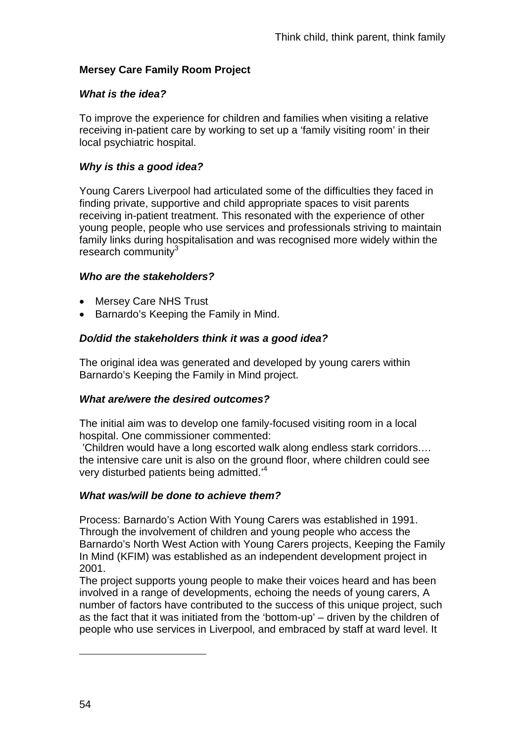**Mersey Care Family Room Project**

***What is the idea?***

To improve the experience for children and families when visiting a relative receiving in-patient care by working to set up a 'family visiting room' in their local psychiatric hospital.

***Why is this a good idea?***

Young Carers Liverpool had articulated some of the difficulties they faced in finding private, supportive and child appropriate spaces to visit parents receiving in-patient treatment. This resonated with the experience of other young people, people who use services and professionals striving to maintain family links during hospitalisation and was recognised more widely within the research community[3]

***Who are the stakeholders?***

- Mersey Care NHS Trust
- Barnardo's Keeping the Family in Mind.

***Do/did the stakeholders think it was a good idea?***

The original idea was generated and developed by young carers within Barnardo's Keeping the Family in Mind project.

***What are/were the desired outcomes?***

The initial aim was to develop one family-focused visiting room in a local hospital. One commissioner commented:
'Children would have a long escorted walk along endless stark corridors.... the intensive care unit is also on the ground floor, where children could see very disturbed patients being admitted.'[4]

***What was/will be done to achieve them?***

Process: Barnardo's Action With Young Carers was established in 1991. Through the involvement of children and young people who access the Barnardo's North West Action with Young Carers projects, Keeping the Family In Mind (KFIM) was established as an independent development project in 2001.
The project supports young people to make their voices heard and has been involved in a range of developments, echoing the needs of young carers, A number of factors have contributed to the success of this unique project, such as the fact that it was initiated from the 'bottom-up' – driven by the children of people who use services in Liverpool, and embraced by staff at ward level. It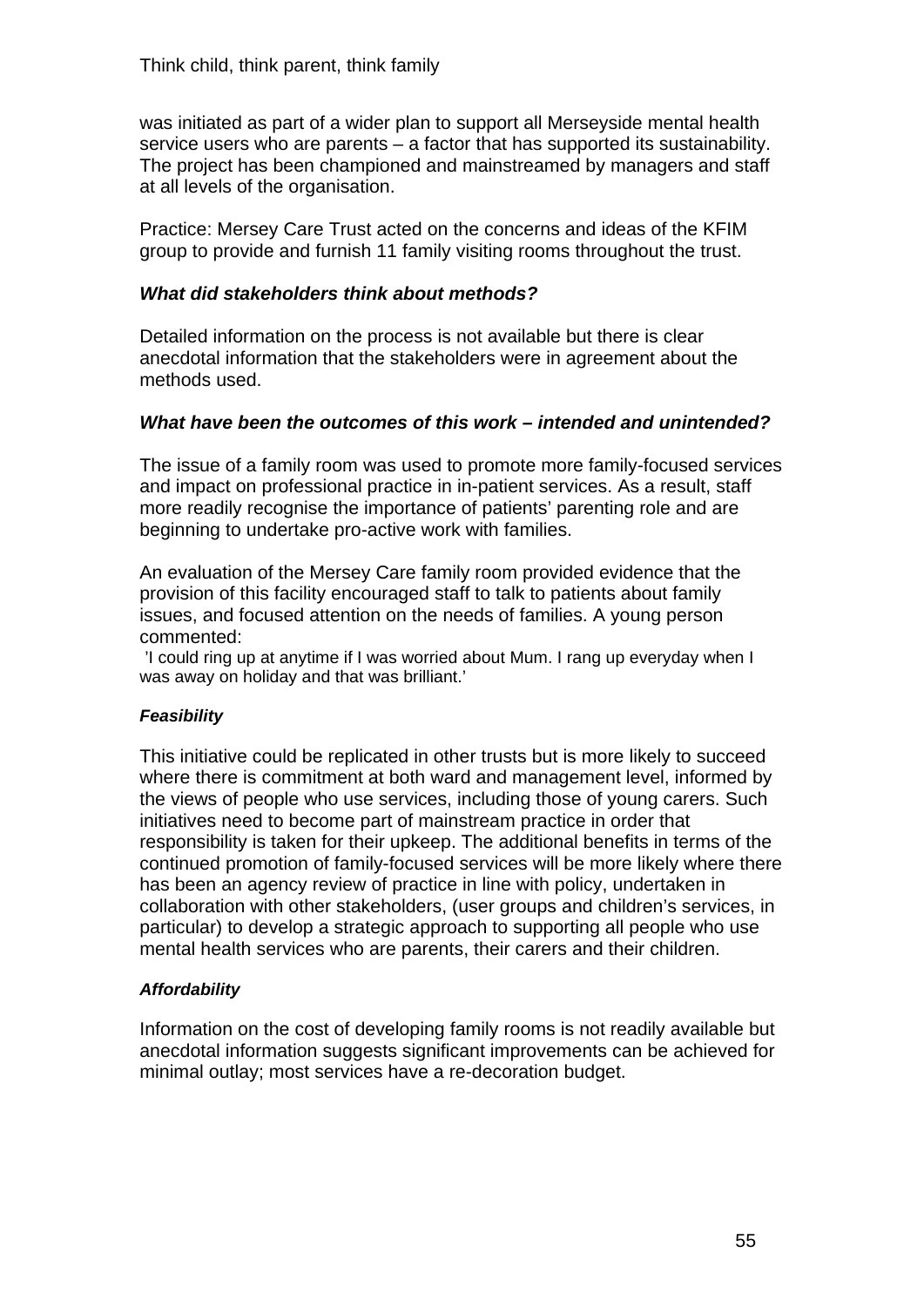was initiated as part of a wider plan to support all Merseyside mental health service users who are parents – a factor that has supported its sustainability. The project has been championed and mainstreamed by managers and staff at all levels of the organisation.

Practice: Mersey Care Trust acted on the concerns and ideas of the KFIM group to provide and furnish 11 family visiting rooms throughout the trust.

### *What did stakeholders think about methods?*

Detailed information on the process is not available but there is clear anecdotal information that the stakeholders were in agreement about the methods used.

### *What have been the outcomes of this work – intended and unintended?*

The issue of a family room was used to promote more family-focused services and impact on professional practice in in-patient services. As a result, staff more readily recognise the importance of patients' parenting role and are beginning to undertake pro-active work with families.

An evaluation of the Mersey Care family room provided evidence that the provision of this facility encouraged staff to talk to patients about family issues, and focused attention on the needs of families. A young person commented:

'I could ring up at anytime if I was worried about Mum. I rang up everyday when I was away on holiday and that was brilliant.'

#### *Feasibility*

This initiative could be replicated in other trusts but is more likely to succeed where there is commitment at both ward and management level, informed by the views of people who use services, including those of young carers. Such initiatives need to become part of mainstream practice in order that responsibility is taken for their upkeep. The additional benefits in terms of the continued promotion of family-focused services will be more likely where there has been an agency review of practice in line with policy, undertaken in collaboration with other stakeholders, (user groups and children's services, in particular) to develop a strategic approach to supporting all people who use mental health services who are parents, their carers and their children.

#### *Affordability*

Information on the cost of developing family rooms is not readily available but anecdotal information suggests significant improvements can be achieved for minimal outlay; most services have a re-decoration budget.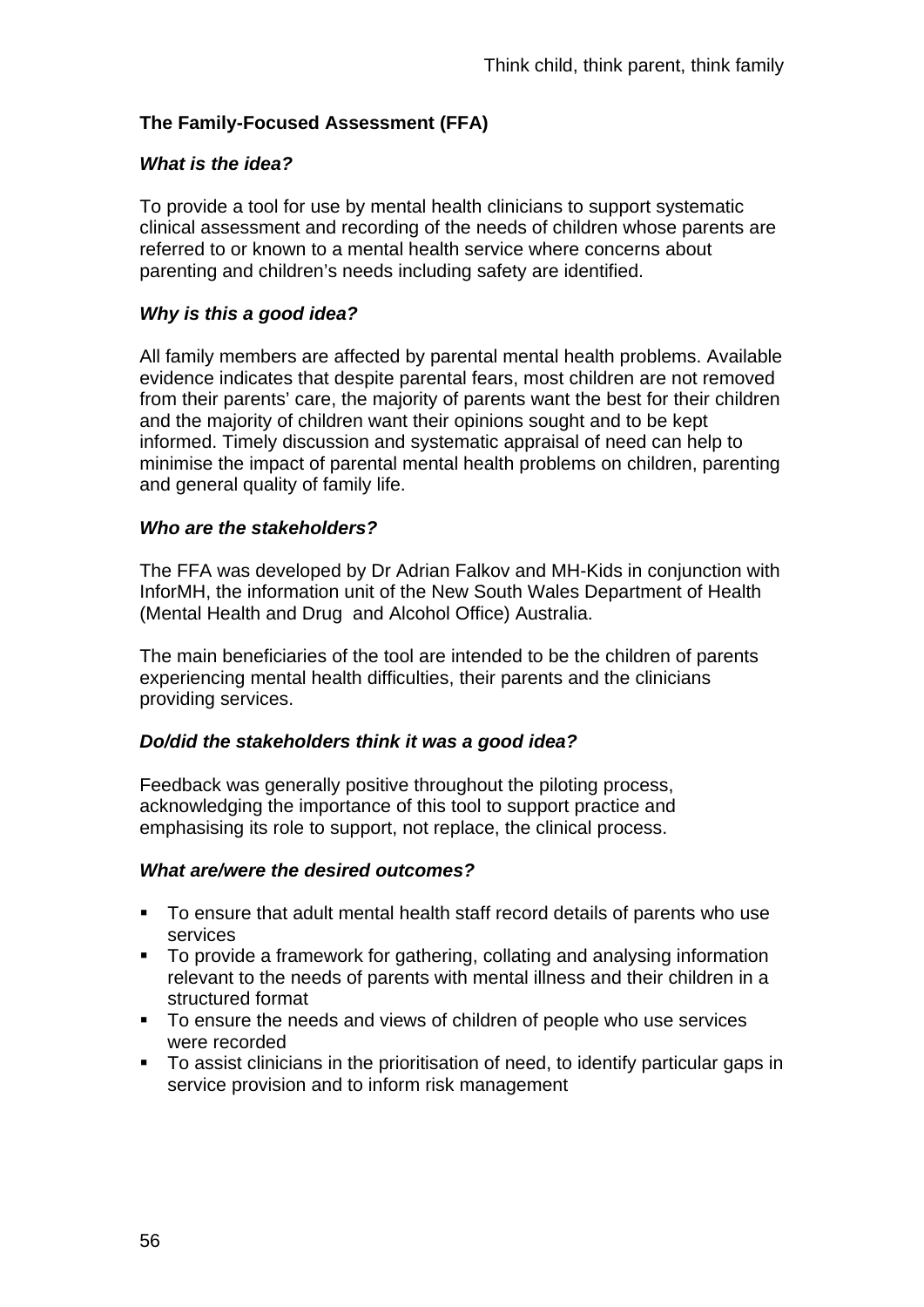## The Family-Focused Assessment (FFA)

### *What is the idea?*

To provide a tool for use by mental health clinicians to support systematic clinical assessment and recording of the needs of children whose parents are referred to or known to a mental health service where concerns about parenting and children's needs including safety are identified.

### *Why is this a good idea?*

All family members are affected by parental mental health problems. Available evidence indicates that despite parental fears, most children are not removed from their parents' care, the majority of parents want the best for their children and the majority of children want their opinions sought and to be kept informed. Timely discussion and systematic appraisal of need can help to minimise the impact of parental mental health problems on children, parenting and general quality of family life.

### *Who are the stakeholders?*

The FFA was developed by Dr Adrian Falkov and MH-Kids in conjunction with InforMH, the information unit of the New South Wales Department of Health (Mental Health and Drug and Alcohol Office) Australia.

The main beneficiaries of the tool are intended to be the children of parents experiencing mental health difficulties, their parents and the clinicians providing services.

### *Do/did the stakeholders think it was a good idea?*

Feedback was generally positive throughout the piloting process, acknowledging the importance of this tool to support practice and emphasising its role to support, not replace, the clinical process.

### *What are/were the desired outcomes?*

- To ensure that adult mental health staff record details of parents who use services
- To provide a framework for gathering, collating and analysing information relevant to the needs of parents with mental illness and their children in a structured format
- To ensure the needs and views of children of people who use services were recorded
- To assist clinicians in the prioritisation of need, to identify particular gaps in service provision and to inform risk management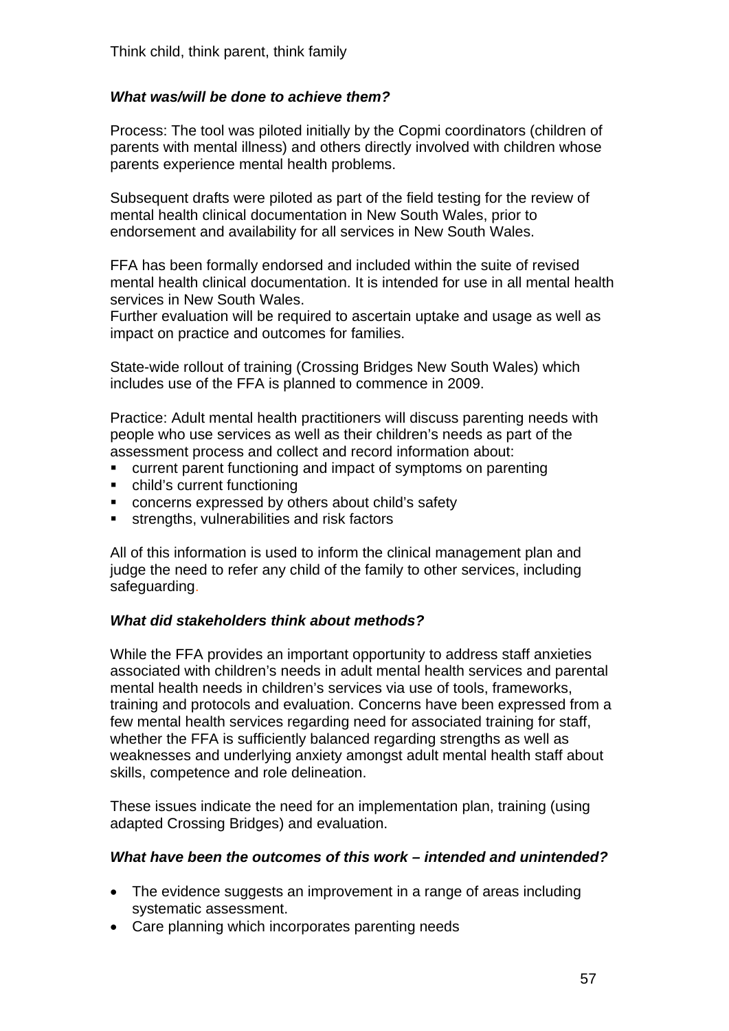### *What was/will be done to achieve them?*

Process: The tool was piloted initially by the Copmi coordinators (children of parents with mental illness) and others directly involved with children whose parents experience mental health problems.

Subsequent drafts were piloted as part of the field testing for the review of mental health clinical documentation in New South Wales, prior to endorsement and availability for all services in New South Wales.

FFA has been formally endorsed and included within the suite of revised mental health clinical documentation. It is intended for use in all mental health services in New South Wales.
Further evaluation will be required to ascertain uptake and usage as well as impact on practice and outcomes for families.

State-wide rollout of training (Crossing Bridges New South Wales) which includes use of the FFA is planned to commence in 2009.

Practice: Adult mental health practitioners will discuss parenting needs with people who use services as well as their children's needs as part of the assessment process and collect and record information about:

- current parent functioning and impact of symptoms on parenting
- child's current functioning
- concerns expressed by others about child's safety
- strengths, vulnerabilities and risk factors

All of this information is used to inform the clinical management plan and judge the need to refer any child of the family to other services, including safeguarding.

### *What did stakeholders think about methods?*

While the FFA provides an important opportunity to address staff anxieties associated with children's needs in adult mental health services and parental mental health needs in children's services via use of tools, frameworks, training and protocols and evaluation. Concerns have been expressed from a few mental health services regarding need for associated training for staff, whether the FFA is sufficiently balanced regarding strengths as well as weaknesses and underlying anxiety amongst adult mental health staff about skills, competence and role delineation.

These issues indicate the need for an implementation plan, training (using adapted Crossing Bridges) and evaluation.

### *What have been the outcomes of this work – intended and unintended?*

- The evidence suggests an improvement in a range of areas including systematic assessment.
- Care planning which incorporates parenting needs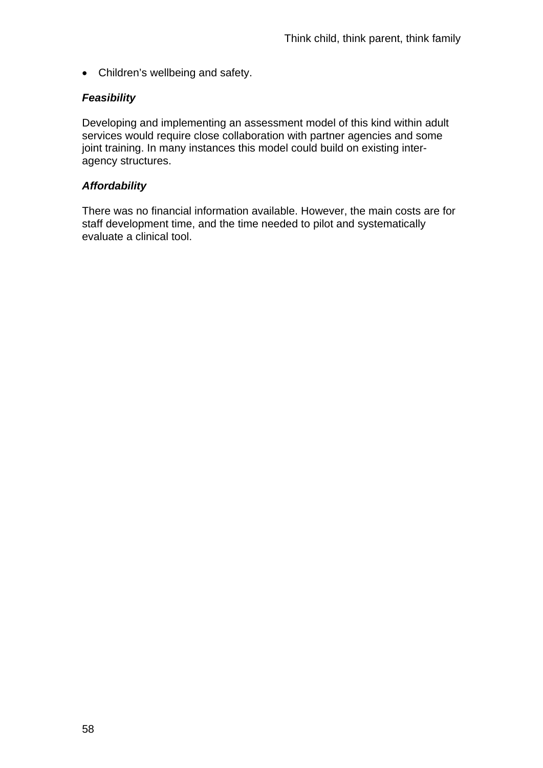- Children's wellbeing and safety.

***Feasibility***

Developing and implementing an assessment model of this kind within adult services would require close collaboration with partner agencies and some joint training. In many instances this model could build on existing inter-agency structures.

***Affordability***

There was no financial information available. However, the main costs are for staff development time, and the time needed to pilot and systematically evaluate a clinical tool.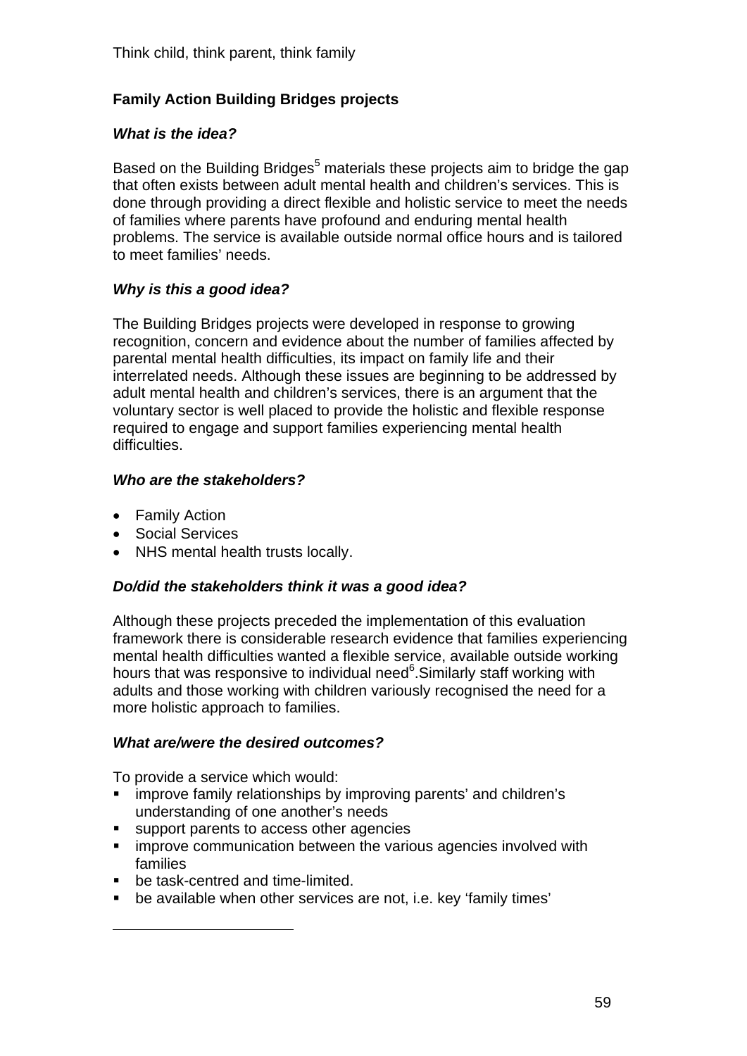### Family Action Building Bridges projects

***What is the idea?***

Based on the Building Bridges[5] materials these projects aim to bridge the gap that often exists between adult mental health and children's services. This is done through providing a direct flexible and holistic service to meet the needs of families where parents have profound and enduring mental health problems. The service is available outside normal office hours and is tailored to meet families' needs.

***Why is this a good idea?***

The Building Bridges projects were developed in response to growing recognition, concern and evidence about the number of families affected by parental mental health difficulties, its impact on family life and their interrelated needs. Although these issues are beginning to be addressed by adult mental health and children's services, there is an argument that the voluntary sector is well placed to provide the holistic and flexible response required to engage and support families experiencing mental health difficulties.

***Who are the stakeholders?***

- Family Action
- Social Services
- NHS mental health trusts locally.

***Do/did the stakeholders think it was a good idea?***

Although these projects preceded the implementation of this evaluation framework there is considerable research evidence that families experiencing mental health difficulties wanted a flexible service, available outside working hours that was responsive to individual need[6].Similarly staff working with adults and those working with children variously recognised the need for a more holistic approach to families.

***What are/were the desired outcomes?***

To provide a service which would:

- improve family relationships by improving parents' and children's understanding of one another's needs
- support parents to access other agencies
- improve communication between the various agencies involved with families
- be task-centred and time-limited.
- be available when other services are not, i.e. key 'family times'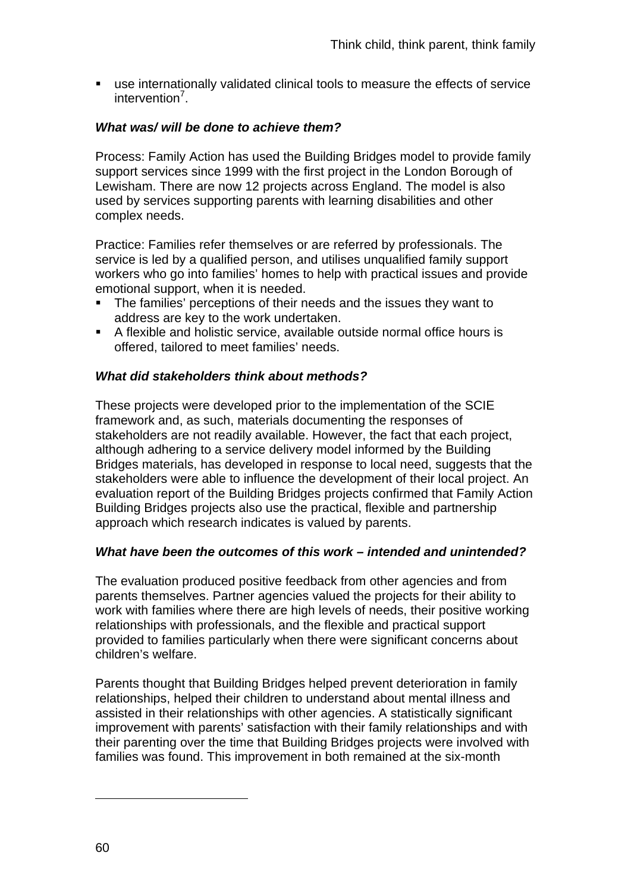- use internationally validated clinical tools to measure the effects of service intervention[7].

***What was/ will be done to achieve them?***

Process: Family Action has used the Building Bridges model to provide family support services since 1999 with the first project in the London Borough of Lewisham. There are now 12 projects across England. The model is also used by services supporting parents with learning disabilities and other complex needs.

Practice: Families refer themselves or are referred by professionals. The service is led by a qualified person, and utilises unqualified family support workers who go into families' homes to help with practical issues and provide emotional support, when it is needed.

- The families' perceptions of their needs and the issues they want to address are key to the work undertaken.
- A flexible and holistic service, available outside normal office hours is offered, tailored to meet families' needs.

***What did stakeholders think about methods?***

These projects were developed prior to the implementation of the SCIE framework and, as such, materials documenting the responses of stakeholders are not readily available. However, the fact that each project, although adhering to a service delivery model informed by the Building Bridges materials, has developed in response to local need, suggests that the stakeholders were able to influence the development of their local project. An evaluation report of the Building Bridges projects confirmed that Family Action Building Bridges projects also use the practical, flexible and partnership approach which research indicates is valued by parents.

***What have been the outcomes of this work – intended and unintended?***

The evaluation produced positive feedback from other agencies and from parents themselves. Partner agencies valued the projects for their ability to work with families where there are high levels of needs, their positive working relationships with professionals, and the flexible and practical support provided to families particularly when there were significant concerns about children's welfare.

Parents thought that Building Bridges helped prevent deterioration in family relationships, helped their children to understand about mental illness and assisted in their relationships with other agencies. A statistically significant improvement with parents' satisfaction with their family relationships and with their parenting over the time that Building Bridges projects were involved with families was found. This improvement in both remained at the six-month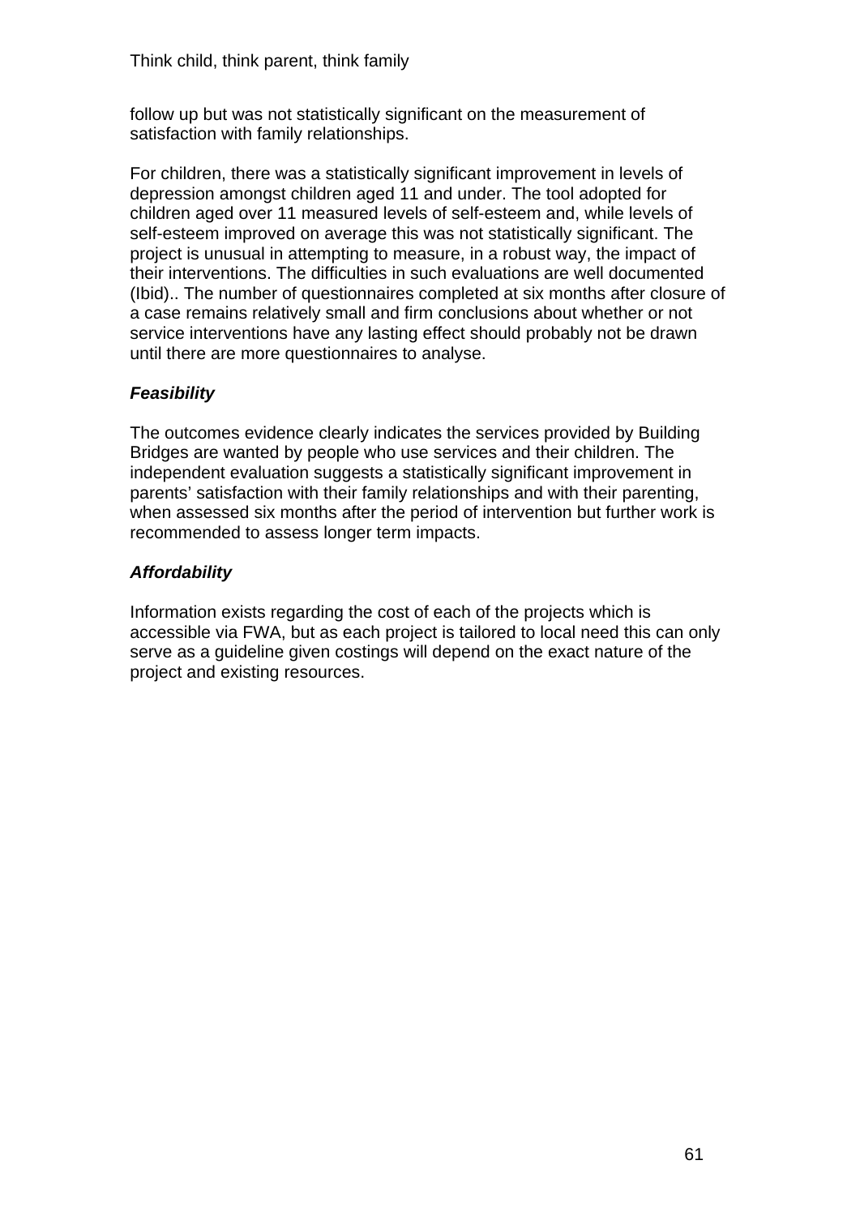follow up but was not statistically significant on the measurement of satisfaction with family relationships.

For children, there was a statistically significant improvement in levels of depression amongst children aged 11 and under. The tool adopted for children aged over 11 measured levels of self-esteem and, while levels of self-esteem improved on average this was not statistically significant. The project is unusual in attempting to measure, in a robust way, the impact of their interventions. The difficulties in such evaluations are well documented (Ibid).. The number of questionnaires completed at six months after closure of a case remains relatively small and firm conclusions about whether or not service interventions have any lasting effect should probably not be drawn until there are more questionnaires to analyse.

***Feasibility***

The outcomes evidence clearly indicates the services provided by Building Bridges are wanted by people who use services and their children. The independent evaluation suggests a statistically significant improvement in parents' satisfaction with their family relationships and with their parenting, when assessed six months after the period of intervention but further work is recommended to assess longer term impacts.

***Affordability***

Information exists regarding the cost of each of the projects which is accessible via FWA, but as each project is tailored to local need this can only serve as a guideline given costings will depend on the exact nature of the project and existing resources.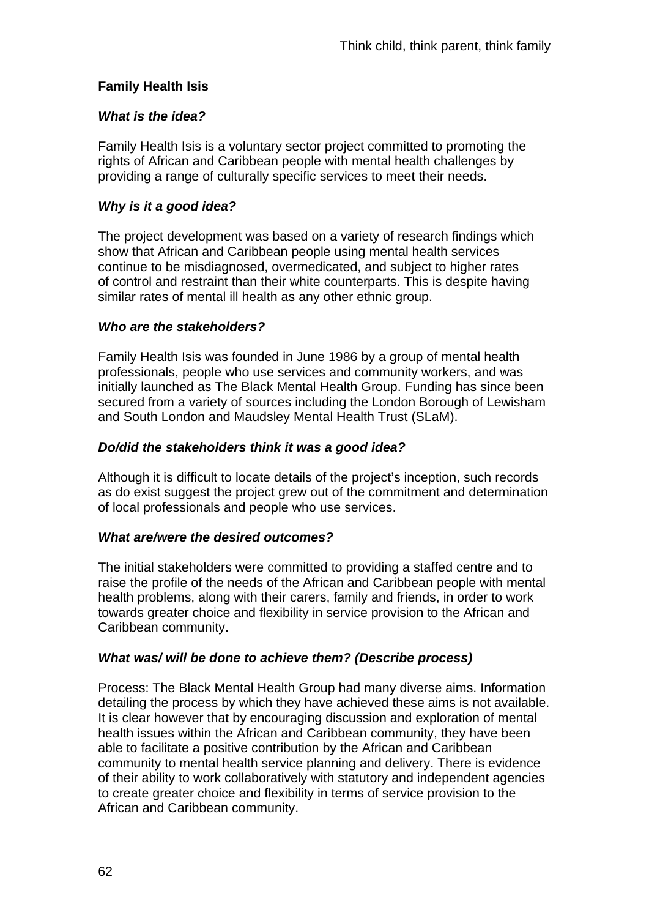**Family Health Isis**

***What is the idea?***

Family Health Isis is a voluntary sector project committed to promoting the rights of African and Caribbean people with mental health challenges by providing a range of culturally specific services to meet their needs.

***Why is it a good idea?***

The project development was based on a variety of research findings which show that African and Caribbean people using mental health services continue to be misdiagnosed, overmedicated, and subject to higher rates of control and restraint than their white counterparts. This is despite having similar rates of mental ill health as any other ethnic group.

***Who are the stakeholders?***

Family Health Isis was founded in June 1986 by a group of mental health professionals, people who use services and community workers, and was initially launched as The Black Mental Health Group. Funding has since been secured from a variety of sources including the London Borough of Lewisham and South London and Maudsley Mental Health Trust (SLaM).

***Do/did the stakeholders think it was a good idea?***

Although it is difficult to locate details of the project's inception, such records as do exist suggest the project grew out of the commitment and determination of local professionals and people who use services.

***What are/were the desired outcomes?***

The initial stakeholders were committed to providing a staffed centre and to raise the profile of the needs of the African and Caribbean people with mental health problems, along with their carers, family and friends, in order to work towards greater choice and flexibility in service provision to the African and Caribbean community.

***What was/ will be done to achieve them? (Describe process)***

Process: The Black Mental Health Group had many diverse aims. Information detailing the process by which they have achieved these aims is not available. It is clear however that by encouraging discussion and exploration of mental health issues within the African and Caribbean community, they have been able to facilitate a positive contribution by the African and Caribbean community to mental health service planning and delivery. There is evidence of their ability to work collaboratively with statutory and independent agencies to create greater choice and flexibility in terms of service provision to the African and Caribbean community.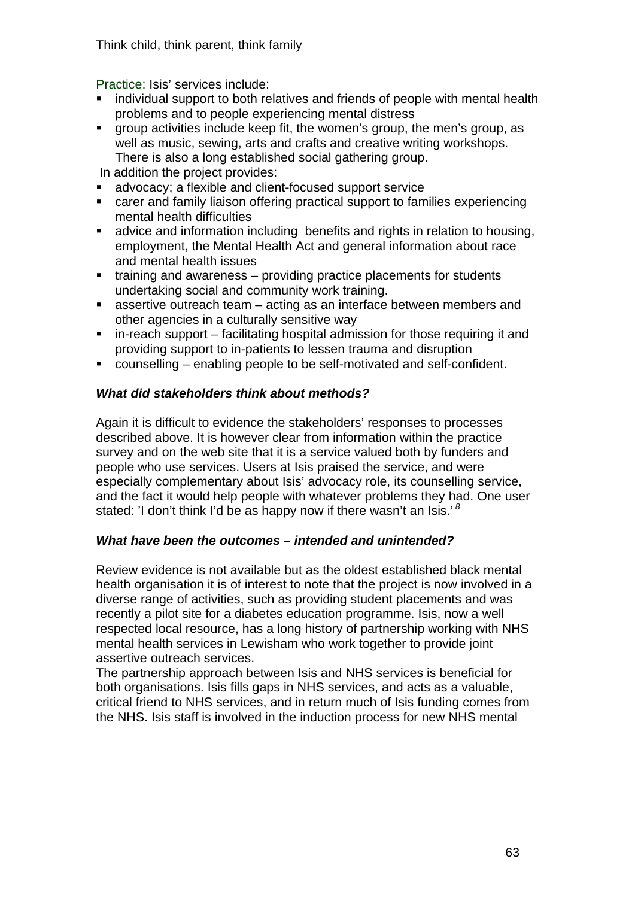Practice: Isis' services include:

- individual support to both relatives and friends of people with mental health problems and to people experiencing mental distress
- group activities include keep fit, the women's group, the men's group, as well as music, sewing, arts and crafts and creative writing workshops. There is also a long established social gathering group.

In addition the project provides:

- advocacy; a flexible and client-focused support service
- carer and family liaison offering practical support to families experiencing mental health difficulties
- advice and information including benefits and rights in relation to housing, employment, the Mental Health Act and general information about race and mental health issues
- training and awareness – providing practice placements for students undertaking social and community work training.
- assertive outreach team – acting as an interface between members and other agencies in a culturally sensitive way
- in-reach support – facilitating hospital admission for those requiring it and providing support to in-patients to lessen trauma and disruption
- counselling – enabling people to be self-motivated and self-confident.

***What did stakeholders think about methods?***

Again it is difficult to evidence the stakeholders' responses to processes described above. It is however clear from information within the practice survey and on the web site that it is a service valued both by funders and people who use services. Users at Isis praised the service, and were especially complementary about Isis' advocacy role, its counselling service, and the fact it would help people with whatever problems they had. One user stated: 'I don't think I'd be as happy now if there wasn't an Isis.'[8]

***What have been the outcomes – intended and unintended?***

Review evidence is not available but as the oldest established black mental health organisation it is of interest to note that the project is now involved in a diverse range of activities, such as providing student placements and was recently a pilot site for a diabetes education programme. Isis, now a well respected local resource, has a long history of partnership working with NHS mental health services in Lewisham who work together to provide joint assertive outreach services.

The partnership approach between Isis and NHS services is beneficial for both organisations. Isis fills gaps in NHS services, and acts as a valuable, critical friend to NHS services, and in return much of Isis funding comes from the NHS. Isis staff is involved in the induction process for new NHS mental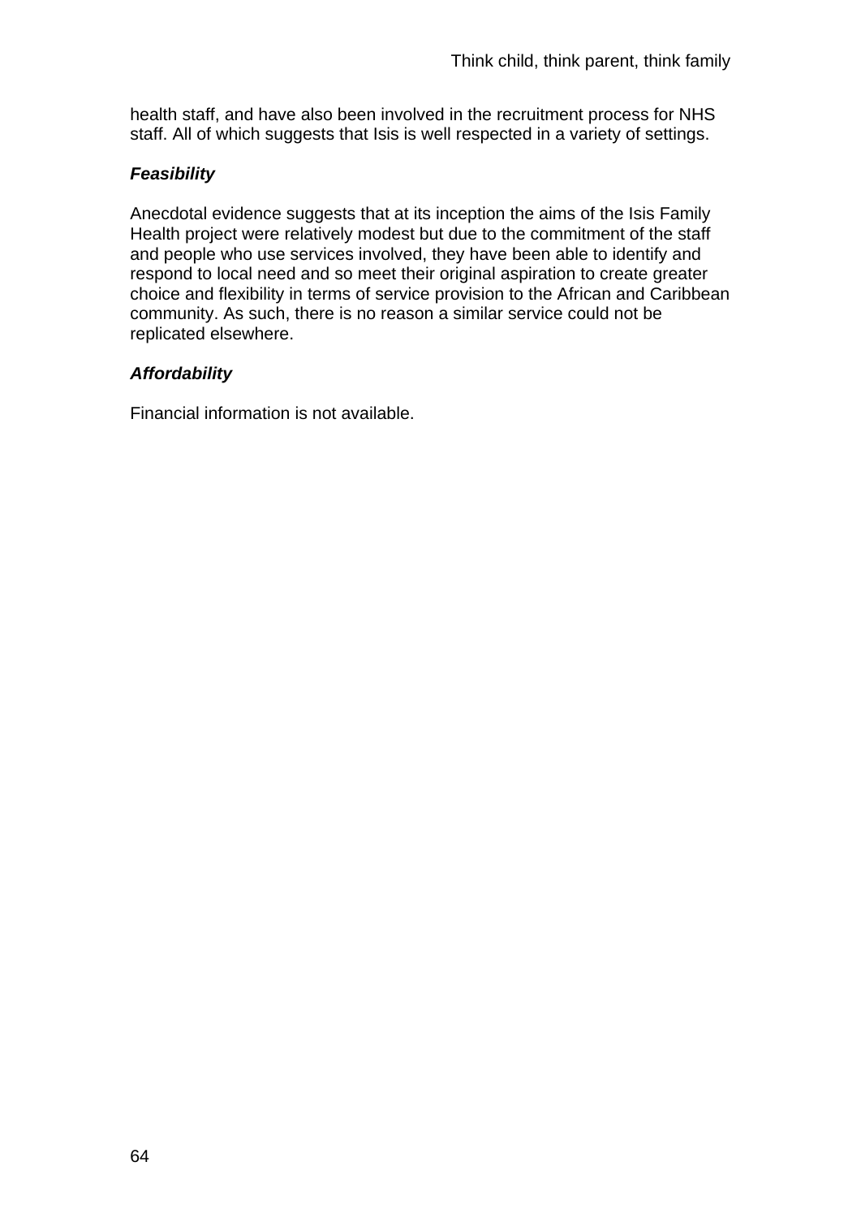health staff, and have also been involved in the recruitment process for NHS staff. All of which suggests that Isis is well respected in a variety of settings.

***Feasibility***

Anecdotal evidence suggests that at its inception the aims of the Isis Family Health project were relatively modest but due to the commitment of the staff and people who use services involved, they have been able to identify and respond to local need and so meet their original aspiration to create greater choice and flexibility in terms of service provision to the African and Caribbean community. As such, there is no reason a similar service could not be replicated elsewhere.

***Affordability***

Financial information is not available.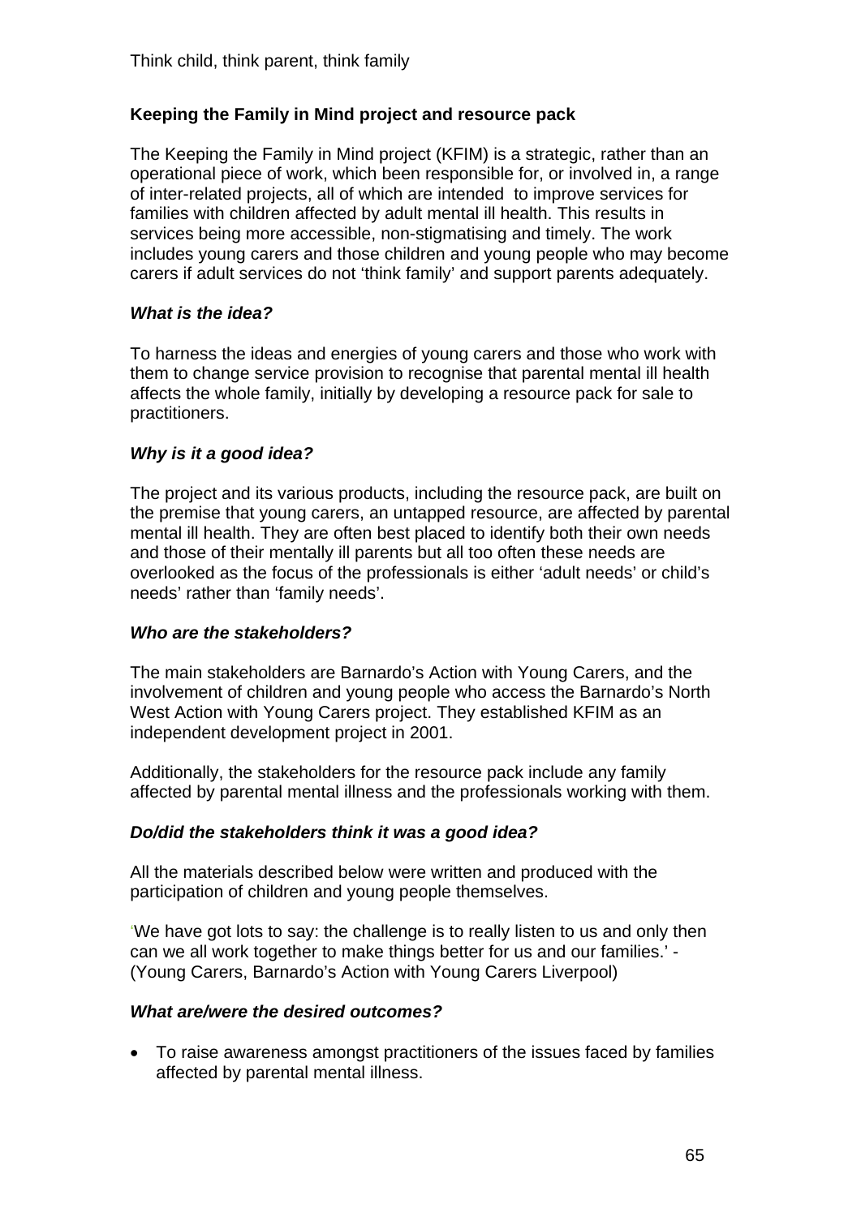**Keeping the Family in Mind project and resource pack**

The Keeping the Family in Mind project (KFIM) is a strategic, rather than an operational piece of work, which been responsible for, or involved in, a range of inter-related projects, all of which are intended to improve services for families with children affected by adult mental ill health. This results in services being more accessible, non-stigmatising and timely. The work includes young carers and those children and young people who may become carers if adult services do not 'think family' and support parents adequately.

***What is the idea?***

To harness the ideas and energies of young carers and those who work with them to change service provision to recognise that parental mental ill health affects the whole family, initially by developing a resource pack for sale to practitioners.

***Why is it a good idea?***

The project and its various products, including the resource pack, are built on the premise that young carers, an untapped resource, are affected by parental mental ill health. They are often best placed to identify both their own needs and those of their mentally ill parents but all too often these needs are overlooked as the focus of the professionals is either 'adult needs' or child's needs' rather than 'family needs'.

***Who are the stakeholders?***

The main stakeholders are Barnardo's Action with Young Carers, and the involvement of children and young people who access the Barnardo's North West Action with Young Carers project. They established KFIM as an independent development project in 2001.

Additionally, the stakeholders for the resource pack include any family affected by parental mental illness and the professionals working with them.

***Do/did the stakeholders think it was a good idea?***

All the materials described below were written and produced with the participation of children and young people themselves.

'We have got lots to say: the challenge is to really listen to us and only then can we all work together to make things better for us and our families.' - (Young Carers, Barnardo's Action with Young Carers Liverpool)

***What are/were the desired outcomes?***

- To raise awareness amongst practitioners of the issues faced by families affected by parental mental illness.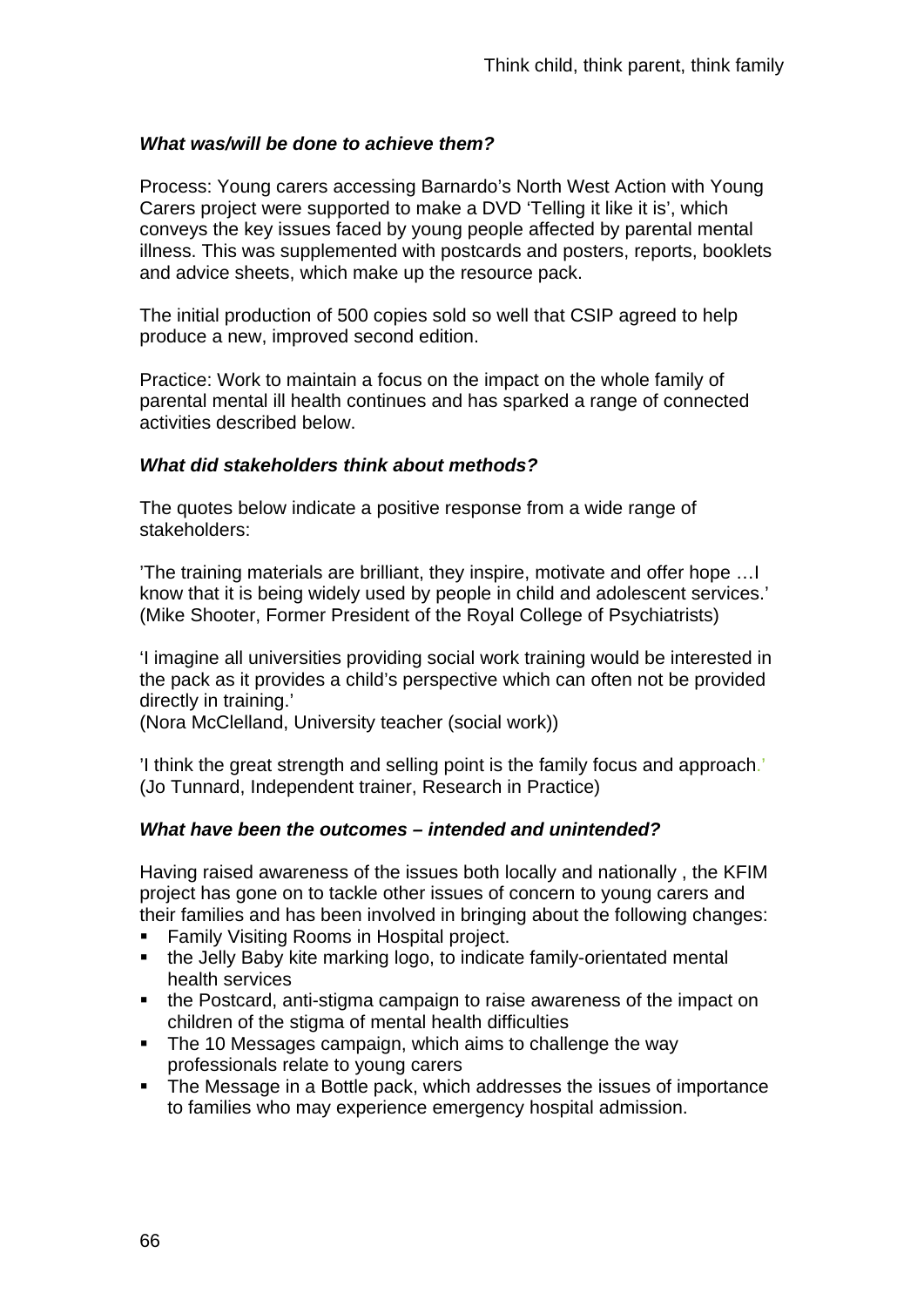***What was/will be done to achieve them?***

Process: Young carers accessing Barnardo's North West Action with Young Carers project were supported to make a DVD 'Telling it like it is', which conveys the key issues faced by young people affected by parental mental illness. This was supplemented with postcards and posters, reports, booklets and advice sheets, which make up the resource pack.

The initial production of 500 copies sold so well that CSIP agreed to help produce a new, improved second edition.

Practice: Work to maintain a focus on the impact on the whole family of parental mental ill health continues and has sparked a range of connected activities described below.

***What did stakeholders think about methods?***

The quotes below indicate a positive response from a wide range of stakeholders:

'The training materials are brilliant, they inspire, motivate and offer hope …I know that it is being widely used by people in child and adolescent services.' (Mike Shooter, Former President of the Royal College of Psychiatrists)

'I imagine all universities providing social work training would be interested in the pack as it provides a child's perspective which can often not be provided directly in training.'
(Nora McClelland, University teacher (social work))

'I think the great strength and selling point is the family focus and approach.' (Jo Tunnard, Independent trainer, Research in Practice)

***What have been the outcomes – intended and unintended?***

Having raised awareness of the issues both locally and nationally , the KFIM project has gone on to tackle other issues of concern to young carers and their families and has been involved in bringing about the following changes:

- Family Visiting Rooms in Hospital project.
- the Jelly Baby kite marking logo, to indicate family-orientated mental health services
- the Postcard, anti-stigma campaign to raise awareness of the impact on children of the stigma of mental health difficulties
- The 10 Messages campaign, which aims to challenge the way professionals relate to young carers
- The Message in a Bottle pack, which addresses the issues of importance to families who may experience emergency hospital admission.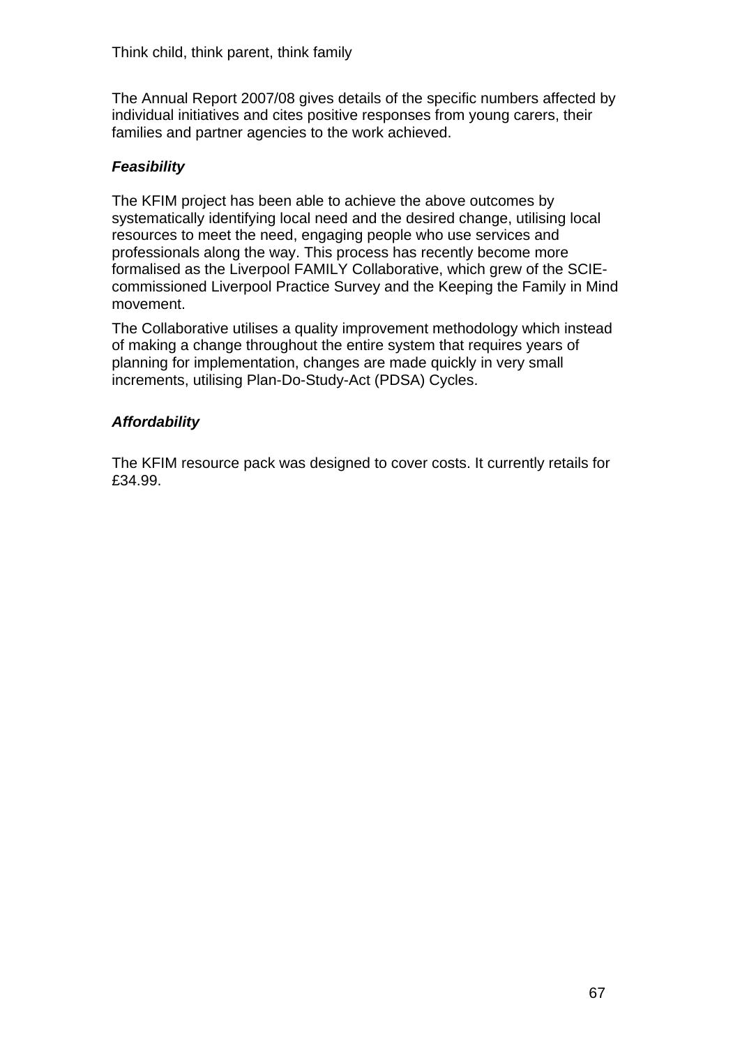The Annual Report 2007/08 gives details of the specific numbers affected by individual initiatives and cites positive responses from young carers, their families and partner agencies to the work achieved.

### *Feasibility*

The KFIM project has been able to achieve the above outcomes by systematically identifying local need and the desired change, utilising local resources to meet the need, engaging people who use services and professionals along the way. This process has recently become more formalised as the Liverpool FAMILY Collaborative, which grew of the SCIE-commissioned Liverpool Practice Survey and the Keeping the Family in Mind movement.

The Collaborative utilises a quality improvement methodology which instead of making a change throughout the entire system that requires years of planning for implementation, changes are made quickly in very small increments, utilising Plan-Do-Study-Act (PDSA) Cycles.

### *Affordability*

The KFIM resource pack was designed to cover costs. It currently retails for £34.99.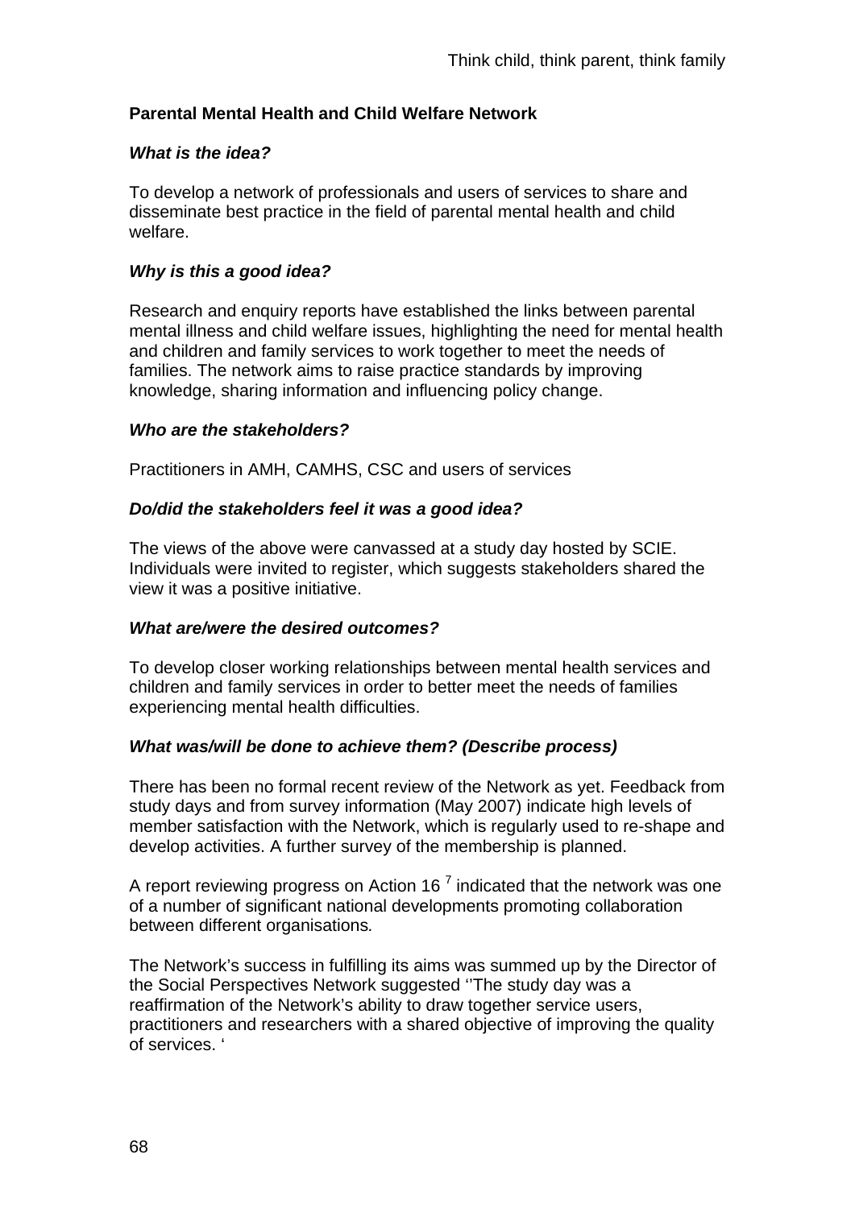**Parental Mental Health and Child Welfare Network**

***What is the idea?***

To develop a network of professionals and users of services to share and disseminate best practice in the field of parental mental health and child welfare.

***Why is this a good idea?***

Research and enquiry reports have established the links between parental mental illness and child welfare issues, highlighting the need for mental health and children and family services to work together to meet the needs of families. The network aims to raise practice standards by improving knowledge, sharing information and influencing policy change.

***Who are the stakeholders?***

Practitioners in AMH, CAMHS, CSC and users of services

***Do/did the stakeholders feel it was a good idea?***

The views of the above were canvassed at a study day hosted by SCIE. Individuals were invited to register, which suggests stakeholders shared the view it was a positive initiative.

***What are/were the desired outcomes?***

To develop closer working relationships between mental health services and children and family services in order to better meet the needs of families experiencing mental health difficulties.

***What was/will be done to achieve them? (Describe process)***

There has been no formal recent review of the Network as yet. Feedback from study days and from survey information (May 2007) indicate high levels of member satisfaction with the Network, which is regularly used to re-shape and develop activities. A further survey of the membership is planned.

A report reviewing progress on Action 16 [7] indicated that the network was one of a number of significant national developments promoting collaboration between different organisations.

The Network's success in fulfilling its aims was summed up by the Director of the Social Perspectives Network suggested ''The study day was a reaffirmation of the Network's ability to draw together service users, practitioners and researchers with a shared objective of improving the quality of services. '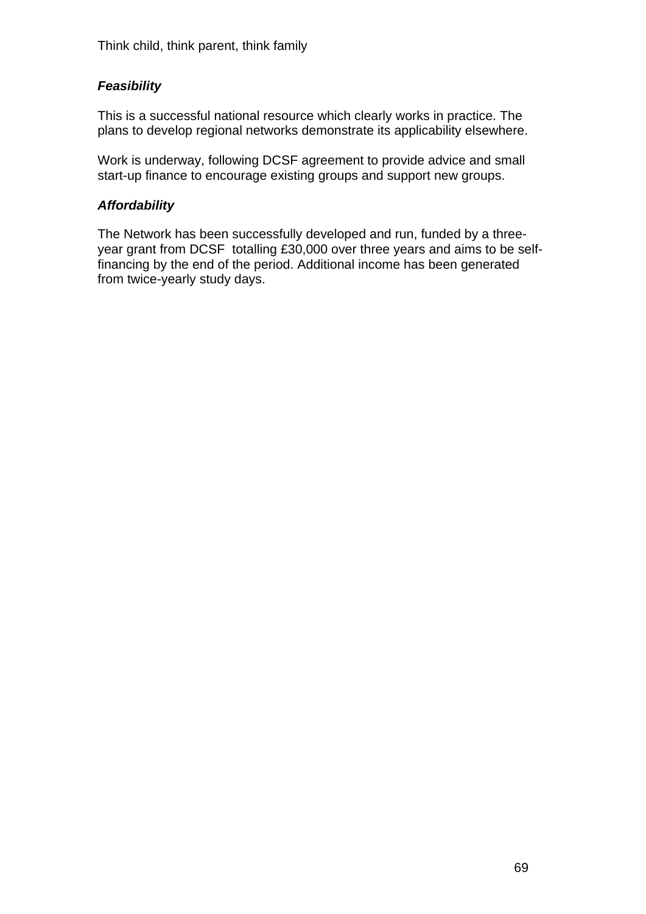### *Feasibility*

This is a successful national resource which clearly works in practice. The plans to develop regional networks demonstrate its applicability elsewhere.

Work is underway, following DCSF agreement to provide advice and small start-up finance to encourage existing groups and support new groups.

### *Affordability*

The Network has been successfully developed and run, funded by a three-year grant from DCSF totalling £30,000 over three years and aims to be self-financing by the end of the period. Additional income has been generated from twice-yearly study days.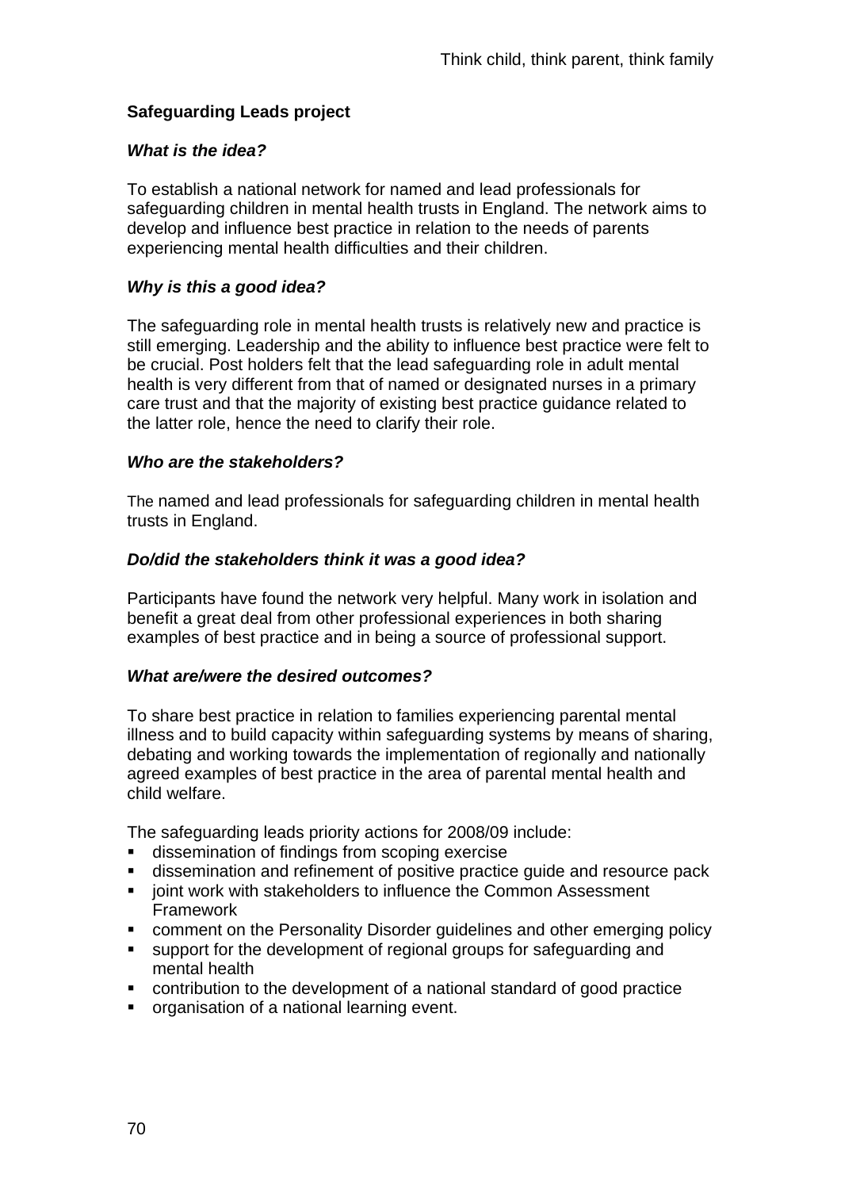**Safeguarding Leads project**

***What is the idea?***

To establish a national network for named and lead professionals for safeguarding children in mental health trusts in England. The network aims to develop and influence best practice in relation to the needs of parents experiencing mental health difficulties and their children.

***Why is this a good idea?***

The safeguarding role in mental health trusts is relatively new and practice is still emerging. Leadership and the ability to influence best practice were felt to be crucial. Post holders felt that the lead safeguarding role in adult mental health is very different from that of named or designated nurses in a primary care trust and that the majority of existing best practice guidance related to the latter role, hence the need to clarify their role.

***Who are the stakeholders?***

The named and lead professionals for safeguarding children in mental health trusts in England.

***Do/did the stakeholders think it was a good idea?***

Participants have found the network very helpful. Many work in isolation and benefit a great deal from other professional experiences in both sharing examples of best practice and in being a source of professional support.

***What are/were the desired outcomes?***

To share best practice in relation to families experiencing parental mental illness and to build capacity within safeguarding systems by means of sharing, debating and working towards the implementation of regionally and nationally agreed examples of best practice in the area of parental mental health and child welfare.

The safeguarding leads priority actions for 2008/09 include:

- dissemination of findings from scoping exercise
- dissemination and refinement of positive practice guide and resource pack
- joint work with stakeholders to influence the Common Assessment Framework
- comment on the Personality Disorder guidelines and other emerging policy
- support for the development of regional groups for safeguarding and mental health
- contribution to the development of a national standard of good practice
- organisation of a national learning event.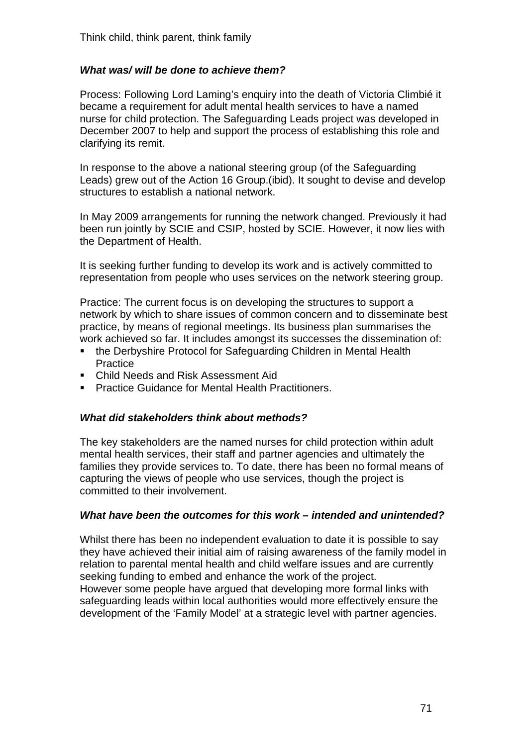### *What was/ will be done to achieve them?*

Process: Following Lord Laming's enquiry into the death of Victoria Climbié it became a requirement for adult mental health services to have a named nurse for child protection. The Safeguarding Leads project was developed in December 2007 to help and support the process of establishing this role and clarifying its remit.

In response to the above a national steering group (of the Safeguarding Leads) grew out of the Action 16 Group.(ibid). It sought to devise and develop structures to establish a national network.

In May 2009 arrangements for running the network changed. Previously it had been run jointly by SCIE and CSIP, hosted by SCIE. However, it now lies with the Department of Health.

It is seeking further funding to develop its work and is actively committed to representation from people who uses services on the network steering group.

Practice: The current focus is on developing the structures to support a network by which to share issues of common concern and to disseminate best practice, by means of regional meetings. Its business plan summarises the work achieved so far. It includes amongst its successes the dissemination of:

- the Derbyshire Protocol for Safeguarding Children in Mental Health Practice
- Child Needs and Risk Assessment Aid
- Practice Guidance for Mental Health Practitioners.

### *What did stakeholders think about methods?*

The key stakeholders are the named nurses for child protection within adult mental health services, their staff and partner agencies and ultimately the families they provide services to. To date, there has been no formal means of capturing the views of people who use services, though the project is committed to their involvement.

### *What have been the outcomes for this work – intended and unintended?*

Whilst there has been no independent evaluation to date it is possible to say they have achieved their initial aim of raising awareness of the family model in relation to parental mental health and child welfare issues and are currently seeking funding to embed and enhance the work of the project.
However some people have argued that developing more formal links with safeguarding leads within local authorities would more effectively ensure the development of the 'Family Model' at a strategic level with partner agencies.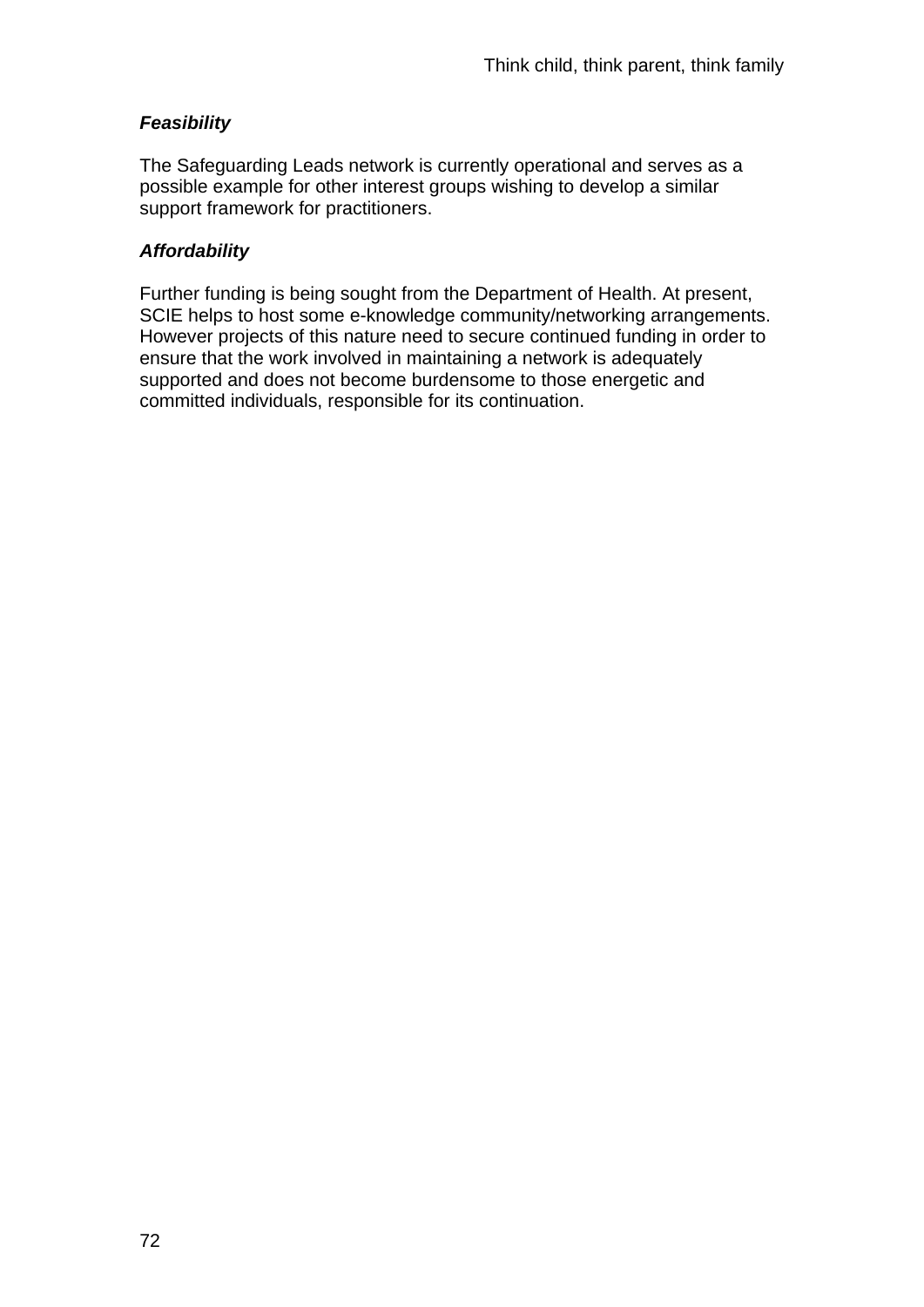***Feasibility***

The Safeguarding Leads network is currently operational and serves as a possible example for other interest groups wishing to develop a similar support framework for practitioners.

***Affordability***

Further funding is being sought from the Department of Health. At present, SCIE helps to host some e-knowledge community/networking arrangements. However projects of this nature need to secure continued funding in order to ensure that the work involved in maintaining a network is adequately supported and does not become burdensome to those energetic and committed individuals, responsible for its continuation.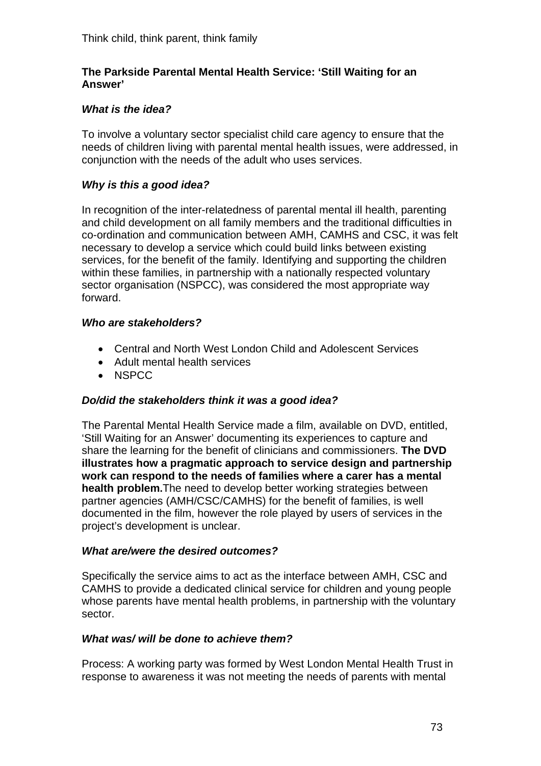## The Parkside Parental Mental Health Service: 'Still Waiting for an Answer'

### *What is the idea?*

To involve a voluntary sector specialist child care agency to ensure that the needs of children living with parental mental health issues, were addressed, in conjunction with the needs of the adult who uses services.

### *Why is this a good idea?*

In recognition of the inter-relatedness of parental mental ill health, parenting and child development on all family members and the traditional difficulties in co-ordination and communication between AMH, CAMHS and CSC, it was felt necessary to develop a service which could build links between existing services, for the benefit of the family. Identifying and supporting the children within these families, in partnership with a nationally respected voluntary sector organisation (NSPCC), was considered the most appropriate way forward.

### *Who are stakeholders?*

- Central and North West London Child and Adolescent Services
- Adult mental health services
- NSPCC

### *Do/did the stakeholders think it was a good idea?*

The Parental Mental Health Service made a film, available on DVD, entitled, 'Still Waiting for an Answer' documenting its experiences to capture and share the learning for the benefit of clinicians and commissioners. **The DVD illustrates how a pragmatic approach to service design and partnership work can respond to the needs of families where a carer has a mental health problem.** The need to develop better working strategies between partner agencies (AMH/CSC/CAMHS) for the benefit of families, is well documented in the film, however the role played by users of services in the project's development is unclear.

### *What are/were the desired outcomes?*

Specifically the service aims to act as the interface between AMH, CSC and CAMHS to provide a dedicated clinical service for children and young people whose parents have mental health problems, in partnership with the voluntary sector.

### *What was/ will be done to achieve them?*

Process: A working party was formed by West London Mental Health Trust in response to awareness it was not meeting the needs of parents with mental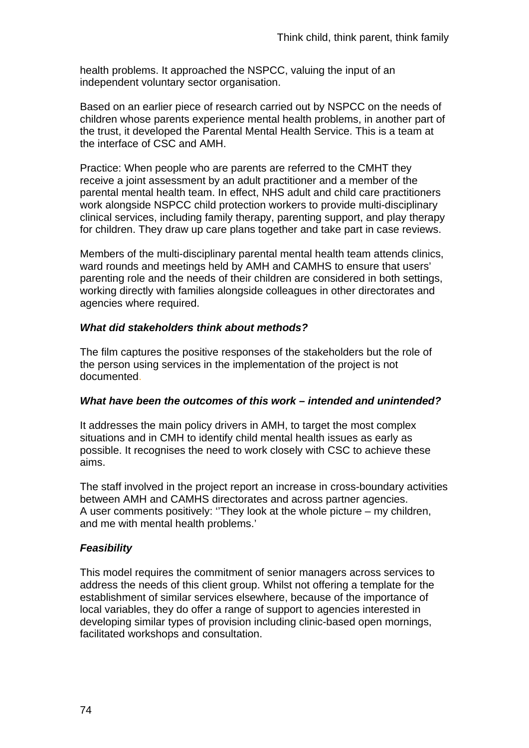health problems. It approached the NSPCC, valuing the input of an independent voluntary sector organisation.

Based on an earlier piece of research carried out by NSPCC on the needs of children whose parents experience mental health problems, in another part of the trust, it developed the Parental Mental Health Service. This is a team at the interface of CSC and AMH.

Practice: When people who are parents are referred to the CMHT they receive a joint assessment by an adult practitioner and a member of the parental mental health team. In effect, NHS adult and child care practitioners work alongside NSPCC child protection workers to provide multi-disciplinary clinical services, including family therapy, parenting support, and play therapy for children. They draw up care plans together and take part in case reviews.

Members of the multi-disciplinary parental mental health team attends clinics, ward rounds and meetings held by AMH and CAMHS to ensure that users' parenting role and the needs of their children are considered in both settings, working directly with families alongside colleagues in other directorates and agencies where required.

***What did stakeholders think about methods?***

The film captures the positive responses of the stakeholders but the role of the person using services in the implementation of the project is not documented.

***What have been the outcomes of this work – intended and unintended?***

It addresses the main policy drivers in AMH, to target the most complex situations and in CMH to identify child mental health issues as early as possible. It recognises the need to work closely with CSC to achieve these aims.

The staff involved in the project report an increase in cross-boundary activities between AMH and CAMHS directorates and across partner agencies. A user comments positively: ''They look at the whole picture – my children, and me with mental health problems.'

***Feasibility***

This model requires the commitment of senior managers across services to address the needs of this client group. Whilst not offering a template for the establishment of similar services elsewhere, because of the importance of local variables, they do offer a range of support to agencies interested in developing similar types of provision including clinic-based open mornings, facilitated workshops and consultation.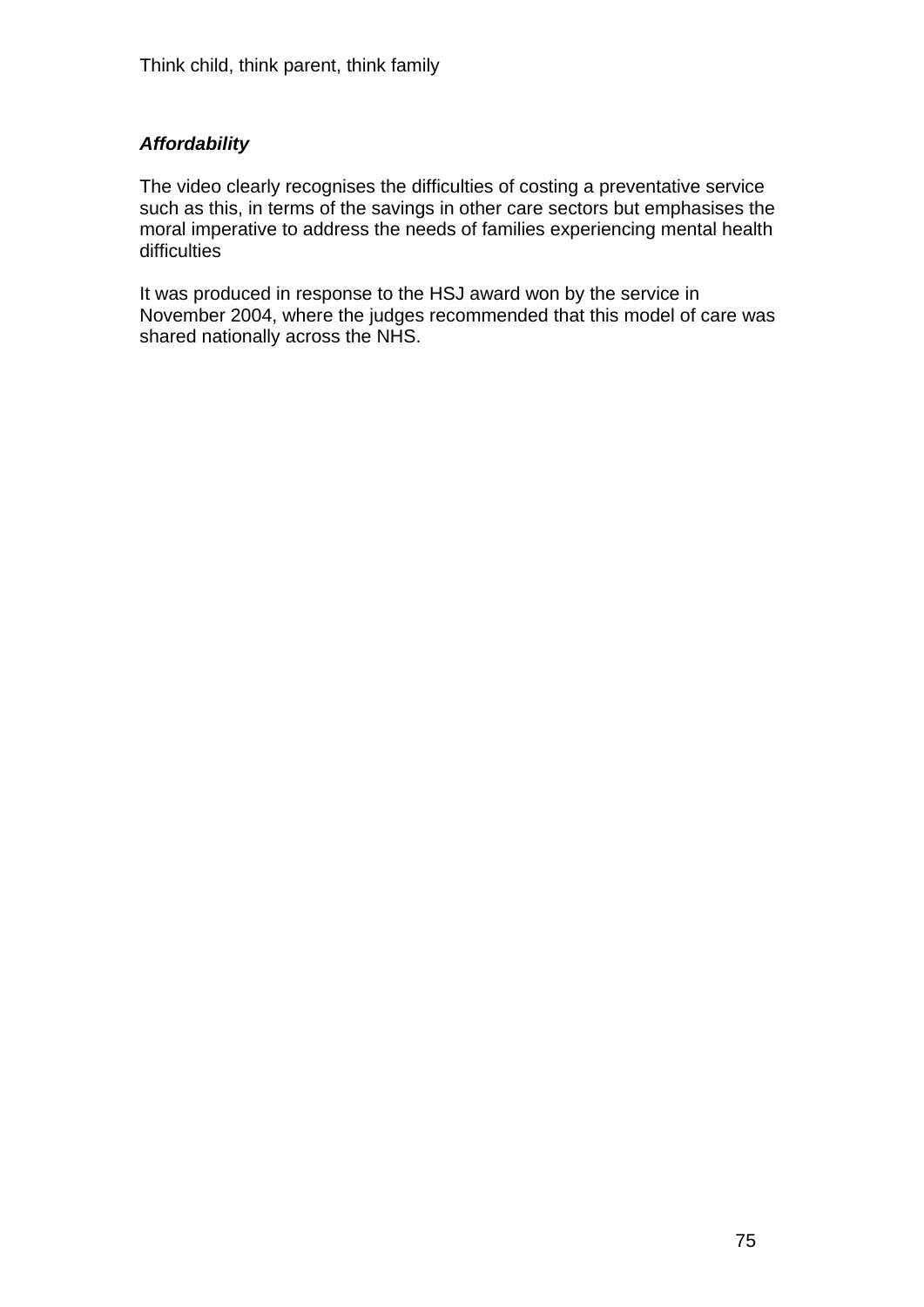***Affordability***

The video clearly recognises the difficulties of costing a preventative service such as this, in terms of the savings in other care sectors but emphasises the moral imperative to address the needs of families experiencing mental health difficulties

It was produced in response to the HSJ award won by the service in November 2004, where the judges recommended that this model of care was shared nationally across the NHS.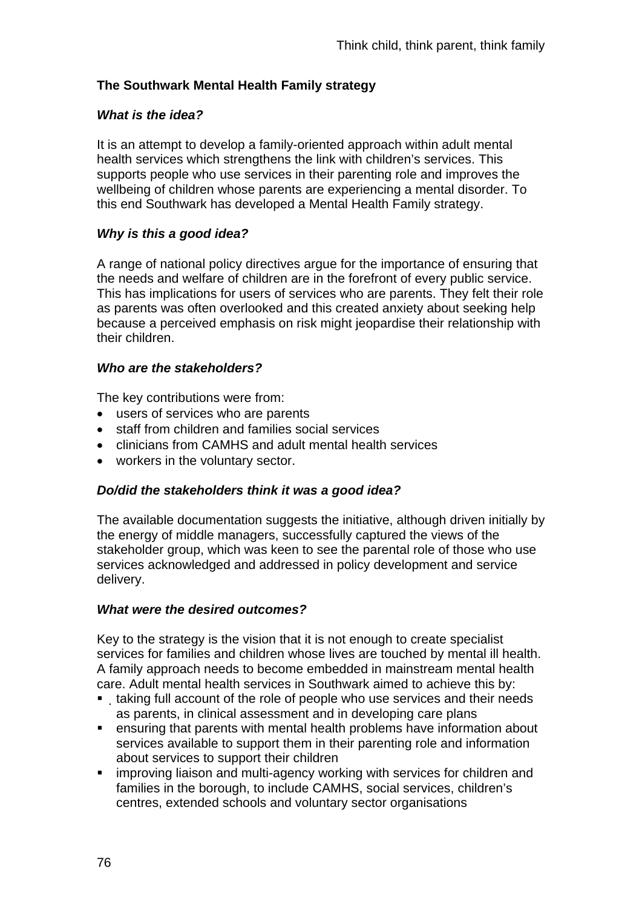### The Southwark Mental Health Family strategy

***What is the idea?***

It is an attempt to develop a family-oriented approach within adult mental health services which strengthens the link with children's services. This supports people who use services in their parenting role and improves the wellbeing of children whose parents are experiencing a mental disorder. To this end Southwark has developed a Mental Health Family strategy.

***Why is this a good idea?***

A range of national policy directives argue for the importance of ensuring that the needs and welfare of children are in the forefront of every public service. This has implications for users of services who are parents. They felt their role as parents was often overlooked and this created anxiety about seeking help because a perceived emphasis on risk might jeopardise their relationship with their children.

***Who are the stakeholders?***

The key contributions were from:

- users of services who are parents
- staff from children and families social services
- clinicians from CAMHS and adult mental health services
- workers in the voluntary sector.

***Do/did the stakeholders think it was a good idea?***

The available documentation suggests the initiative, although driven initially by the energy of middle managers, successfully captured the views of the stakeholder group, which was keen to see the parental role of those who use services acknowledged and addressed in policy development and service delivery.

***What were the desired outcomes?***

Key to the strategy is the vision that it is not enough to create specialist services for families and children whose lives are touched by mental ill health. A family approach needs to become embedded in mainstream mental health care. Adult mental health services in Southwark aimed to achieve this by:

- taking full account of the role of people who use services and their needs as parents, in clinical assessment and in developing care plans
- ensuring that parents with mental health problems have information about services available to support them in their parenting role and information about services to support their children
- improving liaison and multi-agency working with services for children and families in the borough, to include CAMHS, social services, children's centres, extended schools and voluntary sector organisations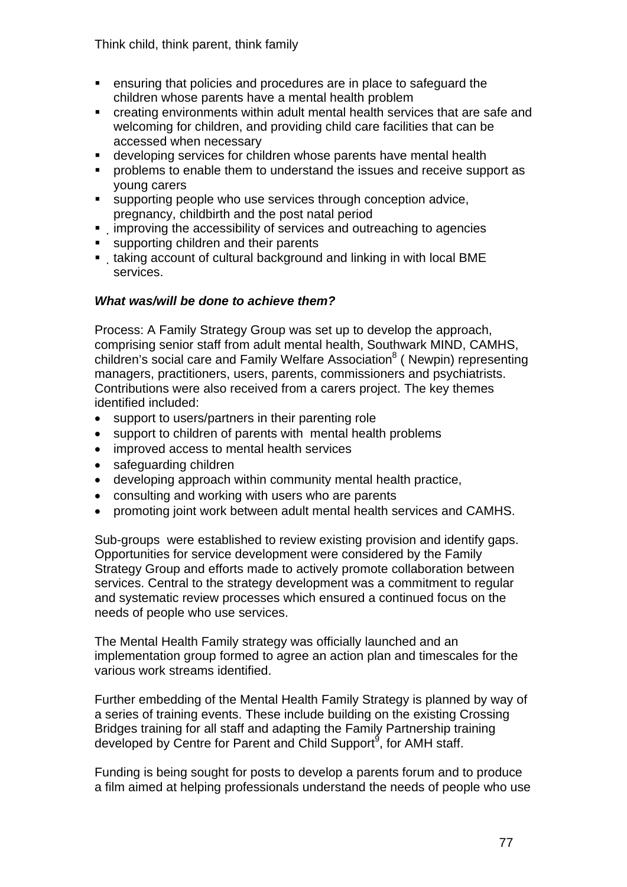- ensuring that policies and procedures are in place to safeguard the children whose parents have a mental health problem
- creating environments within adult mental health services that are safe and welcoming for children, and providing child care facilities that can be accessed when necessary
- developing services for children whose parents have mental health
- problems to enable them to understand the issues and receive support as young carers
- supporting people who use services through conception advice, pregnancy, childbirth and the post natal period
- improving the accessibility of services and outreaching to agencies
- supporting children and their parents
- taking account of cultural background and linking in with local BME services.

***What was/will be done to achieve them?***

Process: A Family Strategy Group was set up to develop the approach, comprising senior staff from adult mental health, Southwark MIND, CAMHS, children's social care and Family Welfare Association[8] ( Newpin) representing managers, practitioners, users, parents, commissioners and psychiatrists. Contributions were also received from a carers project. The key themes identified included:

- support to users/partners in their parenting role
- support to children of parents with mental health problems
- improved access to mental health services
- safeguarding children
- developing approach within community mental health practice,
- consulting and working with users who are parents
- promoting joint work between adult mental health services and CAMHS.

Sub-groups were established to review existing provision and identify gaps. Opportunities for service development were considered by the Family Strategy Group and efforts made to actively promote collaboration between services. Central to the strategy development was a commitment to regular and systematic review processes which ensured a continued focus on the needs of people who use services.

The Mental Health Family strategy was officially launched and an implementation group formed to agree an action plan and timescales for the various work streams identified.

Further embedding of the Mental Health Family Strategy is planned by way of a series of training events. These include building on the existing Crossing Bridges training for all staff and adapting the Family Partnership training developed by Centre for Parent and Child Support[9], for AMH staff.

Funding is being sought for posts to develop a parents forum and to produce a film aimed at helping professionals understand the needs of people who use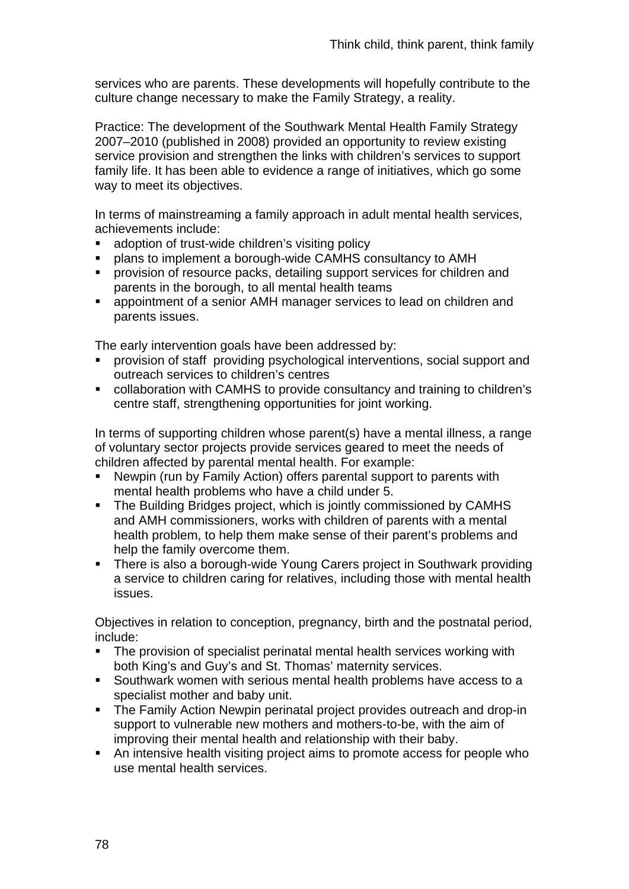services who are parents. These developments will hopefully contribute to the culture change necessary to make the Family Strategy, a reality.

Practice: The development of the Southwark Mental Health Family Strategy 2007–2010 (published in 2008) provided an opportunity to review existing service provision and strengthen the links with children's services to support family life. It has been able to evidence a range of initiatives, which go some way to meet its objectives.

In terms of mainstreaming a family approach in adult mental health services, achievements include:

- adoption of trust-wide children's visiting policy
- plans to implement a borough-wide CAMHS consultancy to AMH
- provision of resource packs, detailing support services for children and parents in the borough, to all mental health teams
- appointment of a senior AMH manager services to lead on children and parents issues.

The early intervention goals have been addressed by:

- provision of staff providing psychological interventions, social support and outreach services to children's centres
- collaboration with CAMHS to provide consultancy and training to children's centre staff, strengthening opportunities for joint working.

In terms of supporting children whose parent(s) have a mental illness, a range of voluntary sector projects provide services geared to meet the needs of children affected by parental mental health. For example:

- Newpin (run by Family Action) offers parental support to parents with mental health problems who have a child under 5.
- The Building Bridges project, which is jointly commissioned by CAMHS and AMH commissioners, works with children of parents with a mental health problem, to help them make sense of their parent's problems and help the family overcome them.
- There is also a borough-wide Young Carers project in Southwark providing a service to children caring for relatives, including those with mental health issues.

Objectives in relation to conception, pregnancy, birth and the postnatal period, include:

- The provision of specialist perinatal mental health services working with both King's and Guy's and St. Thomas' maternity services.
- Southwark women with serious mental health problems have access to a specialist mother and baby unit.
- The Family Action Newpin perinatal project provides outreach and drop-in support to vulnerable new mothers and mothers-to-be, with the aim of improving their mental health and relationship with their baby.
- An intensive health visiting project aims to promote access for people who use mental health services.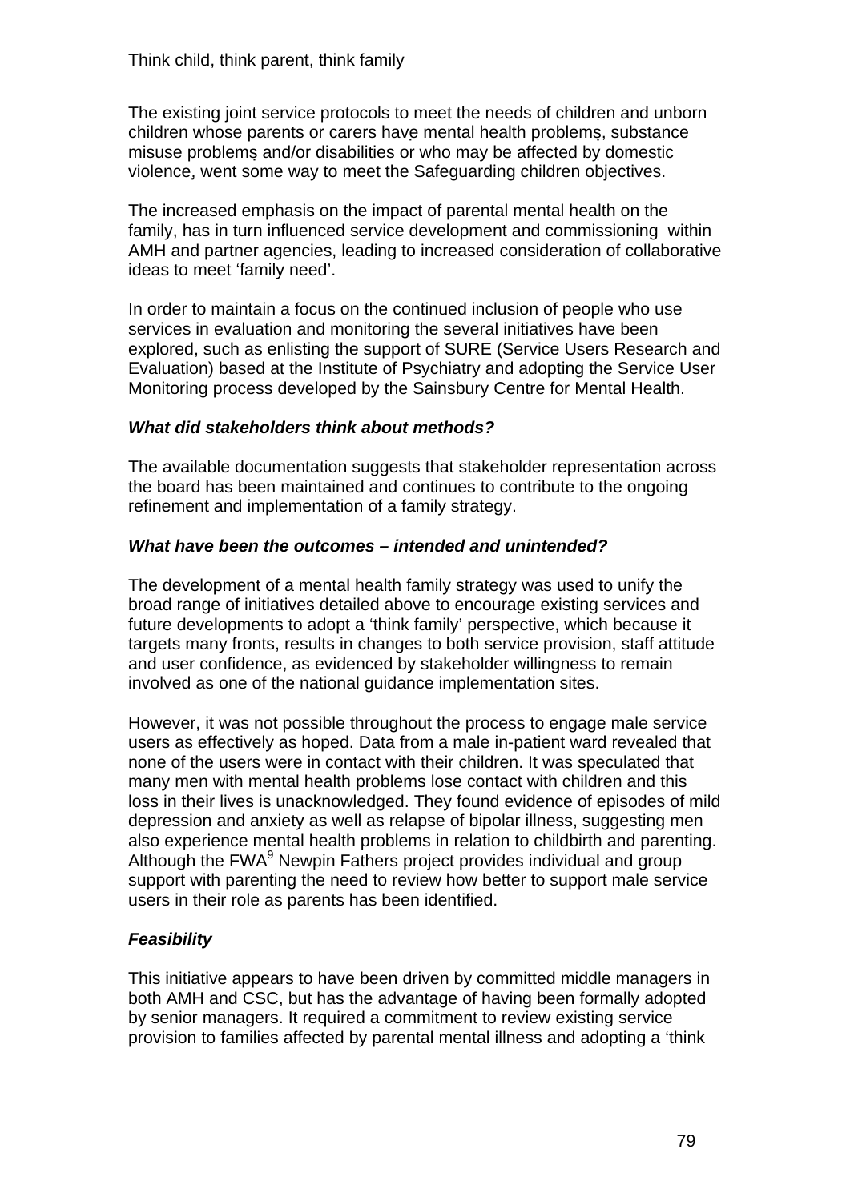The existing joint service protocols to meet the needs of children and unborn children whose parents or carers have mental health problems, substance misuse problems and/or disabilities or who may be affected by domestic violence, went some way to meet the Safeguarding children objectives.

The increased emphasis on the impact of parental mental health on the family, has in turn influenced service development and commissioning within AMH and partner agencies, leading to increased consideration of collaborative ideas to meet 'family need'.

In order to maintain a focus on the continued inclusion of people who use services in evaluation and monitoring the several initiatives have been explored, such as enlisting the support of SURE (Service Users Research and Evaluation) based at the Institute of Psychiatry and adopting the Service User Monitoring process developed by the Sainsbury Centre for Mental Health.

### *What did stakeholders think about methods?*

The available documentation suggests that stakeholder representation across the board has been maintained and continues to contribute to the ongoing refinement and implementation of a family strategy.

### *What have been the outcomes – intended and unintended?*

The development of a mental health family strategy was used to unify the broad range of initiatives detailed above to encourage existing services and future developments to adopt a 'think family' perspective, which because it targets many fronts, results in changes to both service provision, staff attitude and user confidence, as evidenced by stakeholder willingness to remain involved as one of the national guidance implementation sites.

However, it was not possible throughout the process to engage male service users as effectively as hoped. Data from a male in-patient ward revealed that none of the users were in contact with their children. It was speculated that many men with mental health problems lose contact with children and this loss in their lives is unacknowledged. They found evidence of episodes of mild depression and anxiety as well as relapse of bipolar illness, suggesting men also experience mental health problems in relation to childbirth and parenting. Although the FWA[9] Newpin Fathers project provides individual and group support with parenting the need to review how better to support male service users in their role as parents has been identified.

### *Feasibility*

This initiative appears to have been driven by committed middle managers in both AMH and CSC, but has the advantage of having been formally adopted by senior managers. It required a commitment to review existing service provision to families affected by parental mental illness and adopting a 'think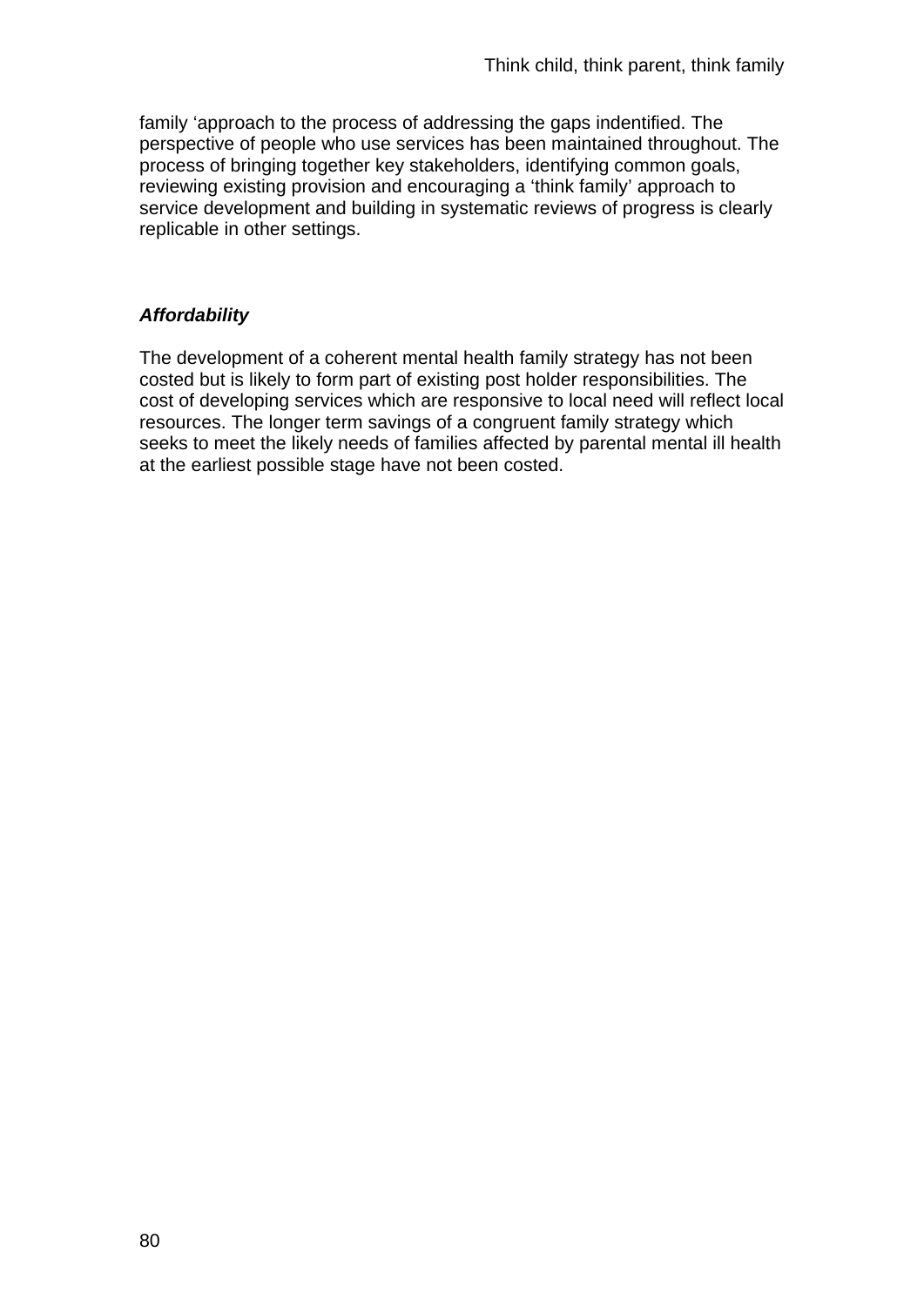family ‘approach to the process of addressing the gaps indentified. The perspective of people who use services has been maintained throughout. The process of bringing together key stakeholders, identifying common goals, reviewing existing provision and encouraging a ‘think family’ approach to service development and building in systematic reviews of progress is clearly replicable in other settings.

***Affordability***

The development of a coherent mental health family strategy has not been costed but is likely to form part of existing post holder responsibilities. The cost of developing services which are responsive to local need will reflect local resources. The longer term savings of a congruent family strategy which seeks to meet the likely needs of families affected by parental mental ill health at the earliest possible stage have not been costed.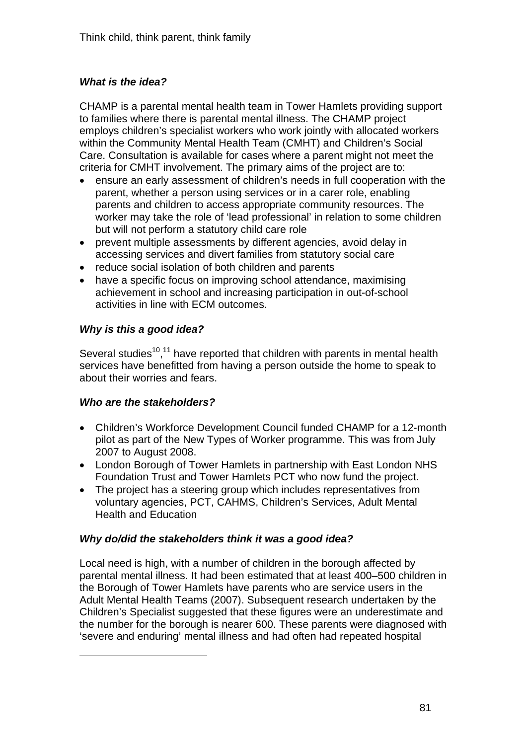### *What is the idea?*

CHAMP is a parental mental health team in Tower Hamlets providing support to families where there is parental mental illness. The CHAMP project employs children's specialist workers who work jointly with allocated workers within the Community Mental Health Team (CMHT) and Children's Social Care. Consultation is available for cases where a parent might not meet the criteria for CMHT involvement. The primary aims of the project are to:

- ensure an early assessment of children's needs in full cooperation with the parent, whether a person using services or in a carer role, enabling parents and children to access appropriate community resources. The worker may take the role of 'lead professional' in relation to some children but will not perform a statutory child care role
- prevent multiple assessments by different agencies, avoid delay in accessing services and divert families from statutory social care
- reduce social isolation of both children and parents
- have a specific focus on improving school attendance, maximising achievement in school and increasing participation in out-of-school activities in line with ECM outcomes.

### *Why is this a good idea?*

Several studies[10],[11] have reported that children with parents in mental health services have benefitted from having a person outside the home to speak to about their worries and fears.

### *Who are the stakeholders?*

- Children's Workforce Development Council funded CHAMP for a 12-month pilot as part of the New Types of Worker programme. This was from July 2007 to August 2008.
- London Borough of Tower Hamlets in partnership with East London NHS Foundation Trust and Tower Hamlets PCT who now fund the project.
- The project has a steering group which includes representatives from voluntary agencies, PCT, CAHMS, Children's Services, Adult Mental Health and Education

### *Why do/did the stakeholders think it was a good idea?*

Local need is high, with a number of children in the borough affected by parental mental illness. It had been estimated that at least 400–500 children in the Borough of Tower Hamlets have parents who are service users in the Adult Mental Health Teams (2007). Subsequent research undertaken by the Children's Specialist suggested that these figures were an underestimate and the number for the borough is nearer 600. These parents were diagnosed with 'severe and enduring' mental illness and had often had repeated hospital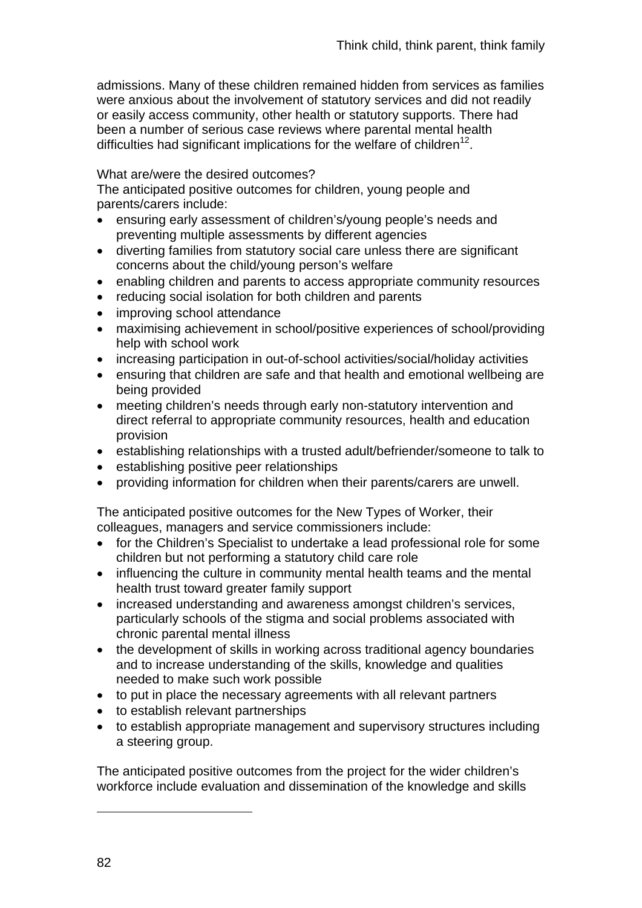admissions. Many of these children remained hidden from services as families were anxious about the involvement of statutory services and did not readily or easily access community, other health or statutory supports. There had been a number of serious case reviews where parental mental health difficulties had significant implications for the welfare of children[12].

What are/were the desired outcomes?

The anticipated positive outcomes for children, young people and parents/carers include:

- ensuring early assessment of children's/young people's needs and preventing multiple assessments by different agencies
- diverting families from statutory social care unless there are significant concerns about the child/young person's welfare
- enabling children and parents to access appropriate community resources
- reducing social isolation for both children and parents
- improving school attendance
- maximising achievement in school/positive experiences of school/providing help with school work
- increasing participation in out-of-school activities/social/holiday activities
- ensuring that children are safe and that health and emotional wellbeing are being provided
- meeting children's needs through early non-statutory intervention and direct referral to appropriate community resources, health and education provision
- establishing relationships with a trusted adult/befriender/someone to talk to
- establishing positive peer relationships
- providing information for children when their parents/carers are unwell.

The anticipated positive outcomes for the New Types of Worker, their colleagues, managers and service commissioners include:

- for the Children's Specialist to undertake a lead professional role for some children but not performing a statutory child care role
- influencing the culture in community mental health teams and the mental health trust toward greater family support
- increased understanding and awareness amongst children's services, particularly schools of the stigma and social problems associated with chronic parental mental illness
- the development of skills in working across traditional agency boundaries and to increase understanding of the skills, knowledge and qualities needed to make such work possible
- to put in place the necessary agreements with all relevant partners
- to establish relevant partnerships
- to establish appropriate management and supervisory structures including a steering group.

The anticipated positive outcomes from the project for the wider children's workforce include evaluation and dissemination of the knowledge and skills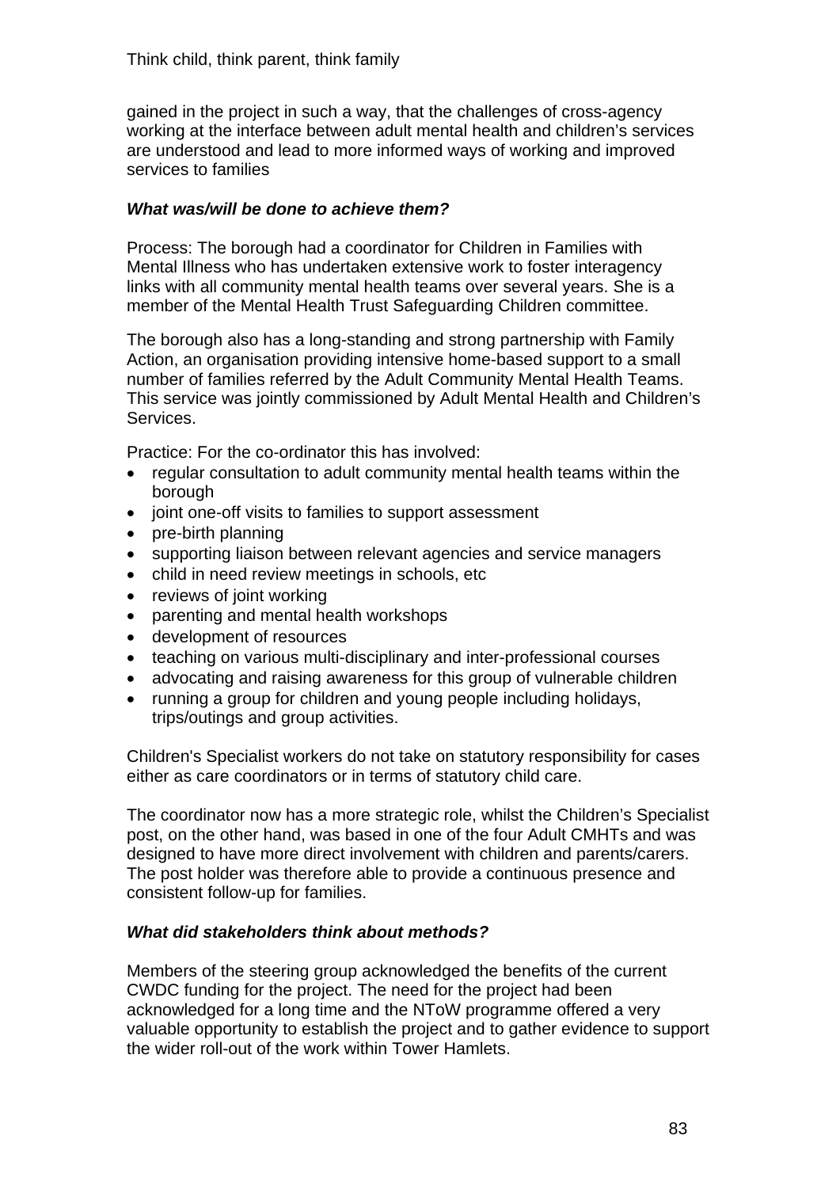gained in the project in such a way, that the challenges of cross-agency working at the interface between adult mental health and children's services are understood and lead to more informed ways of working and improved services to families

***What was/will be done to achieve them?***

Process: The borough had a coordinator for Children in Families with Mental Illness who has undertaken extensive work to foster interagency links with all community mental health teams over several years. She is a member of the Mental Health Trust Safeguarding Children committee.

The borough also has a long-standing and strong partnership with Family Action, an organisation providing intensive home-based support to a small number of families referred by the Adult Community Mental Health Teams. This service was jointly commissioned by Adult Mental Health and Children's Services.

Practice: For the co-ordinator this has involved:

- regular consultation to adult community mental health teams within the borough
- joint one-off visits to families to support assessment
- pre-birth planning
- supporting liaison between relevant agencies and service managers
- child in need review meetings in schools, etc
- reviews of joint working
- parenting and mental health workshops
- development of resources
- teaching on various multi-disciplinary and inter-professional courses
- advocating and raising awareness for this group of vulnerable children
- running a group for children and young people including holidays, trips/outings and group activities.

Children's Specialist workers do not take on statutory responsibility for cases either as care coordinators or in terms of statutory child care.

The coordinator now has a more strategic role, whilst the Children's Specialist post, on the other hand, was based in one of the four Adult CMHTs and was designed to have more direct involvement with children and parents/carers. The post holder was therefore able to provide a continuous presence and consistent follow-up for families.

***What did stakeholders think about methods?***

Members of the steering group acknowledged the benefits of the current CWDC funding for the project. The need for the project had been acknowledged for a long time and the NToW programme offered a very valuable opportunity to establish the project and to gather evidence to support the wider roll-out of the work within Tower Hamlets.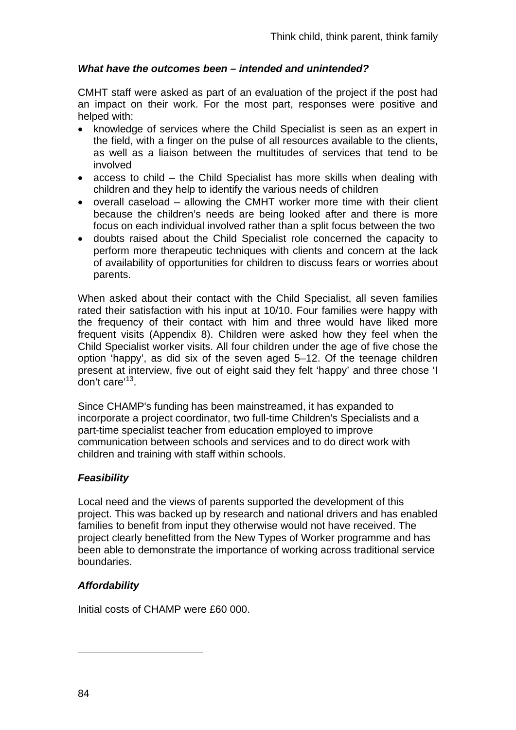***What have the outcomes been – intended and unintended?***

CMHT staff were asked as part of an evaluation of the project if the post had an impact on their work. For the most part, responses were positive and helped with:

- knowledge of services where the Child Specialist is seen as an expert in the field, with a finger on the pulse of all resources available to the clients, as well as a liaison between the multitudes of services that tend to be involved
- access to child – the Child Specialist has more skills when dealing with children and they help to identify the various needs of children
- overall caseload – allowing the CMHT worker more time with their client because the children's needs are being looked after and there is more focus on each individual involved rather than a split focus between the two
- doubts raised about the Child Specialist role concerned the capacity to perform more therapeutic techniques with clients and concern at the lack of availability of opportunities for children to discuss fears or worries about parents.

When asked about their contact with the Child Specialist, all seven families rated their satisfaction with his input at 10/10. Four families were happy with the frequency of their contact with him and three would have liked more frequent visits (Appendix 8). Children were asked how they feel when the Child Specialist worker visits. All four children under the age of five chose the option 'happy', as did six of the seven aged 5–12. Of the teenage children present at interview, five out of eight said they felt 'happy' and three chose 'I don't care'[13].

Since CHAMP's funding has been mainstreamed, it has expanded to incorporate a project coordinator, two full-time Children's Specialists and a part-time specialist teacher from education employed to improve communication between schools and services and to do direct work with children and training with staff within schools.

***Feasibility***

Local need and the views of parents supported the development of this project. This was backed up by research and national drivers and has enabled families to benefit from input they otherwise would not have received. The project clearly benefitted from the New Types of Worker programme and has been able to demonstrate the importance of working across traditional service boundaries.

***Affordability***

Initial costs of CHAMP were £60 000.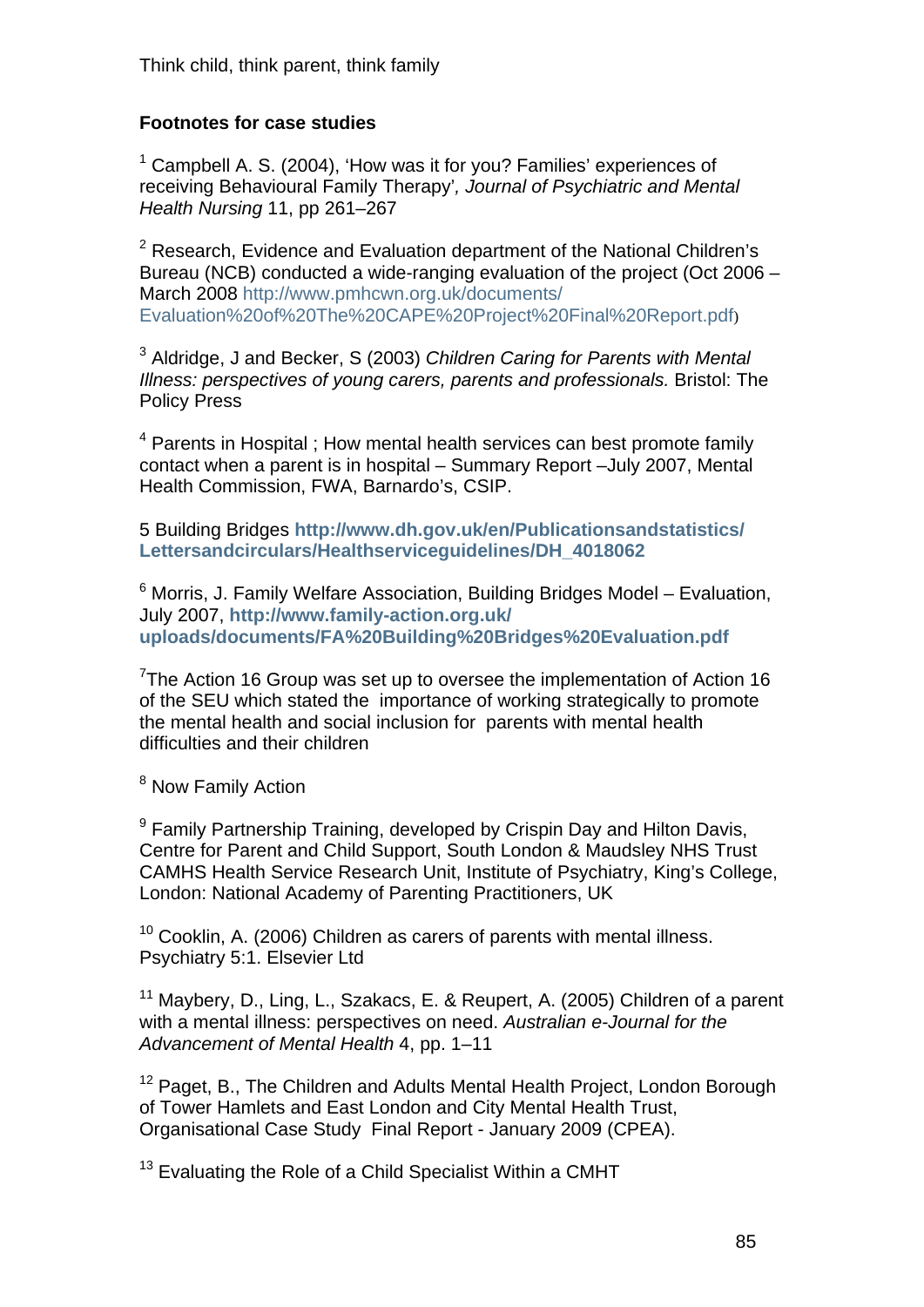**Footnotes for case studies**

[1] Campbell A. S. (2004), 'How was it for you? Families' experiences of receiving Behavioural Family Therapy', *Journal of Psychiatric and Mental Health Nursing* 11, pp 261–267

[2] Research, Evidence and Evaluation department of the National Children's Bureau (NCB) conducted a wide-ranging evaluation of the project (Oct 2006 – March 2008 http://www.pmhcwn.org.uk/documents/Evaluation%20of%20The%20CAPE%20Project%20Final%20Report.pdf)

[3] Aldridge, J and Becker, S (2003) *Children Caring for Parents with Mental Illness: perspectives of young carers, parents and professionals.* Bristol: The Policy Press

[4] Parents in Hospital ; How mental health services can best promote family contact when a parent is in hospital – Summary Report –July 2007, Mental Health Commission, FWA, Barnardo's, CSIP.

5 Building Bridges **http://www.dh.gov.uk/en/Publicationsandstatistics/Lettersandcirculars/Healthserviceguidelines/DH_4018062**

[6] Morris, J. Family Welfare Association, Building Bridges Model – Evaluation, July 2007, **http://www.family-action.org.uk/uploads/documents/FA%20Building%20Bridges%20Evaluation.pdf**

[7]The Action 16 Group was set up to oversee the implementation of Action 16 of the SEU which stated the importance of working strategically to promote the mental health and social inclusion for parents with mental health difficulties and their children

[8] Now Family Action

[9] Family Partnership Training, developed by Crispin Day and Hilton Davis, Centre for Parent and Child Support, South London & Maudsley NHS Trust CAMHS Health Service Research Unit, Institute of Psychiatry, King's College, London: National Academy of Parenting Practitioners, UK

[10] Cooklin, A. (2006) Children as carers of parents with mental illness. Psychiatry 5:1. Elsevier Ltd

[11] Maybery, D., Ling, L., Szakacs, E. & Reupert, A. (2005) Children of a parent with a mental illness: perspectives on need. *Australian e-Journal for the Advancement of Mental Health* 4, pp. 1–11

[12] Paget, B., The Children and Adults Mental Health Project, London Borough of Tower Hamlets and East London and City Mental Health Trust, Organisational Case Study Final Report - January 2009 (CPEA).

[13] Evaluating the Role of a Child Specialist Within a CMHT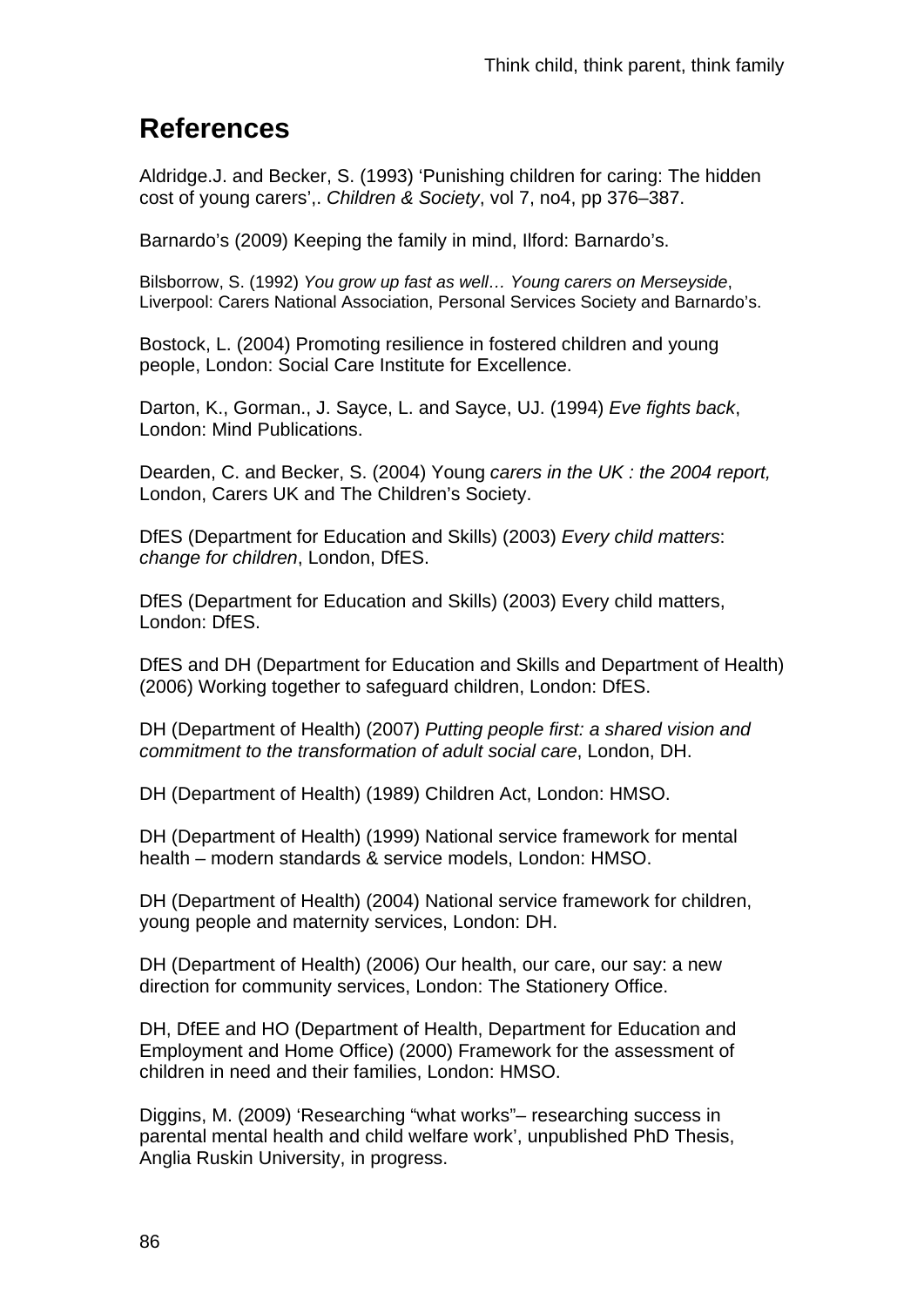## References

Aldridge.J. and Becker, S. (1993) 'Punishing children for caring: The hidden cost of young carers',. *Children & Society*, vol 7, no4, pp 376–387.

Barnardo's (2009) Keeping the family in mind, Ilford: Barnardo's.

Bilsborrow, S. (1992) *You grow up fast as well… Young carers on Merseyside*, Liverpool: Carers National Association, Personal Services Society and Barnardo's.

Bostock, L. (2004) Promoting resilience in fostered children and young people, London: Social Care Institute for Excellence.

Darton, K., Gorman., J. Sayce, L. and Sayce, UJ. (1994) *Eve fights back*, London: Mind Publications.

Dearden, C. and Becker, S. (2004) Young *carers in the UK : the 2004 report,* London, Carers UK and The Children's Society.

DfES (Department for Education and Skills) (2003) *Every child matters*: *change for children*, London, DfES.

DfES (Department for Education and Skills) (2003) Every child matters, London: DfES.

DfES and DH (Department for Education and Skills and Department of Health) (2006) Working together to safeguard children, London: DfES.

DH (Department of Health) (2007) *Putting people first: a shared vision and commitment to the transformation of adult social care*, London, DH.

DH (Department of Health) (1989) Children Act, London: HMSO.

DH (Department of Health) (1999) National service framework for mental health – modern standards & service models, London: HMSO.

DH (Department of Health) (2004) National service framework for children, young people and maternity services, London: DH.

DH (Department of Health) (2006) Our health, our care, our say: a new direction for community services, London: The Stationery Office.

DH, DfEE and HO (Department of Health, Department for Education and Employment and Home Office) (2000) Framework for the assessment of children in need and their families, London: HMSO.

Diggins, M. (2009) 'Researching "what works"– researching success in parental mental health and child welfare work', unpublished PhD Thesis, Anglia Ruskin University, in progress.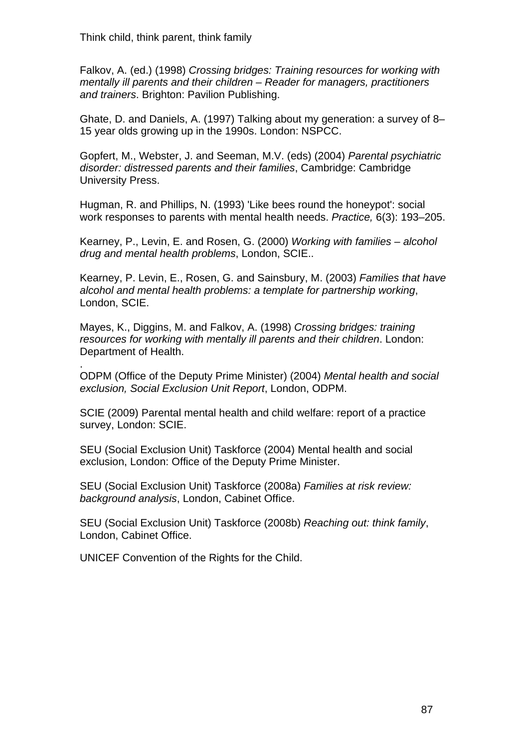Falkov, A. (ed.) (1998) *Crossing bridges: Training resources for working with mentally ill parents and their children – Reader for managers, practitioners and trainers*. Brighton: Pavilion Publishing.

Ghate, D. and Daniels, A. (1997) Talking about my generation: a survey of 8–15 year olds growing up in the 1990s. London: NSPCC.

Gopfert, M., Webster, J. and Seeman, M.V. (eds) (2004) *Parental psychiatric disorder: distressed parents and their families*, Cambridge: Cambridge University Press.

Hugman, R. and Phillips, N. (1993) 'Like bees round the honeypot': social work responses to parents with mental health needs. *Practice,* 6(3): 193–205.

Kearney, P., Levin, E. and Rosen, G. (2000) *Working with families – alcohol drug and mental health problems*, London, SCIE..

Kearney, P. Levin, E., Rosen, G. and Sainsbury, M. (2003) *Families that have alcohol and mental health problems: a template for partnership working*, London, SCIE.

Mayes, K., Diggins, M. and Falkov, A. (1998) *Crossing bridges: training resources for working with mentally ill parents and their children*. London: Department of Health.

.
ODPM (Office of the Deputy Prime Minister) (2004) *Mental health and social exclusion, Social Exclusion Unit Report*, London, ODPM.

SCIE (2009) Parental mental health and child welfare: report of a practice survey, London: SCIE.

SEU (Social Exclusion Unit) Taskforce (2004) Mental health and social exclusion, London: Office of the Deputy Prime Minister.

SEU (Social Exclusion Unit) Taskforce (2008a) *Families at risk review: background analysis*, London, Cabinet Office.

SEU (Social Exclusion Unit) Taskforce (2008b) *Reaching out: think family*, London, Cabinet Office.

UNICEF Convention of the Rights for the Child.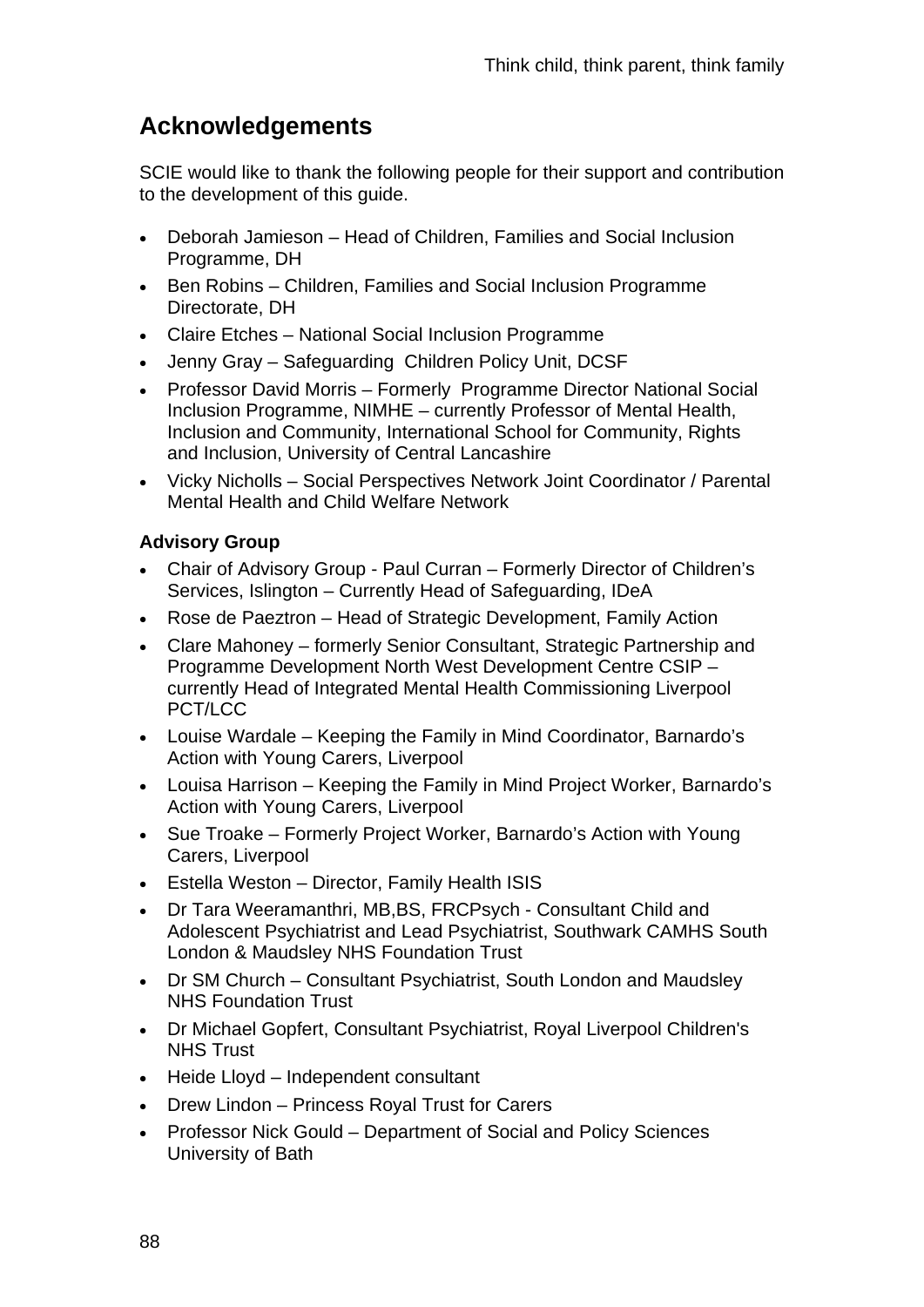## Acknowledgements

SCIE would like to thank the following people for their support and contribution to the development of this guide.

- Deborah Jamieson – Head of Children, Families and Social Inclusion Programme, DH
- Ben Robins – Children, Families and Social Inclusion Programme Directorate, DH
- Claire Etches – National Social Inclusion Programme
- Jenny Gray – Safeguarding Children Policy Unit, DCSF
- Professor David Morris – Formerly Programme Director National Social Inclusion Programme, NIMHE – currently Professor of Mental Health, Inclusion and Community, International School for Community, Rights and Inclusion, University of Central Lancashire
- Vicky Nicholls – Social Perspectives Network Joint Coordinator / Parental Mental Health and Child Welfare Network

**Advisory Group**

- Chair of Advisory Group - Paul Curran – Formerly Director of Children's Services, Islington – Currently Head of Safeguarding, IDeA
- Rose de Paeztron – Head of Strategic Development, Family Action
- Clare Mahoney – formerly Senior Consultant, Strategic Partnership and Programme Development North West Development Centre CSIP – currently Head of Integrated Mental Health Commissioning Liverpool PCT/LCC
- Louise Wardale – Keeping the Family in Mind Coordinator, Barnardo's Action with Young Carers, Liverpool
- Louisa Harrison – Keeping the Family in Mind Project Worker, Barnardo's Action with Young Carers, Liverpool
- Sue Troake – Formerly Project Worker, Barnardo's Action with Young Carers, Liverpool
- Estella Weston – Director, Family Health ISIS
- Dr Tara Weeramanthri, MB,BS, FRCPsych - Consultant Child and Adolescent Psychiatrist and Lead Psychiatrist, Southwark CAMHS South London & Maudsley NHS Foundation Trust
- Dr SM Church – Consultant Psychiatrist, South London and Maudsley NHS Foundation Trust
- Dr Michael Gopfert, Consultant Psychiatrist, Royal Liverpool Children's NHS Trust
- Heide Lloyd – Independent consultant
- Drew Lindon – Princess Royal Trust for Carers
- Professor Nick Gould – Department of Social and Policy Sciences University of Bath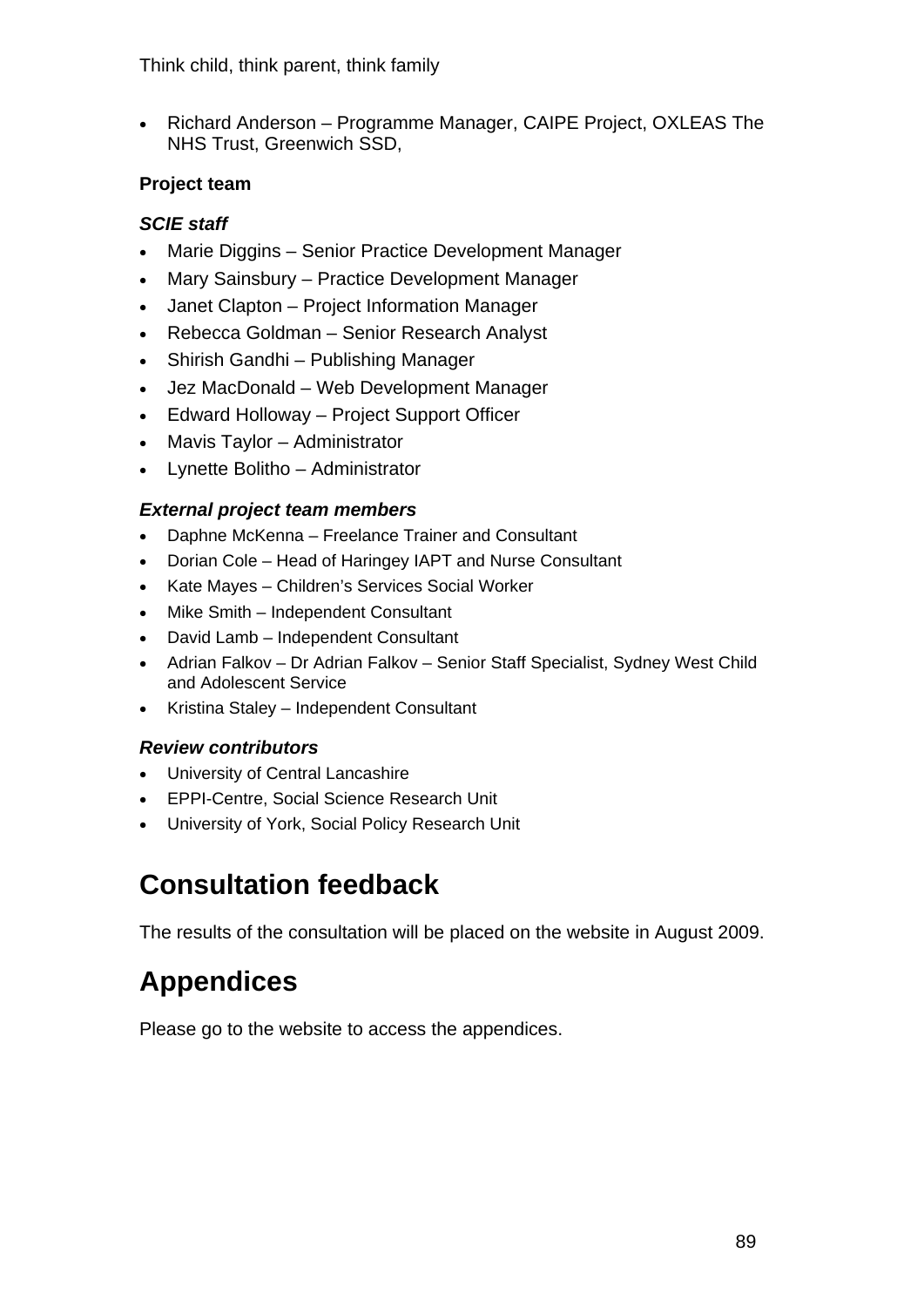- Richard Anderson – Programme Manager, CAIPE Project, OXLEAS The NHS Trust, Greenwich SSD,

**Project team**

***SCIE staff***

- Marie Diggins – Senior Practice Development Manager
- Mary Sainsbury – Practice Development Manager
- Janet Clapton – Project Information Manager
- Rebecca Goldman – Senior Research Analyst
- Shirish Gandhi – Publishing Manager
- Jez MacDonald – Web Development Manager
- Edward Holloway – Project Support Officer
- Mavis Taylor – Administrator
- Lynette Bolitho – Administrator

***External project team members***

- Daphne McKenna – Freelance Trainer and Consultant
- Dorian Cole – Head of Haringey IAPT and Nurse Consultant
- Kate Mayes – Children's Services Social Worker
- Mike Smith – Independent Consultant
- David Lamb – Independent Consultant
- Adrian Falkov – Dr Adrian Falkov – Senior Staff Specialist, Sydney West Child and Adolescent Service
- Kristina Staley – Independent Consultant

***Review contributors***

- University of Central Lancashire
- EPPI-Centre, Social Science Research Unit
- University of York, Social Policy Research Unit

# Consultation feedback

The results of the consultation will be placed on the website in August 2009.

# Appendices

Please go to the website to access the appendices.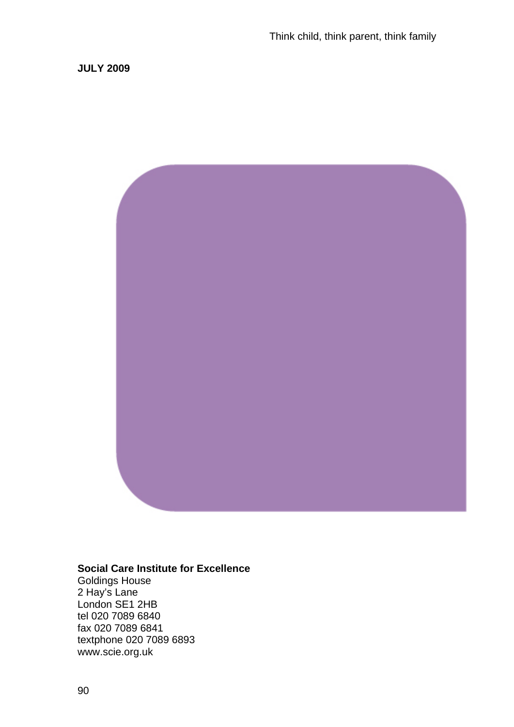**JULY 2009**

**Social Care Institute for Excellence**
Goldings House
2 Hay's Lane
London SE1 2HB
tel 020 7089 6840
fax 020 7089 6841
textphone 020 7089 6893
www.scie.org.uk